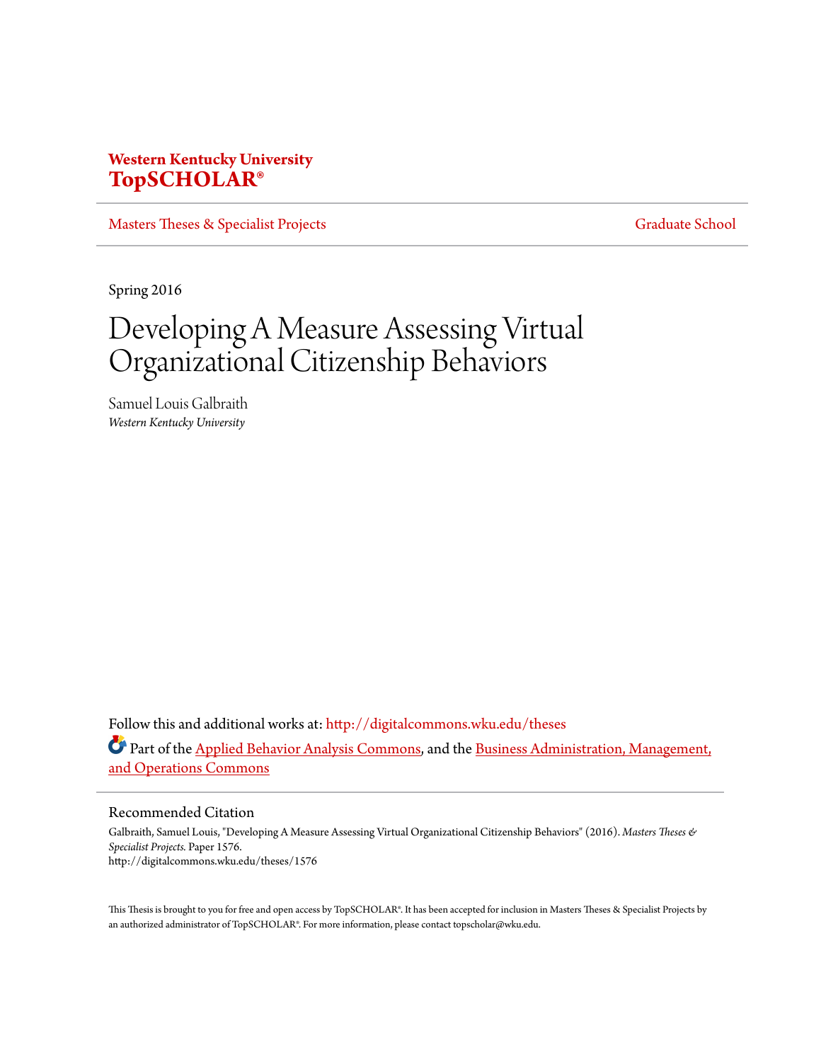**Western Kentucky University**
**TopSCHOLAR®**

Masters Theses & Specialist Projects | Graduate School

Spring 2016

# Developing A Measure Assessing Virtual Organizational Citizenship Behaviors

Samuel Louis Galbraith
*Western Kentucky University*

Follow this and additional works at: http://digitalcommons.wku.edu/theses

Part of the Applied Behavior Analysis Commons, and the Business Administration, Management, and Operations Commons

## Recommended Citation

Galbraith, Samuel Louis, "Developing A Measure Assessing Virtual Organizational Citizenship Behaviors" (2016). *Masters Theses & Specialist Projects.* Paper 1576.
http://digitalcommons.wku.edu/theses/1576

This Thesis is brought to you for free and open access by TopSCHOLAR®. It has been accepted for inclusion in Masters Theses & Specialist Projects by an authorized administrator of TopSCHOLAR®. For more information, please contact topscholar@wku.edu.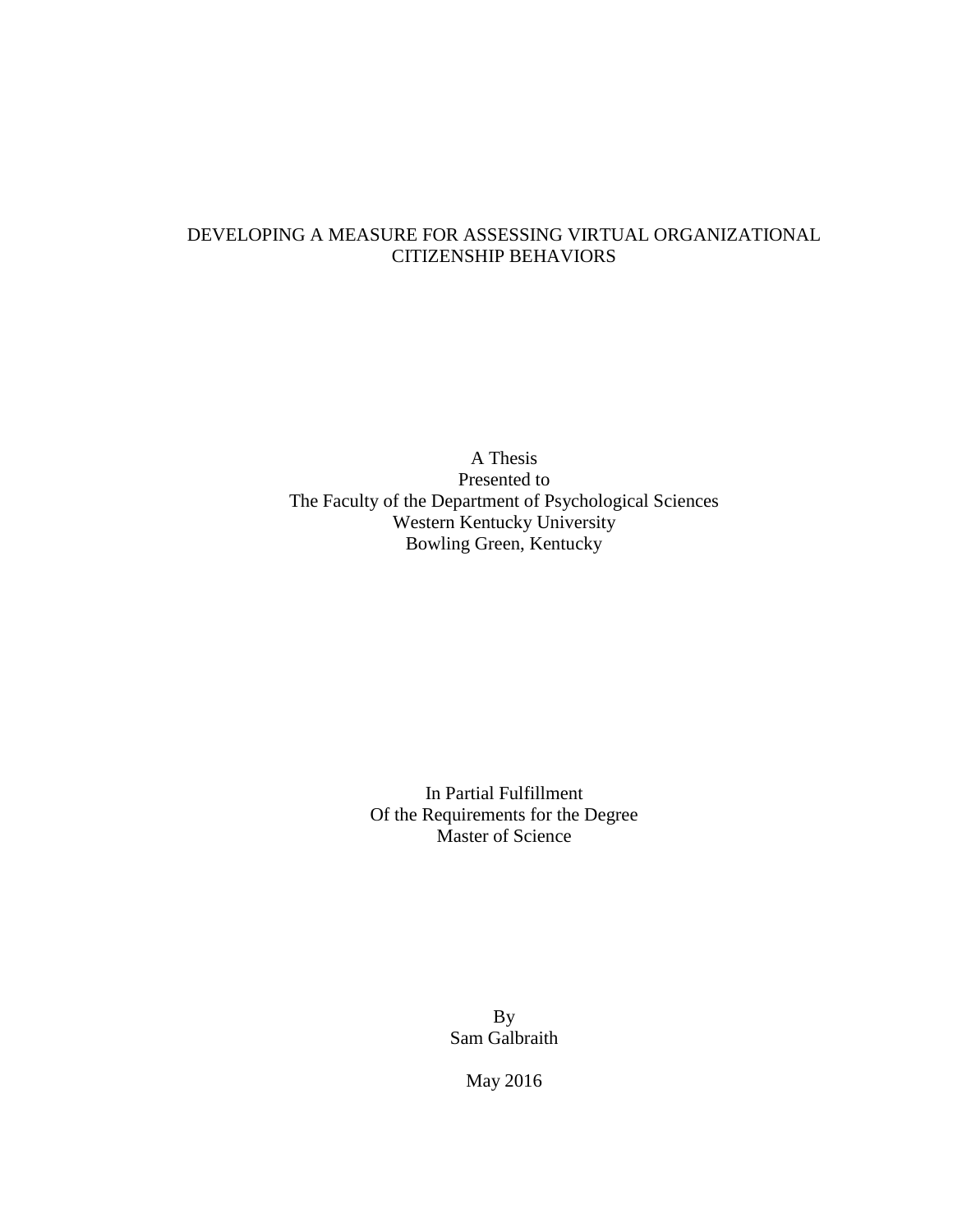DEVELOPING A MEASURE FOR ASSESSING VIRTUAL ORGANIZATIONAL CITIZENSHIP BEHAVIORS

A Thesis
Presented to
The Faculty of the Department of Psychological Sciences
Western Kentucky University
Bowling Green, Kentucky

In Partial Fulfillment
Of the Requirements for the Degree
Master of Science

By
Sam Galbraith

May 2016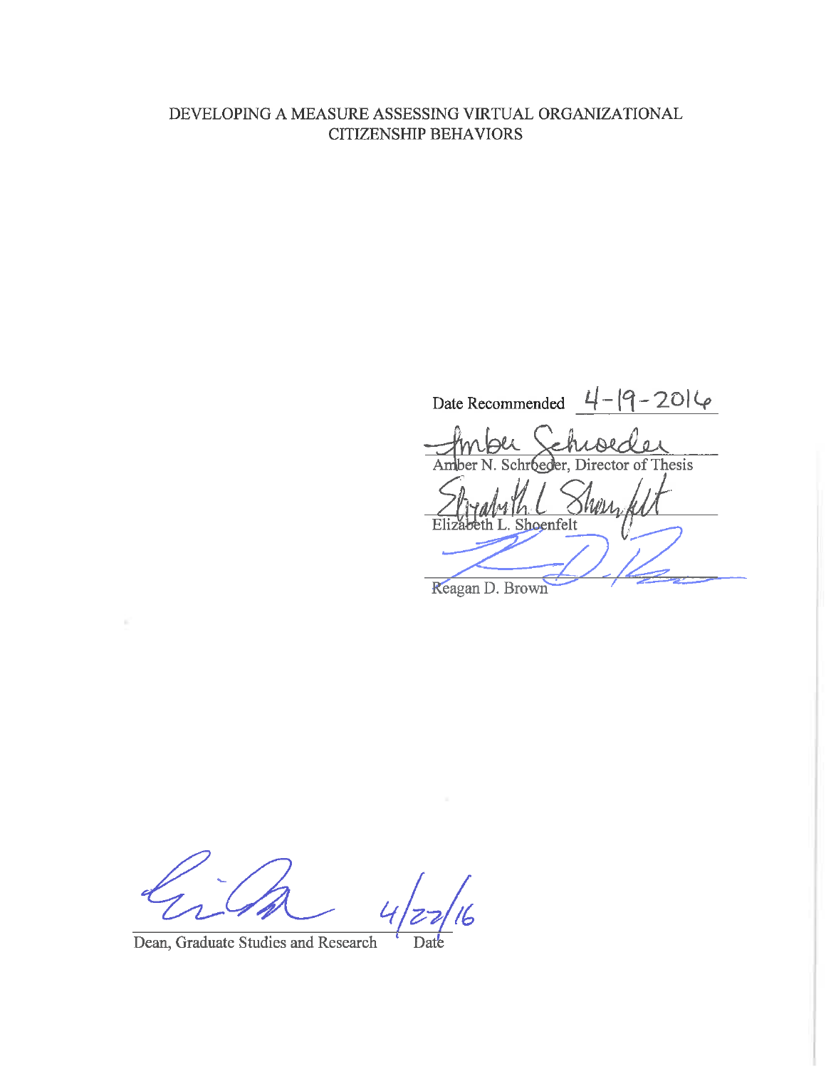DEVELOPING A MEASURE ASSESSING VIRTUAL ORGANIZATIONAL CITIZENSHIP BEHAVIORS

Date Recommended 4-19-2016

Amber N. Schroeder, Director of Thesis

Elizabeth L. Shoenfelt

Reagan D. Brown

Dean, Graduate Studies and Research Date 4/22/16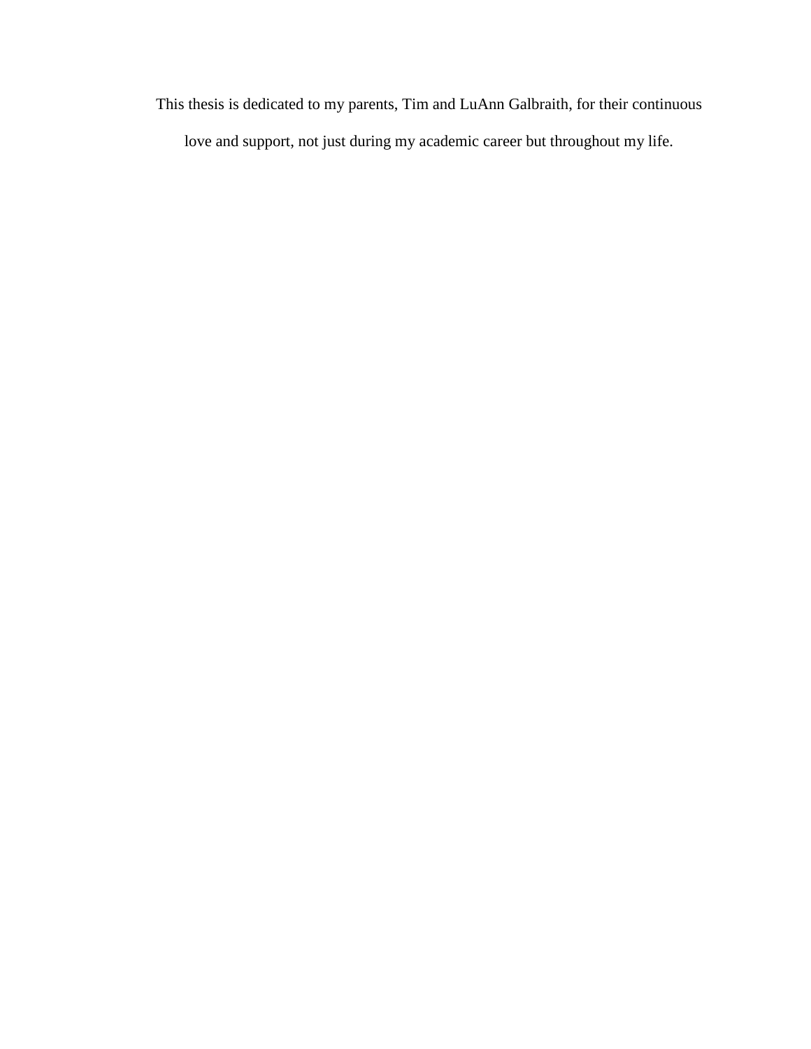This thesis is dedicated to my parents, Tim and LuAnn Galbraith, for their continuous love and support, not just during my academic career but throughout my life.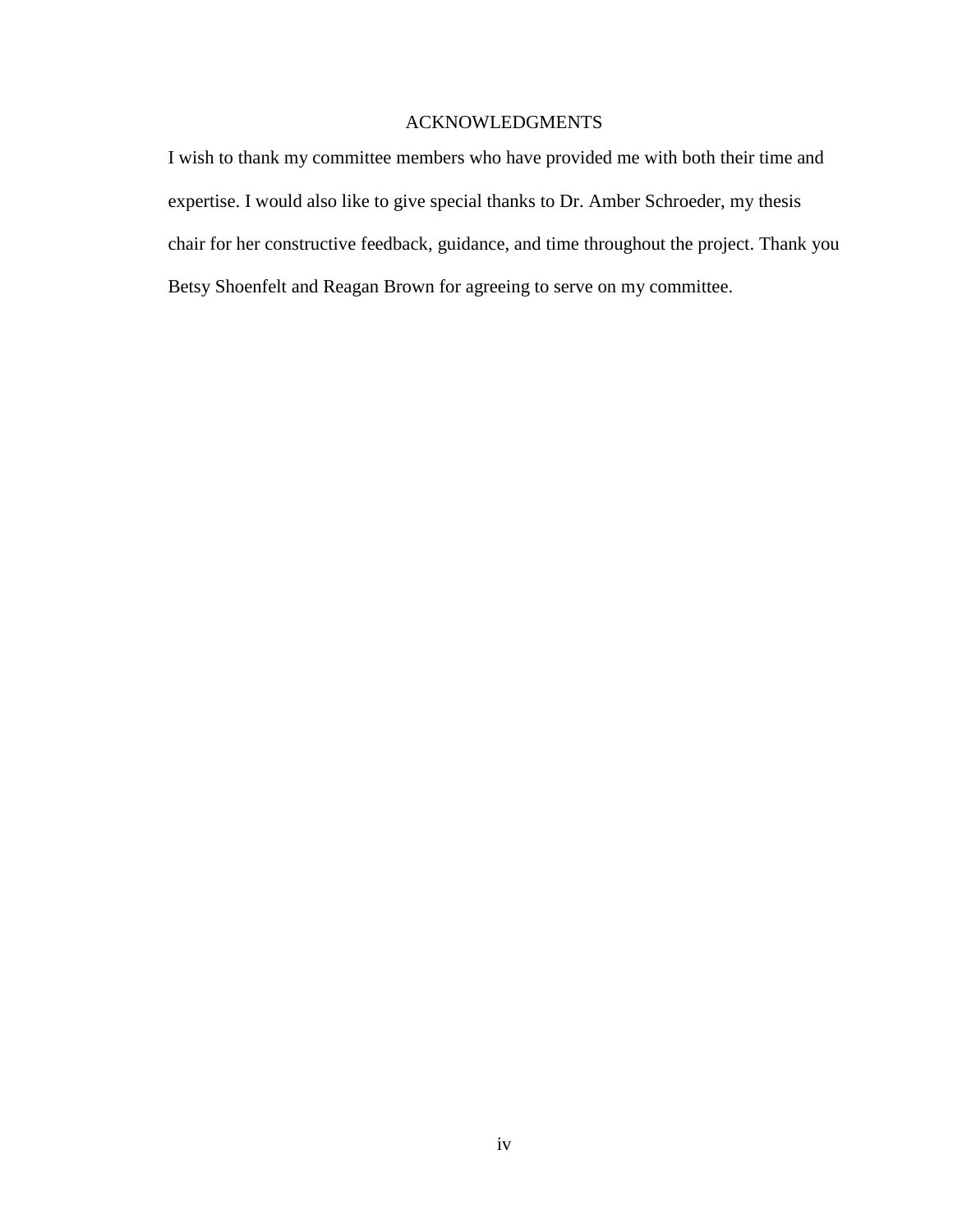# ACKNOWLEDGMENTS

I wish to thank my committee members who have provided me with both their time and expertise. I would also like to give special thanks to Dr. Amber Schroeder, my thesis chair for her constructive feedback, guidance, and time throughout the project. Thank you Betsy Shoenfelt and Reagan Brown for agreeing to serve on my committee.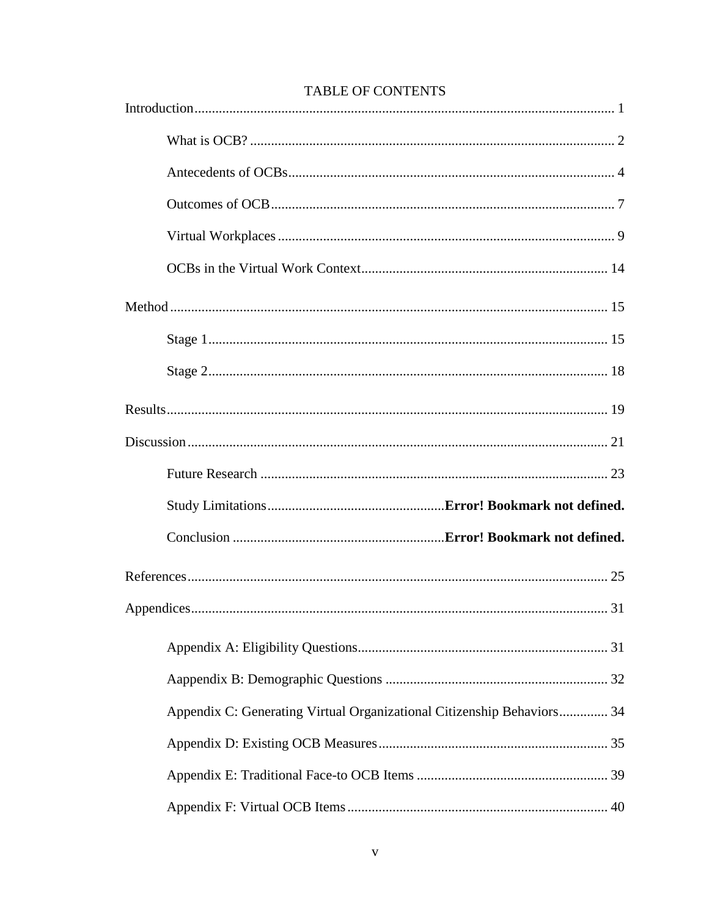# TABLE OF CONTENTS

Introduction........................................................................................................................ 1

- What is OCB? ........................................................................................................ 2
- Antecedents of OCBs............................................................................................. 4
- Outcomes of OCB.................................................................................................. 7
- Virtual Workplaces ................................................................................................ 9
- OCBs in the Virtual Work Context....................................................................... 14

Method............................................................................................................................. 15

- Stage 1.................................................................................................................. 15
- Stage 2.................................................................................................................. 18

Results.............................................................................................................................. 19

Discussion........................................................................................................................ 21

- Future Research .................................................................................................... 23
- Study Limitations...................................................**Error! Bookmark not defined.**
- Conclusion ............................................................**Error! Bookmark not defined.**

References........................................................................................................................ 25

Appendices....................................................................................................................... 31

- Appendix A: Eligibility Questions........................................................................ 31
- Aappendix B: Demographic Questions ................................................................ 32
- Appendix C: Generating Virtual Organizational Citizenship Behaviors.............. 34
- Appendix D: Existing OCB Measures.................................................................. 35
- Appendix E: Traditional Face-to OCB Items ....................................................... 39
- Appendix F: Virtual OCB Items........................................................................... 40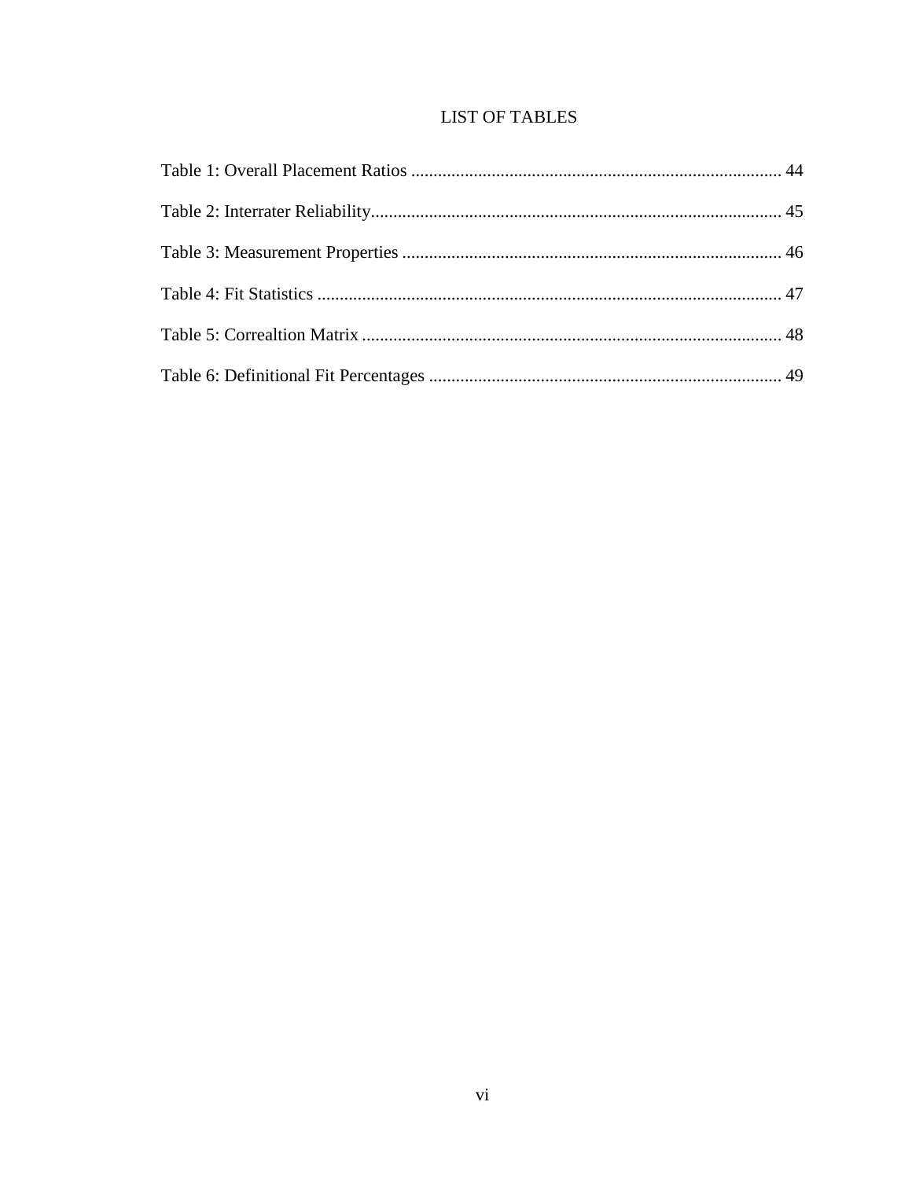# LIST OF TABLES

Table 1: Overall Placement Ratios .................................................................................... 44

Table 2: Interrater Reliability............................................................................................ 45

Table 3: Measurement Properties ...................................................................................... 46

Table 4: Fit Statistics ........................................................................................................ 47

Table 5: Correaltion Matrix ............................................................................................... 48

Table 6: Definitional Fit Percentages ................................................................................ 49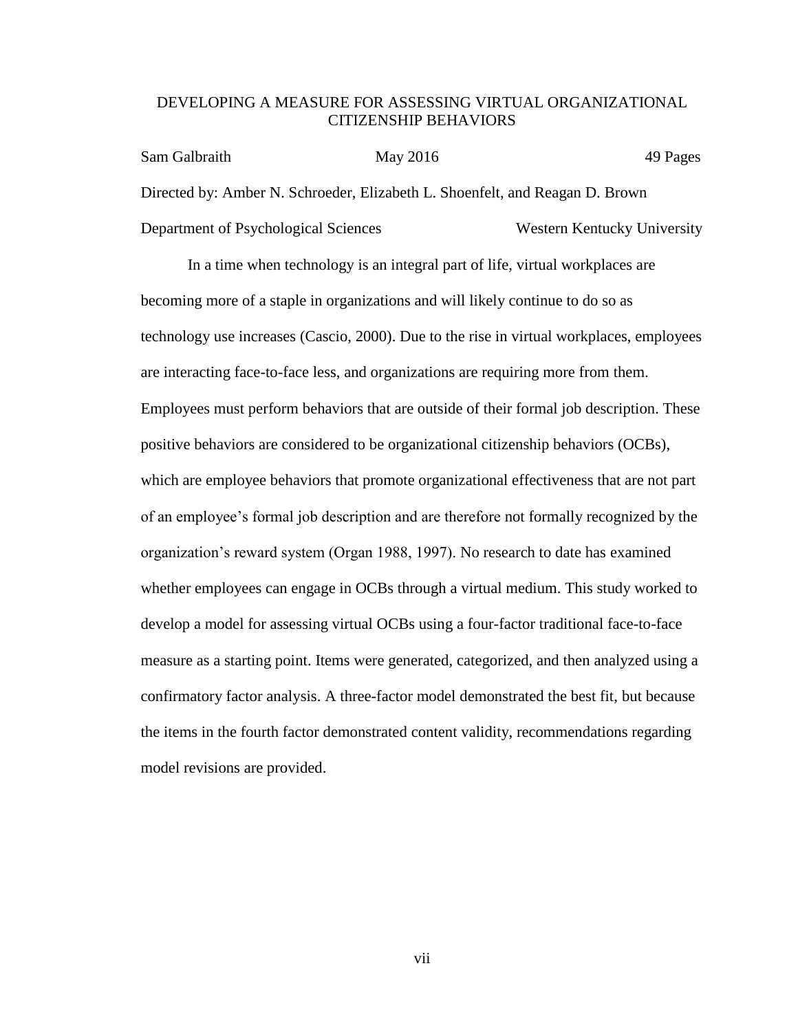# DEVELOPING A MEASURE FOR ASSESSING VIRTUAL ORGANIZATIONAL CITIZENSHIP BEHAVIORS

Sam Galbraith May 2016 49 Pages

Directed by: Amber N. Schroeder, Elizabeth L. Shoenfelt, and Reagan D. Brown

Department of Psychological Sciences Western Kentucky University

In a time when technology is an integral part of life, virtual workplaces are becoming more of a staple in organizations and will likely continue to do so as technology use increases (Cascio, 2000). Due to the rise in virtual workplaces, employees are interacting face-to-face less, and organizations are requiring more from them. Employees must perform behaviors that are outside of their formal job description. These positive behaviors are considered to be organizational citizenship behaviors (OCBs), which are employee behaviors that promote organizational effectiveness that are not part of an employee's formal job description and are therefore not formally recognized by the organization's reward system (Organ 1988, 1997). No research to date has examined whether employees can engage in OCBs through a virtual medium. This study worked to develop a model for assessing virtual OCBs using a four-factor traditional face-to-face measure as a starting point. Items were generated, categorized, and then analyzed using a confirmatory factor analysis. A three-factor model demonstrated the best fit, but because the items in the fourth factor demonstrated content validity, recommendations regarding model revisions are provided.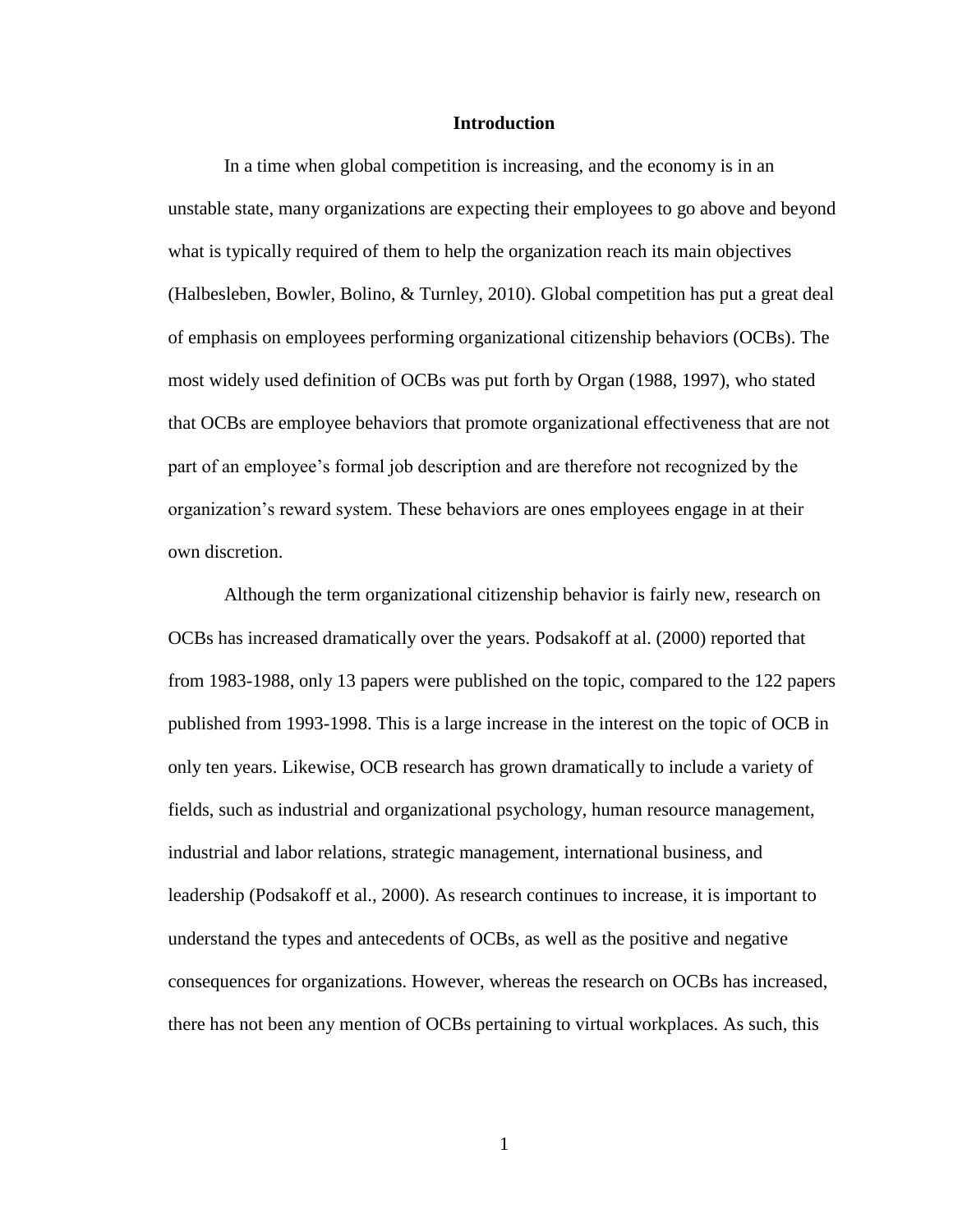# Introduction

In a time when global competition is increasing, and the economy is in an unstable state, many organizations are expecting their employees to go above and beyond what is typically required of them to help the organization reach its main objectives (Halbesleben, Bowler, Bolino, & Turnley, 2010). Global competition has put a great deal of emphasis on employees performing organizational citizenship behaviors (OCBs). The most widely used definition of OCBs was put forth by Organ (1988, 1997), who stated that OCBs are employee behaviors that promote organizational effectiveness that are not part of an employee's formal job description and are therefore not recognized by the organization's reward system. These behaviors are ones employees engage in at their own discretion.

Although the term organizational citizenship behavior is fairly new, research on OCBs has increased dramatically over the years. Podsakoff at al. (2000) reported that from 1983-1988, only 13 papers were published on the topic, compared to the 122 papers published from 1993-1998. This is a large increase in the interest on the topic of OCB in only ten years. Likewise, OCB research has grown dramatically to include a variety of fields, such as industrial and organizational psychology, human resource management, industrial and labor relations, strategic management, international business, and leadership (Podsakoff et al., 2000). As research continues to increase, it is important to understand the types and antecedents of OCBs, as well as the positive and negative consequences for organizations. However, whereas the research on OCBs has increased, there has not been any mention of OCBs pertaining to virtual workplaces. As such, this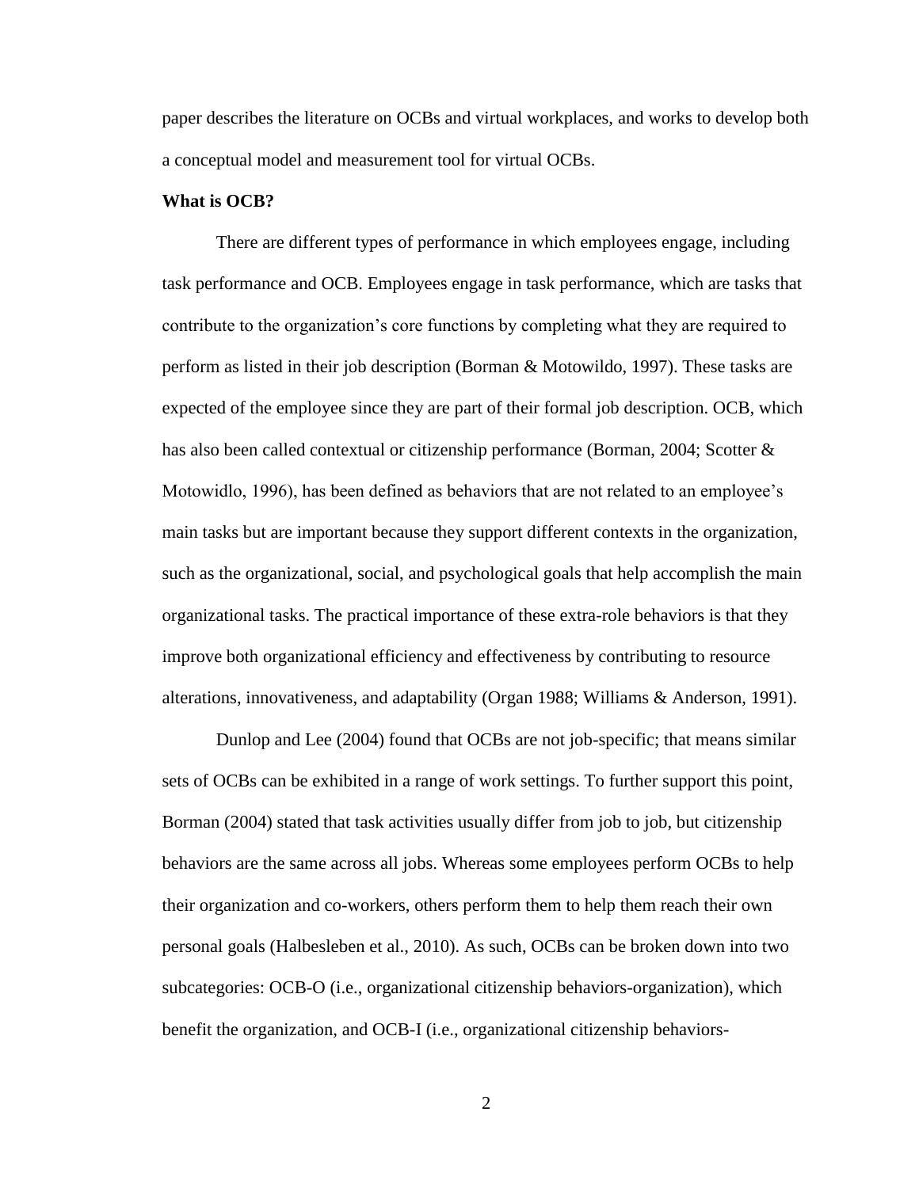paper describes the literature on OCBs and virtual workplaces, and works to develop both a conceptual model and measurement tool for virtual OCBs.

**What is OCB?**

There are different types of performance in which employees engage, including task performance and OCB. Employees engage in task performance, which are tasks that contribute to the organization's core functions by completing what they are required to perform as listed in their job description (Borman & Motowildo, 1997). These tasks are expected of the employee since they are part of their formal job description. OCB, which has also been called contextual or citizenship performance (Borman, 2004; Scotter & Motowidlo, 1996), has been defined as behaviors that are not related to an employee's main tasks but are important because they support different contexts in the organization, such as the organizational, social, and psychological goals that help accomplish the main organizational tasks. The practical importance of these extra-role behaviors is that they improve both organizational efficiency and effectiveness by contributing to resource alterations, innovativeness, and adaptability (Organ 1988; Williams & Anderson, 1991).

Dunlop and Lee (2004) found that OCBs are not job-specific; that means similar sets of OCBs can be exhibited in a range of work settings. To further support this point, Borman (2004) stated that task activities usually differ from job to job, but citizenship behaviors are the same across all jobs. Whereas some employees perform OCBs to help their organization and co-workers, others perform them to help them reach their own personal goals (Halbesleben et al., 2010). As such, OCBs can be broken down into two subcategories: OCB-O (i.e., organizational citizenship behaviors-organization), which benefit the organization, and OCB-I (i.e., organizational citizenship behaviors-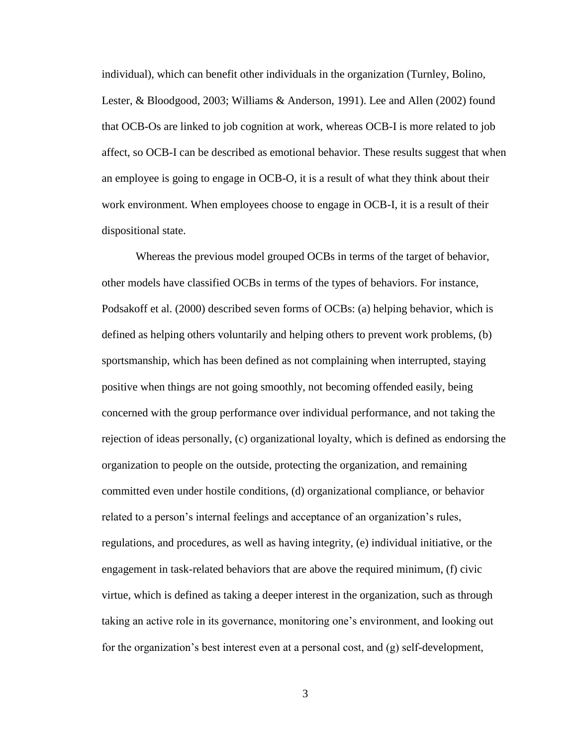individual), which can benefit other individuals in the organization (Turnley, Bolino, Lester, & Bloodgood, 2003; Williams & Anderson, 1991). Lee and Allen (2002) found that OCB-Os are linked to job cognition at work, whereas OCB-I is more related to job affect, so OCB-I can be described as emotional behavior. These results suggest that when an employee is going to engage in OCB-O, it is a result of what they think about their work environment. When employees choose to engage in OCB-I, it is a result of their dispositional state.

Whereas the previous model grouped OCBs in terms of the target of behavior, other models have classified OCBs in terms of the types of behaviors. For instance, Podsakoff et al. (2000) described seven forms of OCBs: (a) helping behavior, which is defined as helping others voluntarily and helping others to prevent work problems, (b) sportsmanship, which has been defined as not complaining when interrupted, staying positive when things are not going smoothly, not becoming offended easily, being concerned with the group performance over individual performance, and not taking the rejection of ideas personally, (c) organizational loyalty, which is defined as endorsing the organization to people on the outside, protecting the organization, and remaining committed even under hostile conditions, (d) organizational compliance, or behavior related to a person's internal feelings and acceptance of an organization's rules, regulations, and procedures, as well as having integrity, (e) individual initiative, or the engagement in task-related behaviors that are above the required minimum, (f) civic virtue, which is defined as taking a deeper interest in the organization, such as through taking an active role in its governance, monitoring one's environment, and looking out for the organization's best interest even at a personal cost, and (g) self-development,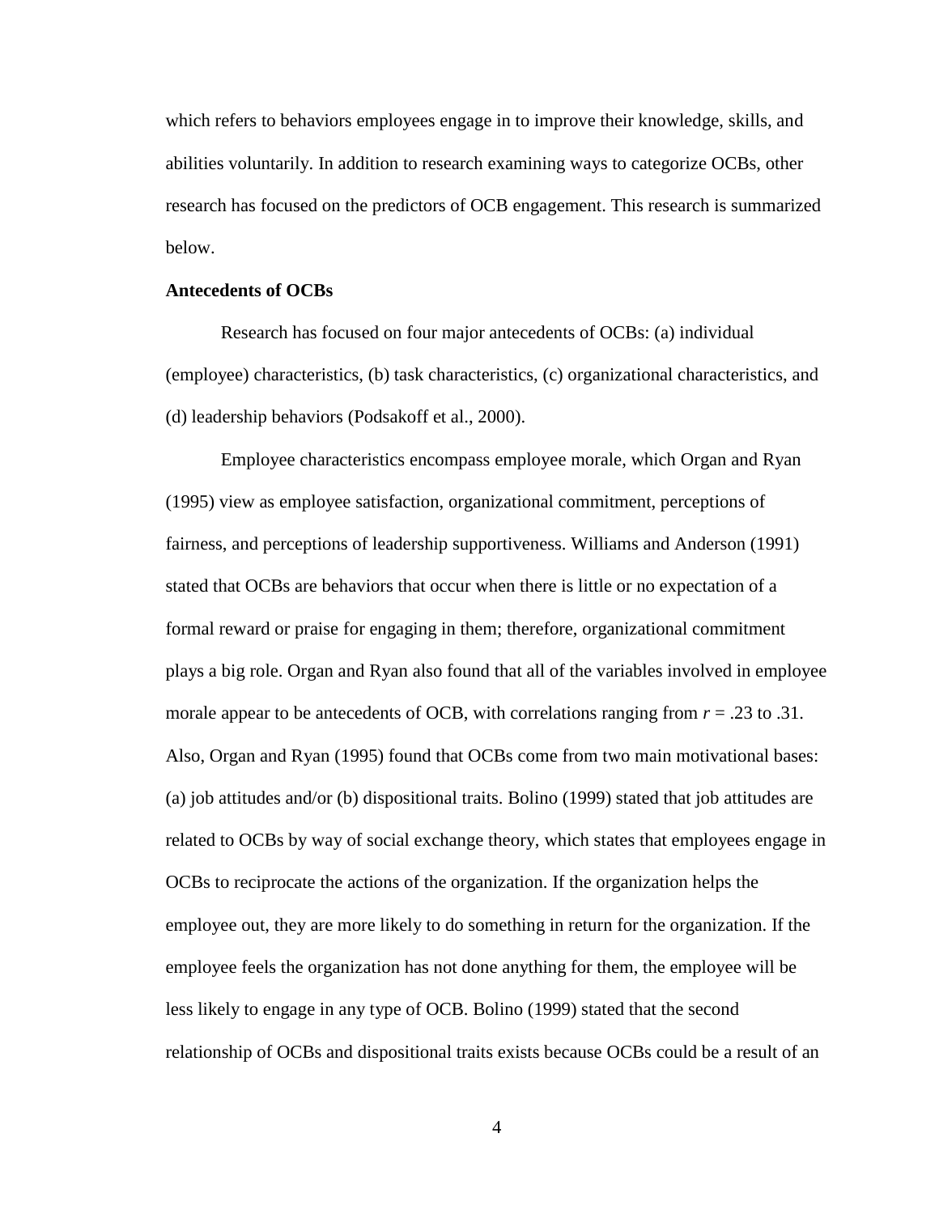which refers to behaviors employees engage in to improve their knowledge, skills, and abilities voluntarily. In addition to research examining ways to categorize OCBs, other research has focused on the predictors of OCB engagement. This research is summarized below.

**Antecedents of OCBs**

Research has focused on four major antecedents of OCBs: (a) individual (employee) characteristics, (b) task characteristics, (c) organizational characteristics, and (d) leadership behaviors (Podsakoff et al., 2000).

Employee characteristics encompass employee morale, which Organ and Ryan (1995) view as employee satisfaction, organizational commitment, perceptions of fairness, and perceptions of leadership supportiveness. Williams and Anderson (1991) stated that OCBs are behaviors that occur when there is little or no expectation of a formal reward or praise for engaging in them; therefore, organizational commitment plays a big role. Organ and Ryan also found that all of the variables involved in employee morale appear to be antecedents of OCB, with correlations ranging from $r = .23$ to .31. Also, Organ and Ryan (1995) found that OCBs come from two main motivational bases: (a) job attitudes and/or (b) dispositional traits. Bolino (1999) stated that job attitudes are related to OCBs by way of social exchange theory, which states that employees engage in OCBs to reciprocate the actions of the organization. If the organization helps the employee out, they are more likely to do something in return for the organization. If the employee feels the organization has not done anything for them, the employee will be less likely to engage in any type of OCB. Bolino (1999) stated that the second relationship of OCBs and dispositional traits exists because OCBs could be a result of an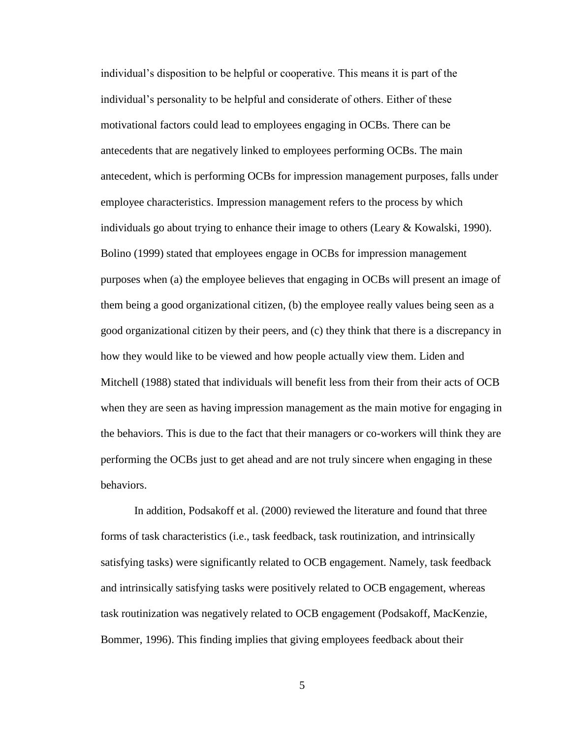individual's disposition to be helpful or cooperative. This means it is part of the individual's personality to be helpful and considerate of others. Either of these motivational factors could lead to employees engaging in OCBs. There can be antecedents that are negatively linked to employees performing OCBs. The main antecedent, which is performing OCBs for impression management purposes, falls under employee characteristics. Impression management refers to the process by which individuals go about trying to enhance their image to others (Leary & Kowalski, 1990). Bolino (1999) stated that employees engage in OCBs for impression management purposes when (a) the employee believes that engaging in OCBs will present an image of them being a good organizational citizen, (b) the employee really values being seen as a good organizational citizen by their peers, and (c) they think that there is a discrepancy in how they would like to be viewed and how people actually view them. Liden and Mitchell (1988) stated that individuals will benefit less from their from their acts of OCB when they are seen as having impression management as the main motive for engaging in the behaviors. This is due to the fact that their managers or co-workers will think they are performing the OCBs just to get ahead and are not truly sincere when engaging in these behaviors.

In addition, Podsakoff et al. (2000) reviewed the literature and found that three forms of task characteristics (i.e., task feedback, task routinization, and intrinsically satisfying tasks) were significantly related to OCB engagement. Namely, task feedback and intrinsically satisfying tasks were positively related to OCB engagement, whereas task routinization was negatively related to OCB engagement (Podsakoff, MacKenzie, Bommer, 1996). This finding implies that giving employees feedback about their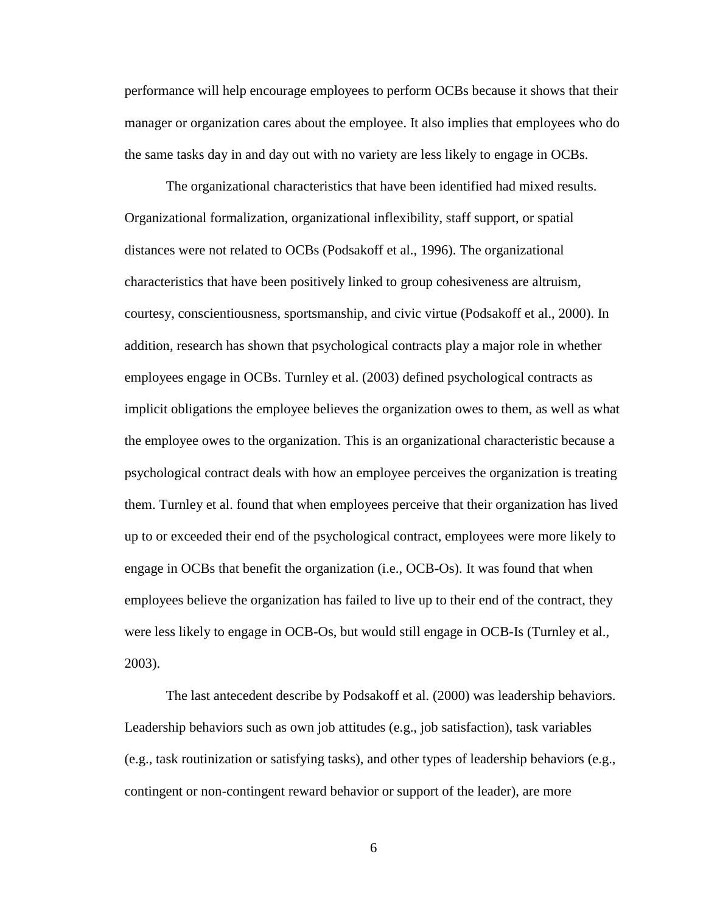performance will help encourage employees to perform OCBs because it shows that their manager or organization cares about the employee. It also implies that employees who do the same tasks day in and day out with no variety are less likely to engage in OCBs.

The organizational characteristics that have been identified had mixed results. Organizational formalization, organizational inflexibility, staff support, or spatial distances were not related to OCBs (Podsakoff et al., 1996). The organizational characteristics that have been positively linked to group cohesiveness are altruism, courtesy, conscientiousness, sportsmanship, and civic virtue (Podsakoff et al., 2000). In addition, research has shown that psychological contracts play a major role in whether employees engage in OCBs. Turnley et al. (2003) defined psychological contracts as implicit obligations the employee believes the organization owes to them, as well as what the employee owes to the organization. This is an organizational characteristic because a psychological contract deals with how an employee perceives the organization is treating them. Turnley et al. found that when employees perceive that their organization has lived up to or exceeded their end of the psychological contract, employees were more likely to engage in OCBs that benefit the organization (i.e., OCB-Os). It was found that when employees believe the organization has failed to live up to their end of the contract, they were less likely to engage in OCB-Os, but would still engage in OCB-Is (Turnley et al., 2003).

The last antecedent describe by Podsakoff et al. (2000) was leadership behaviors. Leadership behaviors such as own job attitudes (e.g., job satisfaction), task variables (e.g., task routinization or satisfying tasks), and other types of leadership behaviors (e.g., contingent or non-contingent reward behavior or support of the leader), are more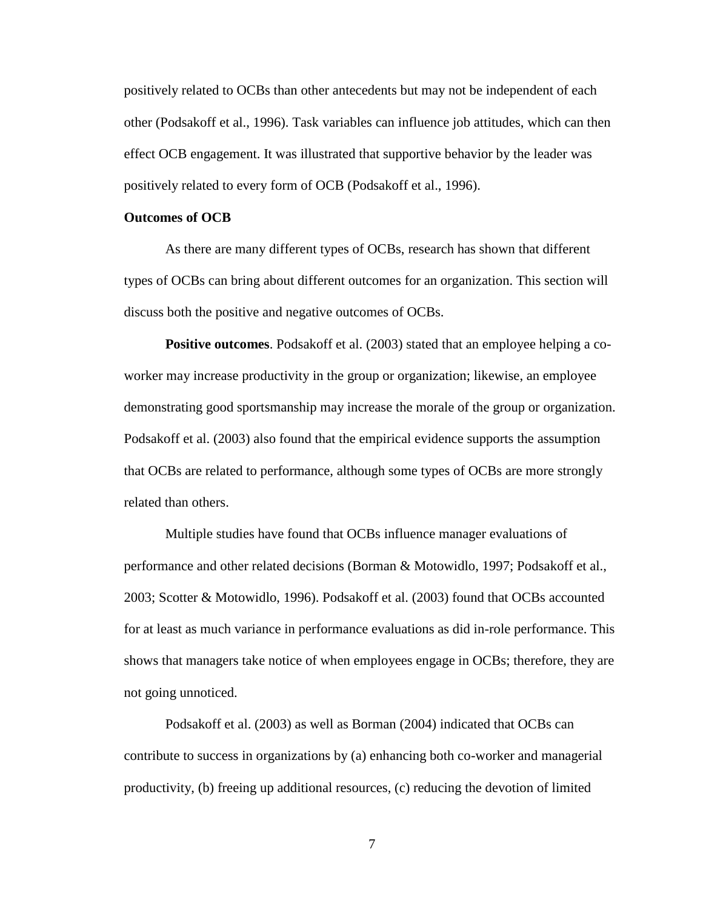positively related to OCBs than other antecedents but may not be independent of each other (Podsakoff et al., 1996). Task variables can influence job attitudes, which can then effect OCB engagement. It was illustrated that supportive behavior by the leader was positively related to every form of OCB (Podsakoff et al., 1996).

## Outcomes of OCB

As there are many different types of OCBs, research has shown that different types of OCBs can bring about different outcomes for an organization. This section will discuss both the positive and negative outcomes of OCBs.

**Positive outcomes**. Podsakoff et al. (2003) stated that an employee helping a co-worker may increase productivity in the group or organization; likewise, an employee demonstrating good sportsmanship may increase the morale of the group or organization. Podsakoff et al. (2003) also found that the empirical evidence supports the assumption that OCBs are related to performance, although some types of OCBs are more strongly related than others.

Multiple studies have found that OCBs influence manager evaluations of performance and other related decisions (Borman & Motowidlo, 1997; Podsakoff et al., 2003; Scotter & Motowidlo, 1996). Podsakoff et al. (2003) found that OCBs accounted for at least as much variance in performance evaluations as did in-role performance. This shows that managers take notice of when employees engage in OCBs; therefore, they are not going unnoticed.

Podsakoff et al. (2003) as well as Borman (2004) indicated that OCBs can contribute to success in organizations by (a) enhancing both co-worker and managerial productivity, (b) freeing up additional resources, (c) reducing the devotion of limited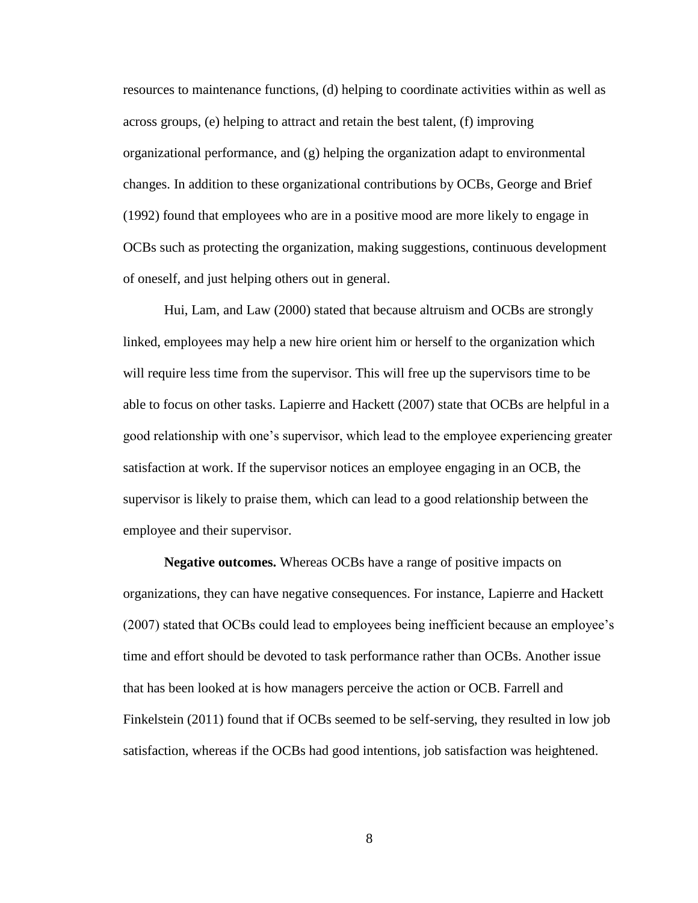resources to maintenance functions, (d) helping to coordinate activities within as well as across groups, (e) helping to attract and retain the best talent, (f) improving organizational performance, and (g) helping the organization adapt to environmental changes. In addition to these organizational contributions by OCBs, George and Brief (1992) found that employees who are in a positive mood are more likely to engage in OCBs such as protecting the organization, making suggestions, continuous development of oneself, and just helping others out in general.

Hui, Lam, and Law (2000) stated that because altruism and OCBs are strongly linked, employees may help a new hire orient him or herself to the organization which will require less time from the supervisor. This will free up the supervisors time to be able to focus on other tasks. Lapierre and Hackett (2007) state that OCBs are helpful in a good relationship with one's supervisor, which lead to the employee experiencing greater satisfaction at work. If the supervisor notices an employee engaging in an OCB, the supervisor is likely to praise them, which can lead to a good relationship between the employee and their supervisor.

**Negative outcomes.** Whereas OCBs have a range of positive impacts on organizations, they can have negative consequences. For instance, Lapierre and Hackett (2007) stated that OCBs could lead to employees being inefficient because an employee's time and effort should be devoted to task performance rather than OCBs. Another issue that has been looked at is how managers perceive the action or OCB. Farrell and Finkelstein (2011) found that if OCBs seemed to be self-serving, they resulted in low job satisfaction, whereas if the OCBs had good intentions, job satisfaction was heightened.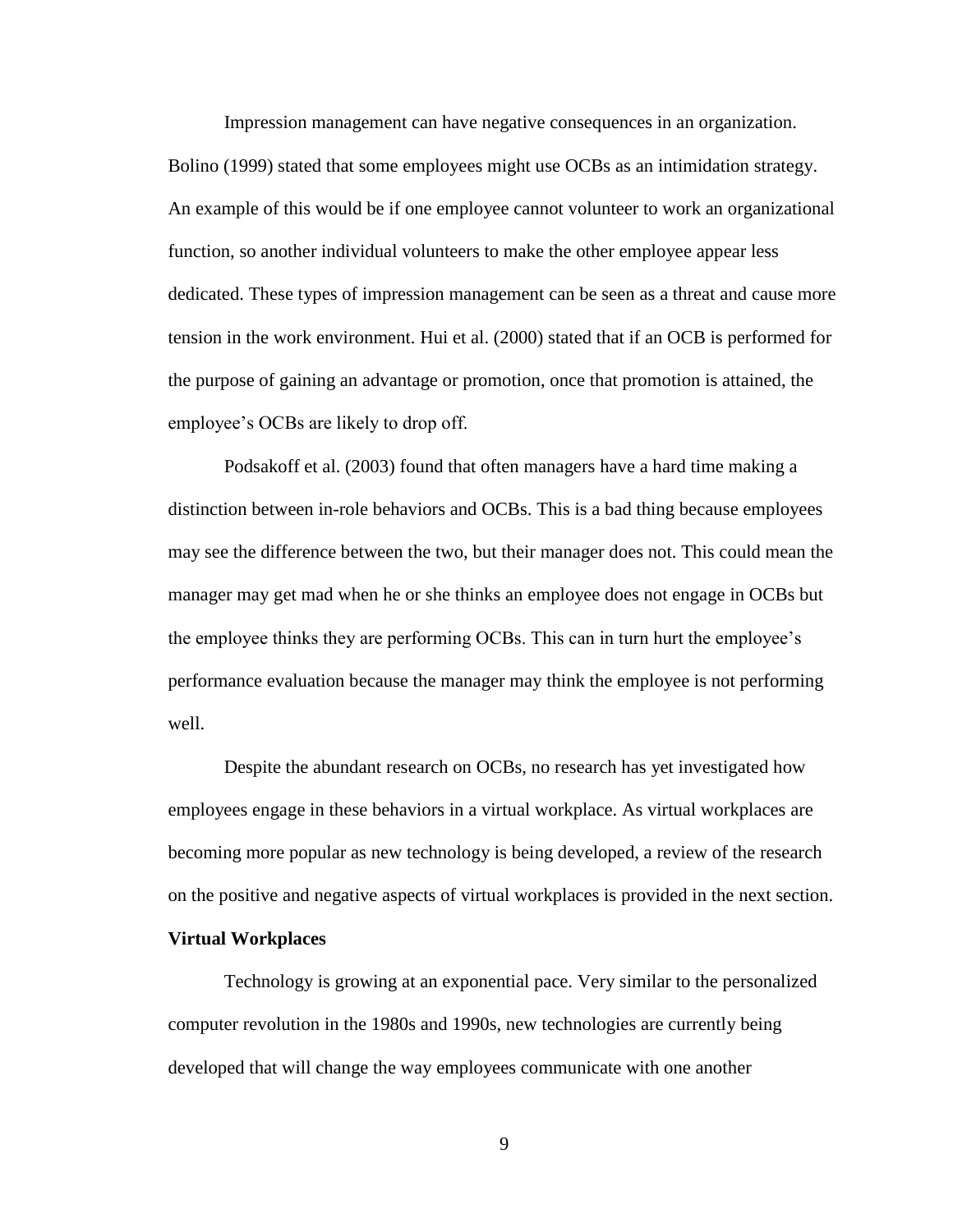Impression management can have negative consequences in an organization. Bolino (1999) stated that some employees might use OCBs as an intimidation strategy. An example of this would be if one employee cannot volunteer to work an organizational function, so another individual volunteers to make the other employee appear less dedicated. These types of impression management can be seen as a threat and cause more tension in the work environment. Hui et al. (2000) stated that if an OCB is performed for the purpose of gaining an advantage or promotion, once that promotion is attained, the employee's OCBs are likely to drop off.

Podsakoff et al. (2003) found that often managers have a hard time making a distinction between in-role behaviors and OCBs. This is a bad thing because employees may see the difference between the two, but their manager does not. This could mean the manager may get mad when he or she thinks an employee does not engage in OCBs but the employee thinks they are performing OCBs. This can in turn hurt the employee's performance evaluation because the manager may think the employee is not performing well.

Despite the abundant research on OCBs, no research has yet investigated how employees engage in these behaviors in a virtual workplace. As virtual workplaces are becoming more popular as new technology is being developed, a review of the research on the positive and negative aspects of virtual workplaces is provided in the next section.

**Virtual Workplaces**

Technology is growing at an exponential pace. Very similar to the personalized computer revolution in the 1980s and 1990s, new technologies are currently being developed that will change the way employees communicate with one another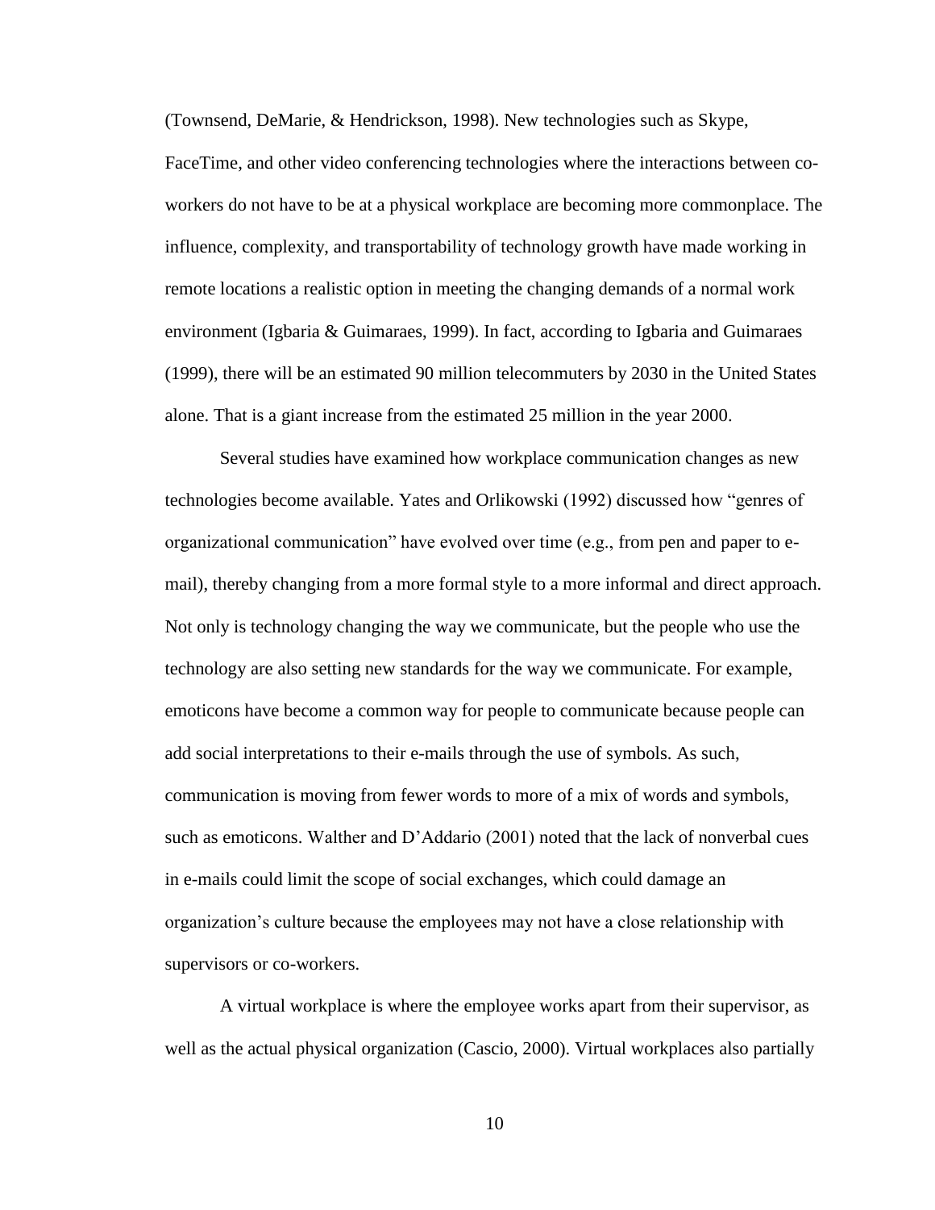(Townsend, DeMarie, & Hendrickson, 1998). New technologies such as Skype, FaceTime, and other video conferencing technologies where the interactions between co-workers do not have to be at a physical workplace are becoming more commonplace. The influence, complexity, and transportability of technology growth have made working in remote locations a realistic option in meeting the changing demands of a normal work environment (Igbaria & Guimaraes, 1999). In fact, according to Igbaria and Guimaraes (1999), there will be an estimated 90 million telecommuters by 2030 in the United States alone. That is a giant increase from the estimated 25 million in the year 2000.

Several studies have examined how workplace communication changes as new technologies become available. Yates and Orlikowski (1992) discussed how "genres of organizational communication" have evolved over time (e.g., from pen and paper to e-mail), thereby changing from a more formal style to a more informal and direct approach. Not only is technology changing the way we communicate, but the people who use the technology are also setting new standards for the way we communicate. For example, emoticons have become a common way for people to communicate because people can add social interpretations to their e-mails through the use of symbols. As such, communication is moving from fewer words to more of a mix of words and symbols, such as emoticons. Walther and D'Addario (2001) noted that the lack of nonverbal cues in e-mails could limit the scope of social exchanges, which could damage an organization's culture because the employees may not have a close relationship with supervisors or co-workers.

A virtual workplace is where the employee works apart from their supervisor, as well as the actual physical organization (Cascio, 2000). Virtual workplaces also partially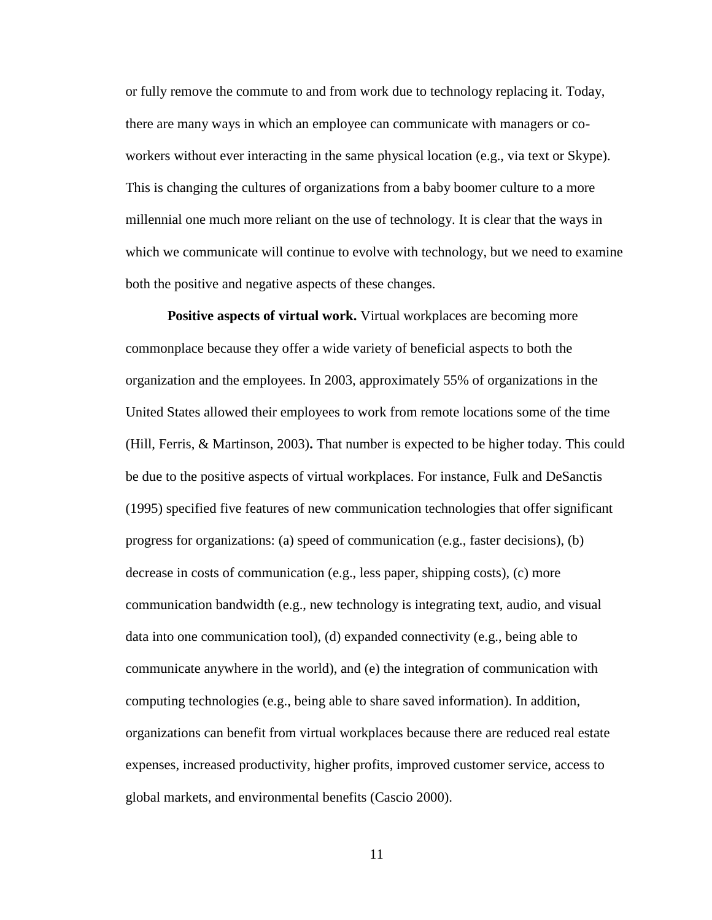or fully remove the commute to and from work due to technology replacing it. Today, there are many ways in which an employee can communicate with managers or co-workers without ever interacting in the same physical location (e.g., via text or Skype). This is changing the cultures of organizations from a baby boomer culture to a more millennial one much more reliant on the use of technology. It is clear that the ways in which we communicate will continue to evolve with technology, but we need to examine both the positive and negative aspects of these changes.

**Positive aspects of virtual work.** Virtual workplaces are becoming more commonplace because they offer a wide variety of beneficial aspects to both the organization and the employees. In 2003, approximately 55% of organizations in the United States allowed their employees to work from remote locations some of the time (Hill, Ferris, & Martinson, 2003)**.** That number is expected to be higher today. This could be due to the positive aspects of virtual workplaces. For instance, Fulk and DeSanctis (1995) specified five features of new communication technologies that offer significant progress for organizations: (a) speed of communication (e.g., faster decisions), (b) decrease in costs of communication (e.g., less paper, shipping costs), (c) more communication bandwidth (e.g., new technology is integrating text, audio, and visual data into one communication tool), (d) expanded connectivity (e.g., being able to communicate anywhere in the world), and (e) the integration of communication with computing technologies (e.g., being able to share saved information). In addition, organizations can benefit from virtual workplaces because there are reduced real estate expenses, increased productivity, higher profits, improved customer service, access to global markets, and environmental benefits (Cascio 2000).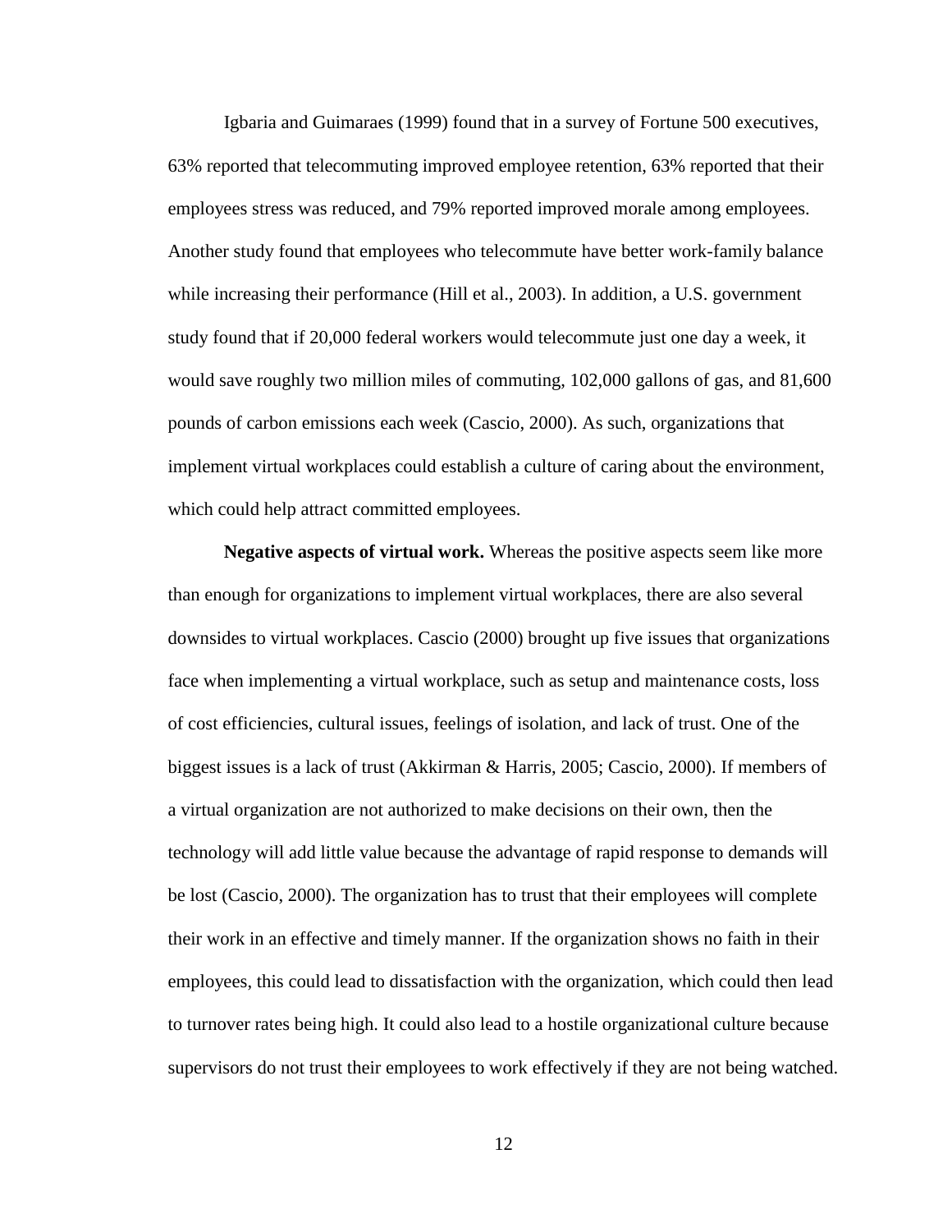Igbaria and Guimaraes (1999) found that in a survey of Fortune 500 executives, 63% reported that telecommuting improved employee retention, 63% reported that their employees stress was reduced, and 79% reported improved morale among employees. Another study found that employees who telecommute have better work-family balance while increasing their performance (Hill et al., 2003). In addition, a U.S. government study found that if 20,000 federal workers would telecommute just one day a week, it would save roughly two million miles of commuting, 102,000 gallons of gas, and 81,600 pounds of carbon emissions each week (Cascio, 2000). As such, organizations that implement virtual workplaces could establish a culture of caring about the environment, which could help attract committed employees.

**Negative aspects of virtual work.** Whereas the positive aspects seem like more than enough for organizations to implement virtual workplaces, there are also several downsides to virtual workplaces. Cascio (2000) brought up five issues that organizations face when implementing a virtual workplace, such as setup and maintenance costs, loss of cost efficiencies, cultural issues, feelings of isolation, and lack of trust. One of the biggest issues is a lack of trust (Akkirman & Harris, 2005; Cascio, 2000). If members of a virtual organization are not authorized to make decisions on their own, then the technology will add little value because the advantage of rapid response to demands will be lost (Cascio, 2000). The organization has to trust that their employees will complete their work in an effective and timely manner. If the organization shows no faith in their employees, this could lead to dissatisfaction with the organization, which could then lead to turnover rates being high. It could also lead to a hostile organizational culture because supervisors do not trust their employees to work effectively if they are not being watched.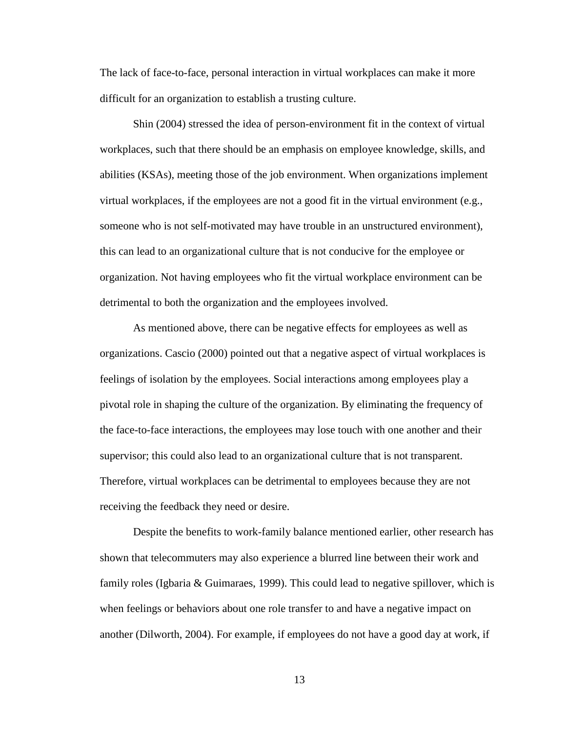The lack of face-to-face, personal interaction in virtual workplaces can make it more difficult for an organization to establish a trusting culture.

Shin (2004) stressed the idea of person-environment fit in the context of virtual workplaces, such that there should be an emphasis on employee knowledge, skills, and abilities (KSAs), meeting those of the job environment. When organizations implement virtual workplaces, if the employees are not a good fit in the virtual environment (e.g., someone who is not self-motivated may have trouble in an unstructured environment), this can lead to an organizational culture that is not conducive for the employee or organization. Not having employees who fit the virtual workplace environment can be detrimental to both the organization and the employees involved.

As mentioned above, there can be negative effects for employees as well as organizations. Cascio (2000) pointed out that a negative aspect of virtual workplaces is feelings of isolation by the employees. Social interactions among employees play a pivotal role in shaping the culture of the organization. By eliminating the frequency of the face-to-face interactions, the employees may lose touch with one another and their supervisor; this could also lead to an organizational culture that is not transparent. Therefore, virtual workplaces can be detrimental to employees because they are not receiving the feedback they need or desire.

Despite the benefits to work-family balance mentioned earlier, other research has shown that telecommuters may also experience a blurred line between their work and family roles (Igbaria & Guimaraes, 1999). This could lead to negative spillover, which is when feelings or behaviors about one role transfer to and have a negative impact on another (Dilworth, 2004). For example, if employees do not have a good day at work, if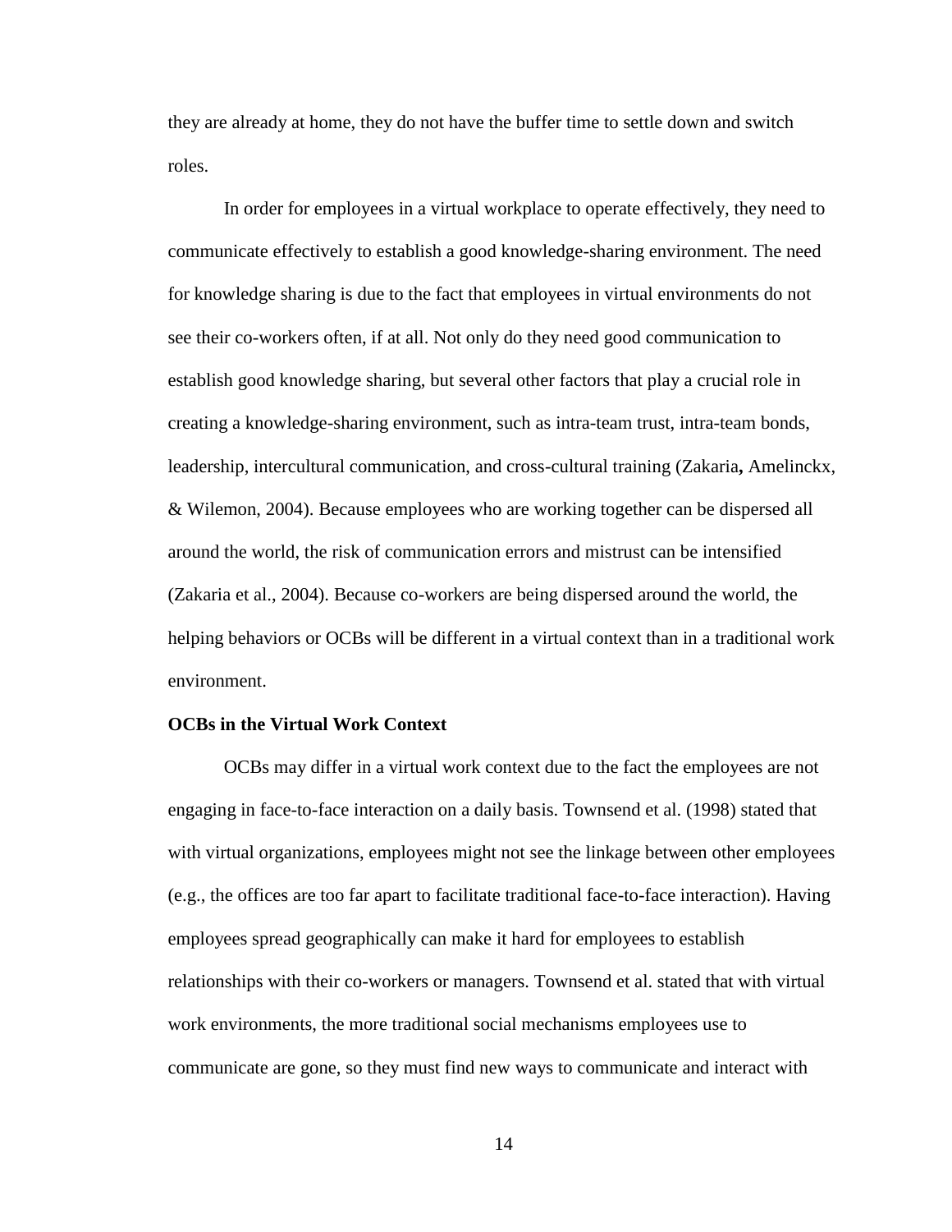they are already at home, they do not have the buffer time to settle down and switch roles.

In order for employees in a virtual workplace to operate effectively, they need to communicate effectively to establish a good knowledge-sharing environment. The need for knowledge sharing is due to the fact that employees in virtual environments do not see their co-workers often, if at all. Not only do they need good communication to establish good knowledge sharing, but several other factors that play a crucial role in creating a knowledge-sharing environment, such as intra-team trust, intra-team bonds, leadership, intercultural communication, and cross-cultural training (Zakaria**,** Amelinckx, & Wilemon, 2004). Because employees who are working together can be dispersed all around the world, the risk of communication errors and mistrust can be intensified (Zakaria et al., 2004). Because co-workers are being dispersed around the world, the helping behaviors or OCBs will be different in a virtual context than in a traditional work environment.

### OCBs in the Virtual Work Context

OCBs may differ in a virtual work context due to the fact the employees are not engaging in face-to-face interaction on a daily basis. Townsend et al. (1998) stated that with virtual organizations, employees might not see the linkage between other employees (e.g., the offices are too far apart to facilitate traditional face-to-face interaction). Having employees spread geographically can make it hard for employees to establish relationships with their co-workers or managers. Townsend et al. stated that with virtual work environments, the more traditional social mechanisms employees use to communicate are gone, so they must find new ways to communicate and interact with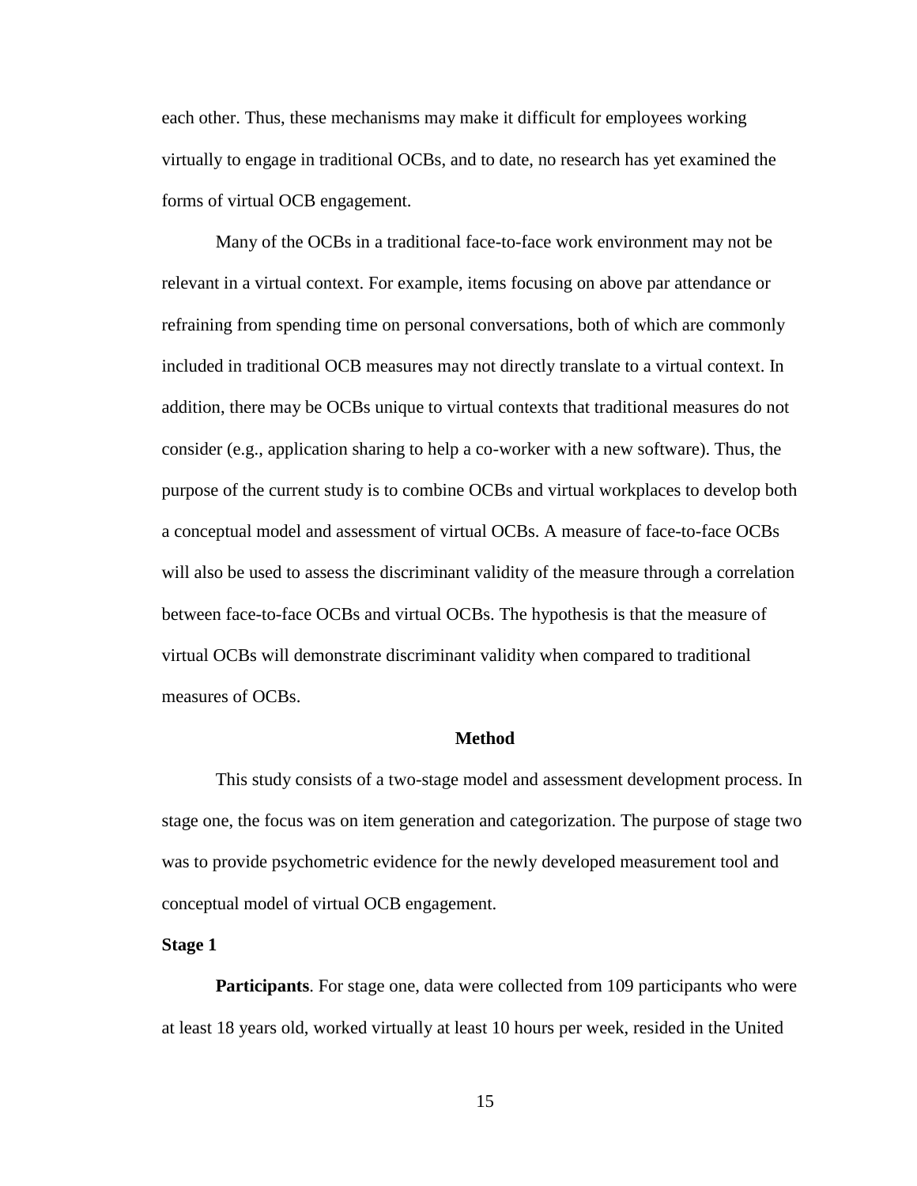each other. Thus, these mechanisms may make it difficult for employees working virtually to engage in traditional OCBs, and to date, no research has yet examined the forms of virtual OCB engagement.

Many of the OCBs in a traditional face-to-face work environment may not be relevant in a virtual context. For example, items focusing on above par attendance or refraining from spending time on personal conversations, both of which are commonly included in traditional OCB measures may not directly translate to a virtual context. In addition, there may be OCBs unique to virtual contexts that traditional measures do not consider (e.g., application sharing to help a co-worker with a new software). Thus, the purpose of the current study is to combine OCBs and virtual workplaces to develop both a conceptual model and assessment of virtual OCBs. A measure of face-to-face OCBs will also be used to assess the discriminant validity of the measure through a correlation between face-to-face OCBs and virtual OCBs. The hypothesis is that the measure of virtual OCBs will demonstrate discriminant validity when compared to traditional measures of OCBs.

## Method

This study consists of a two-stage model and assessment development process. In stage one, the focus was on item generation and categorization. The purpose of stage two was to provide psychometric evidence for the newly developed measurement tool and conceptual model of virtual OCB engagement.

### Stage 1

**Participants**. For stage one, data were collected from 109 participants who were at least 18 years old, worked virtually at least 10 hours per week, resided in the United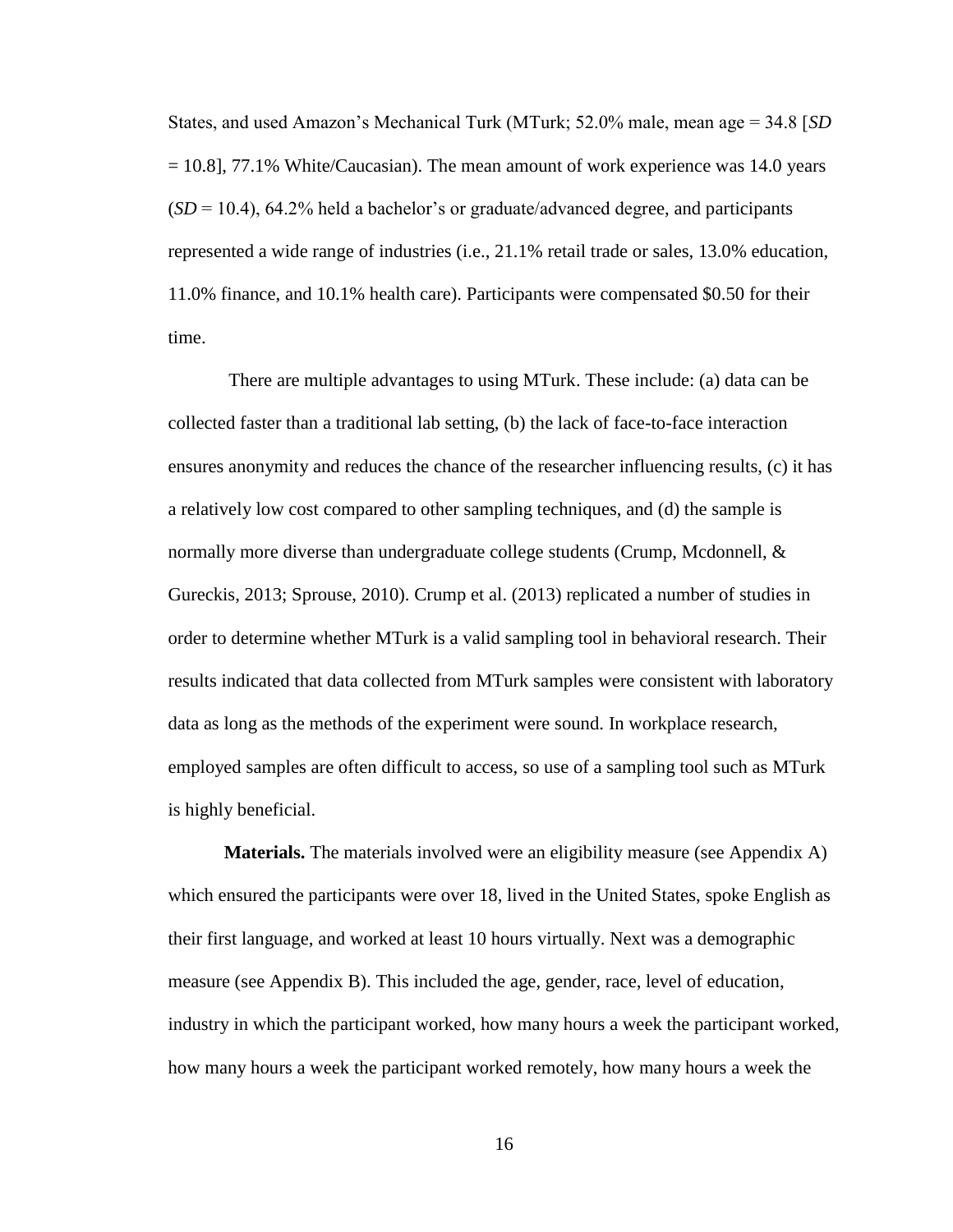States, and used Amazon's Mechanical Turk (MTurk; 52.0% male, mean age = 34.8 [*SD* = 10.8], 77.1% White/Caucasian). The mean amount of work experience was 14.0 years (*SD* = 10.4), 64.2% held a bachelor's or graduate/advanced degree, and participants represented a wide range of industries (i.e., 21.1% retail trade or sales, 13.0% education, 11.0% finance, and 10.1% health care). Participants were compensated $0.50 for their time.

There are multiple advantages to using MTurk. These include: (a) data can be collected faster than a traditional lab setting, (b) the lack of face-to-face interaction ensures anonymity and reduces the chance of the researcher influencing results, (c) it has a relatively low cost compared to other sampling techniques, and (d) the sample is normally more diverse than undergraduate college students (Crump, Mcdonnell, & Gureckis, 2013; Sprouse, 2010). Crump et al. (2013) replicated a number of studies in order to determine whether MTurk is a valid sampling tool in behavioral research. Their results indicated that data collected from MTurk samples were consistent with laboratory data as long as the methods of the experiment were sound. In workplace research, employed samples are often difficult to access, so use of a sampling tool such as MTurk is highly beneficial.

**Materials.** The materials involved were an eligibility measure (see Appendix A) which ensured the participants were over 18, lived in the United States, spoke English as their first language, and worked at least 10 hours virtually. Next was a demographic measure (see Appendix B). This included the age, gender, race, level of education, industry in which the participant worked, how many hours a week the participant worked, how many hours a week the participant worked remotely, how many hours a week the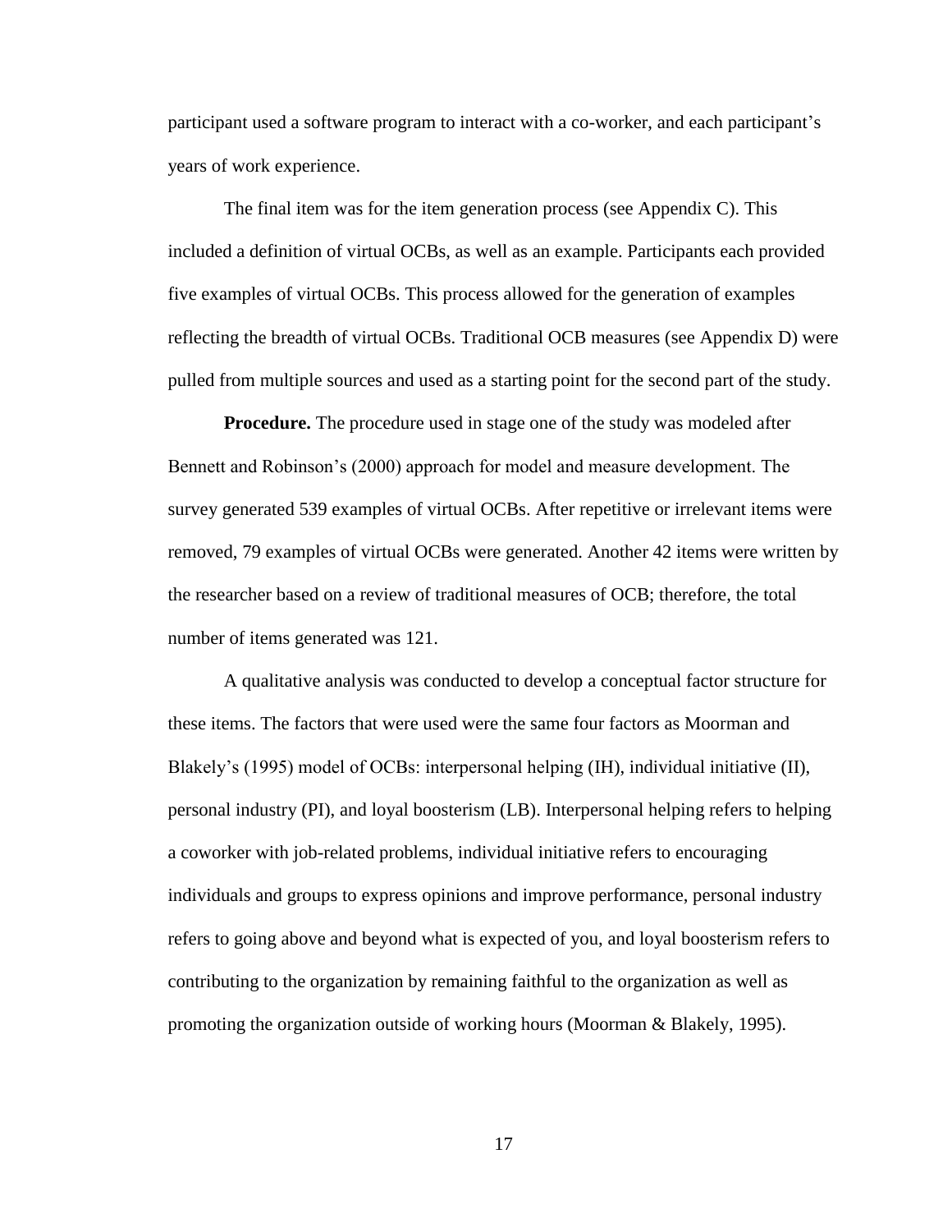participant used a software program to interact with a co-worker, and each participant's years of work experience.

The final item was for the item generation process (see Appendix C). This included a definition of virtual OCBs, as well as an example. Participants each provided five examples of virtual OCBs. This process allowed for the generation of examples reflecting the breadth of virtual OCBs. Traditional OCB measures (see Appendix D) were pulled from multiple sources and used as a starting point for the second part of the study.

**Procedure.** The procedure used in stage one of the study was modeled after Bennett and Robinson's (2000) approach for model and measure development. The survey generated 539 examples of virtual OCBs. After repetitive or irrelevant items were removed, 79 examples of virtual OCBs were generated. Another 42 items were written by the researcher based on a review of traditional measures of OCB; therefore, the total number of items generated was 121.

A qualitative analysis was conducted to develop a conceptual factor structure for these items. The factors that were used were the same four factors as Moorman and Blakely's (1995) model of OCBs: interpersonal helping (IH), individual initiative (II), personal industry (PI), and loyal boosterism (LB). Interpersonal helping refers to helping a coworker with job-related problems, individual initiative refers to encouraging individuals and groups to express opinions and improve performance, personal industry refers to going above and beyond what is expected of you, and loyal boosterism refers to contributing to the organization by remaining faithful to the organization as well as promoting the organization outside of working hours (Moorman & Blakely, 1995).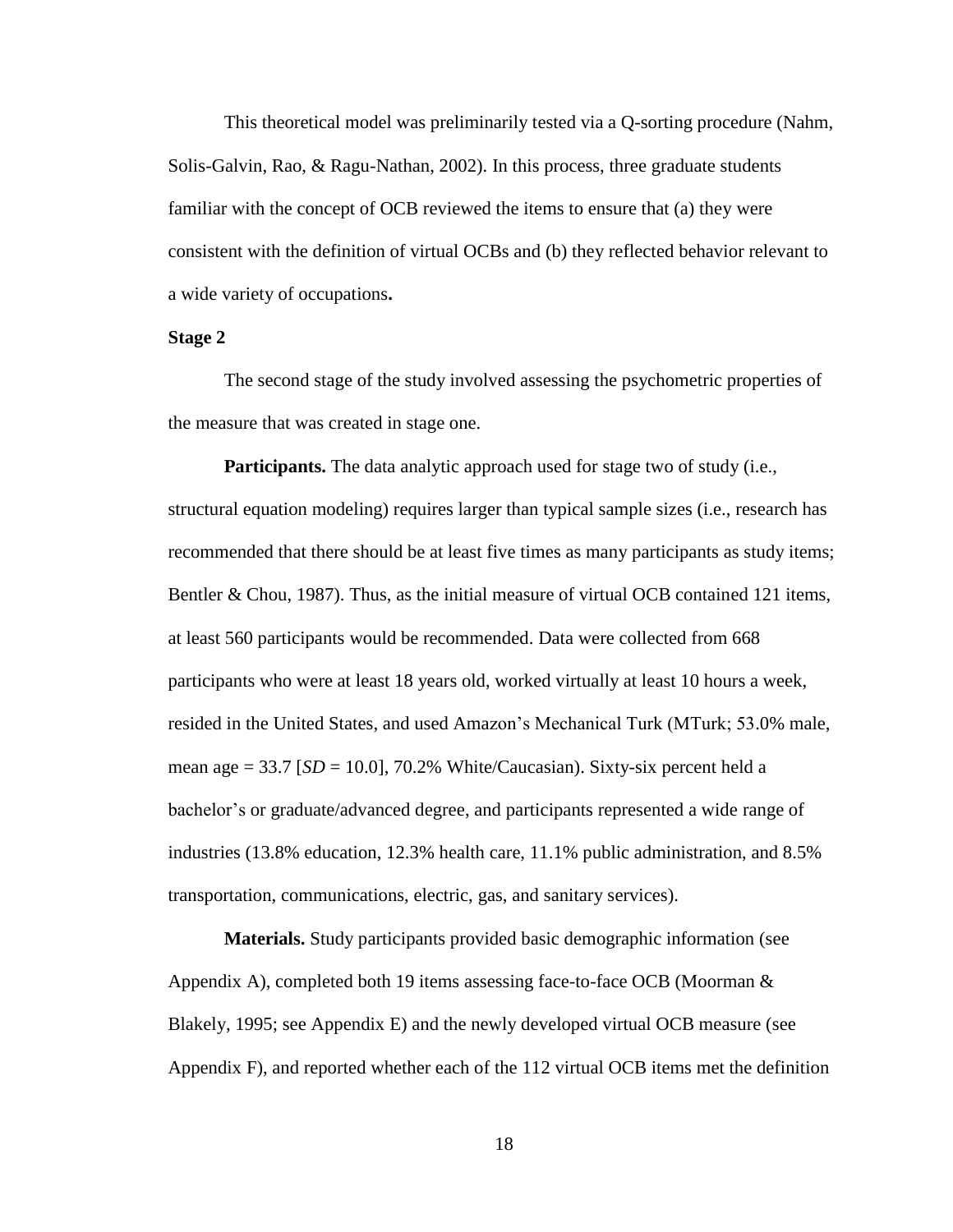This theoretical model was preliminarily tested via a Q-sorting procedure (Nahm, Solis-Galvin, Rao, & Ragu-Nathan, 2002). In this process, three graduate students familiar with the concept of OCB reviewed the items to ensure that (a) they were consistent with the definition of virtual OCBs and (b) they reflected behavior relevant to a wide variety of occupations**.**

### Stage 2

The second stage of the study involved assessing the psychometric properties of the measure that was created in stage one.

**Participants.** The data analytic approach used for stage two of study (i.e., structural equation modeling) requires larger than typical sample sizes (i.e., research has recommended that there should be at least five times as many participants as study items; Bentler & Chou, 1987). Thus, as the initial measure of virtual OCB contained 121 items, at least 560 participants would be recommended. Data were collected from 668 participants who were at least 18 years old, worked virtually at least 10 hours a week, resided in the United States, and used Amazon's Mechanical Turk (MTurk; 53.0% male, mean age = 33.7 [*SD* = 10.0], 70.2% White/Caucasian). Sixty-six percent held a bachelor's or graduate/advanced degree, and participants represented a wide range of industries (13.8% education, 12.3% health care, 11.1% public administration, and 8.5% transportation, communications, electric, gas, and sanitary services).

**Materials.** Study participants provided basic demographic information (see Appendix A), completed both 19 items assessing face-to-face OCB (Moorman & Blakely, 1995; see Appendix E) and the newly developed virtual OCB measure (see Appendix F), and reported whether each of the 112 virtual OCB items met the definition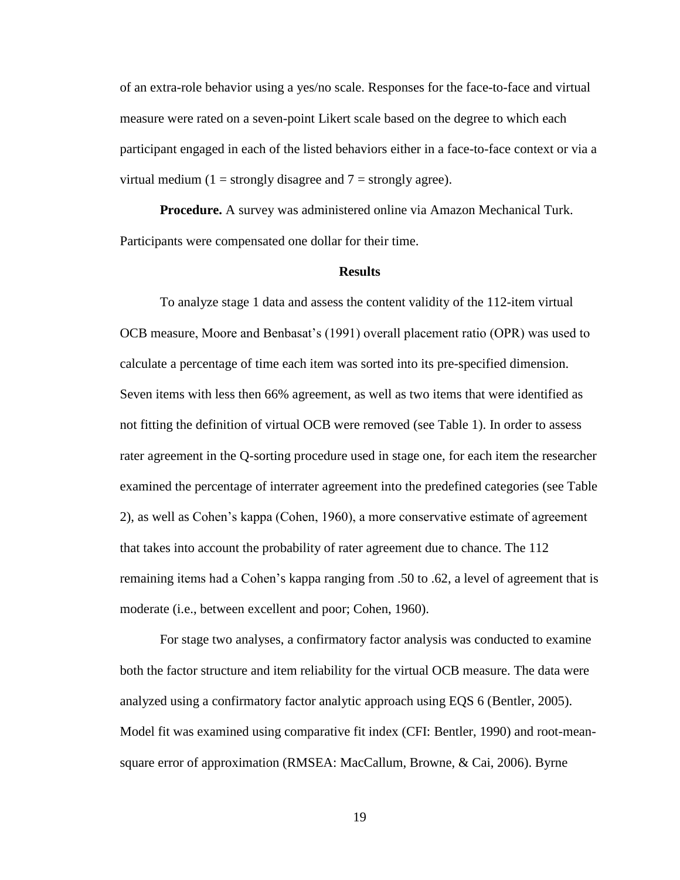of an extra-role behavior using a yes/no scale. Responses for the face-to-face and virtual measure were rated on a seven-point Likert scale based on the degree to which each participant engaged in each of the listed behaviors either in a face-to-face context or via a virtual medium (1 = strongly disagree and 7 = strongly agree).

**Procedure.** A survey was administered online via Amazon Mechanical Turk. Participants were compensated one dollar for their time.

## Results

To analyze stage 1 data and assess the content validity of the 112-item virtual OCB measure, Moore and Benbasat's (1991) overall placement ratio (OPR) was used to calculate a percentage of time each item was sorted into its pre-specified dimension. Seven items with less then 66% agreement, as well as two items that were identified as not fitting the definition of virtual OCB were removed (see Table 1). In order to assess rater agreement in the Q-sorting procedure used in stage one, for each item the researcher examined the percentage of interrater agreement into the predefined categories (see Table 2), as well as Cohen's kappa (Cohen, 1960), a more conservative estimate of agreement that takes into account the probability of rater agreement due to chance. The 112 remaining items had a Cohen's kappa ranging from .50 to .62, a level of agreement that is moderate (i.e., between excellent and poor; Cohen, 1960).

For stage two analyses, a confirmatory factor analysis was conducted to examine both the factor structure and item reliability for the virtual OCB measure. The data were analyzed using a confirmatory factor analytic approach using EQS 6 (Bentler, 2005). Model fit was examined using comparative fit index (CFI: Bentler, 1990) and root-mean-square error of approximation (RMSEA: MacCallum, Browne, & Cai, 2006). Byrne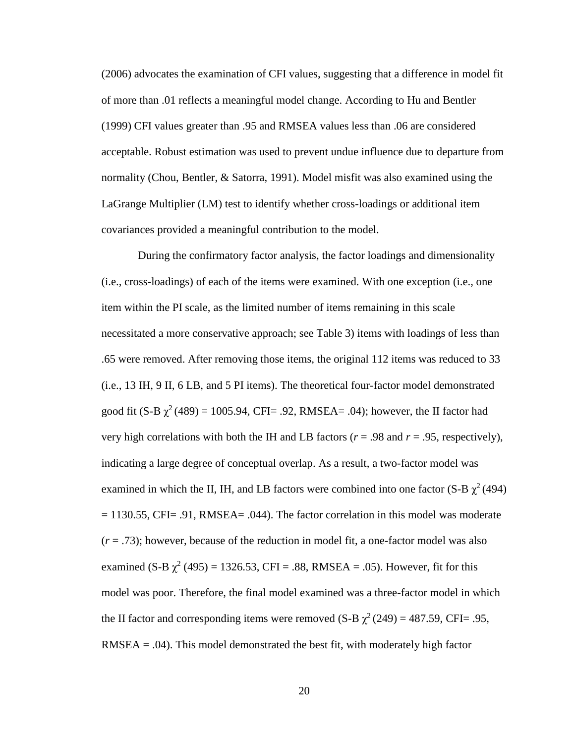(2006) advocates the examination of CFI values, suggesting that a difference in model fit of more than .01 reflects a meaningful model change. According to Hu and Bentler (1999) CFI values greater than .95 and RMSEA values less than .06 are considered acceptable. Robust estimation was used to prevent undue influence due to departure from normality (Chou, Bentler, & Satorra, 1991). Model misfit was also examined using the LaGrange Multiplier (LM) test to identify whether cross-loadings or additional item covariances provided a meaningful contribution to the model.

During the confirmatory factor analysis, the factor loadings and dimensionality (i.e., cross-loadings) of each of the items were examined. With one exception (i.e., one item within the PI scale, as the limited number of items remaining in this scale necessitated a more conservative approach; see Table 3) items with loadings of less than .65 were removed. After removing those items, the original 112 items was reduced to 33 (i.e., 13 IH, 9 II, 6 LB, and 5 PI items). The theoretical four-factor model demonstrated good fit (S-B $\chi^2$ (489) = 1005.94, CFI= .92, RMSEA= .04); however, the II factor had very high correlations with both the IH and LB factors (*r* = .98 and *r* = .95, respectively), indicating a large degree of conceptual overlap. As a result, a two-factor model was examined in which the II, IH, and LB factors were combined into one factor (S-B $\chi^2$ (494) = 1130.55, CFI= .91, RMSEA= .044). The factor correlation in this model was moderate (*r* = .73); however, because of the reduction in model fit, a one-factor model was also examined (S-B $\chi^2$ (495) = 1326.53, CFI = .88, RMSEA = .05). However, fit for this model was poor. Therefore, the final model examined was a three-factor model in which the II factor and corresponding items were removed (S-B $\chi^2$ (249) = 487.59, CFI= .95, RMSEA = .04). This model demonstrated the best fit, with moderately high factor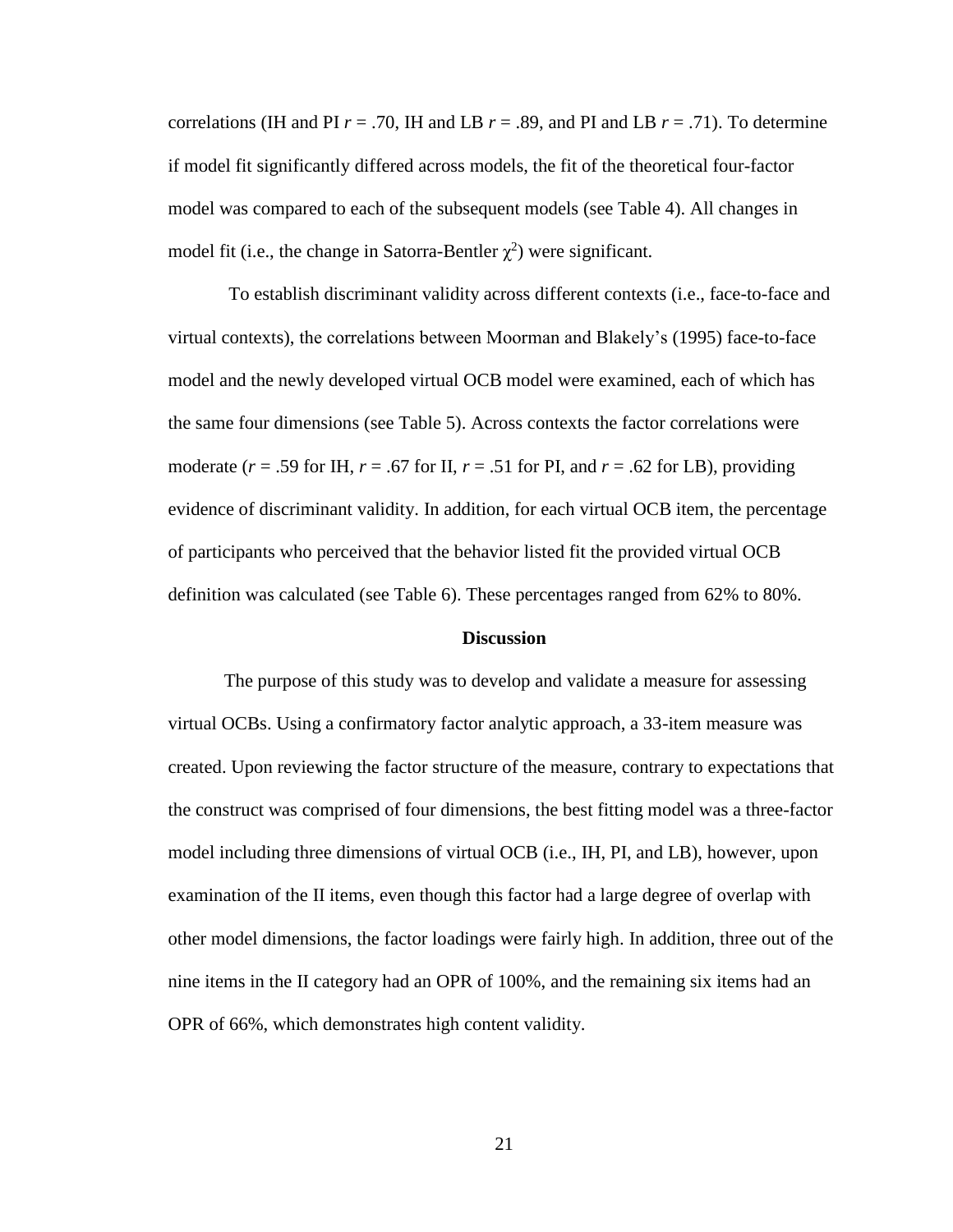correlations (IH and PI $r = .70$, IH and LB $r = .89$, and PI and LB $r = .71$). To determine if model fit significantly differed across models, the fit of the theoretical four-factor model was compared to each of the subsequent models (see Table 4). All changes in model fit (i.e., the change in Satorra-Bentler $\chi^2$) were significant.

To establish discriminant validity across different contexts (i.e., face-to-face and virtual contexts), the correlations between Moorman and Blakely's (1995) face-to-face model and the newly developed virtual OCB model were examined, each of which has the same four dimensions (see Table 5). Across contexts the factor correlations were moderate ($r = .59$ for IH, $r = .67$ for II, $r = .51$ for PI, and $r = .62$ for LB), providing evidence of discriminant validity. In addition, for each virtual OCB item, the percentage of participants who perceived that the behavior listed fit the provided virtual OCB definition was calculated (see Table 6). These percentages ranged from 62% to 80%.

## Discussion

The purpose of this study was to develop and validate a measure for assessing virtual OCBs. Using a confirmatory factor analytic approach, a 33-item measure was created. Upon reviewing the factor structure of the measure, contrary to expectations that the construct was comprised of four dimensions, the best fitting model was a three-factor model including three dimensions of virtual OCB (i.e., IH, PI, and LB), however, upon examination of the II items, even though this factor had a large degree of overlap with other model dimensions, the factor loadings were fairly high. In addition, three out of the nine items in the II category had an OPR of 100%, and the remaining six items had an OPR of 66%, which demonstrates high content validity.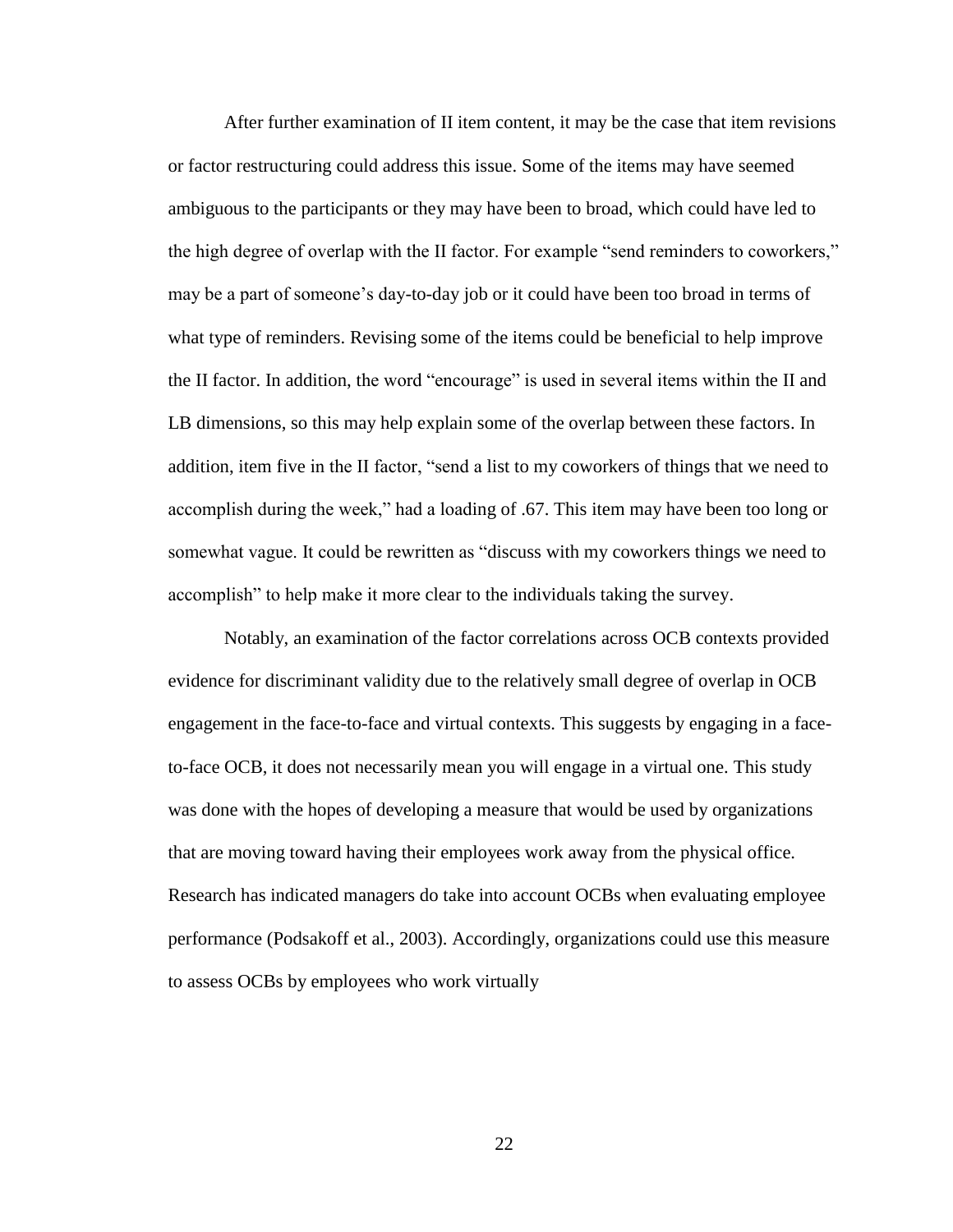After further examination of II item content, it may be the case that item revisions or factor restructuring could address this issue. Some of the items may have seemed ambiguous to the participants or they may have been to broad, which could have led to the high degree of overlap with the II factor. For example "send reminders to coworkers," may be a part of someone's day-to-day job or it could have been too broad in terms of what type of reminders. Revising some of the items could be beneficial to help improve the II factor. In addition, the word "encourage" is used in several items within the II and LB dimensions, so this may help explain some of the overlap between these factors. In addition, item five in the II factor, "send a list to my coworkers of things that we need to accomplish during the week," had a loading of .67. This item may have been too long or somewhat vague. It could be rewritten as "discuss with my coworkers things we need to accomplish" to help make it more clear to the individuals taking the survey.

Notably, an examination of the factor correlations across OCB contexts provided evidence for discriminant validity due to the relatively small degree of overlap in OCB engagement in the face-to-face and virtual contexts. This suggests by engaging in a face-to-face OCB, it does not necessarily mean you will engage in a virtual one. This study was done with the hopes of developing a measure that would be used by organizations that are moving toward having their employees work away from the physical office. Research has indicated managers do take into account OCBs when evaluating employee performance (Podsakoff et al., 2003). Accordingly, organizations could use this measure to assess OCBs by employees who work virtually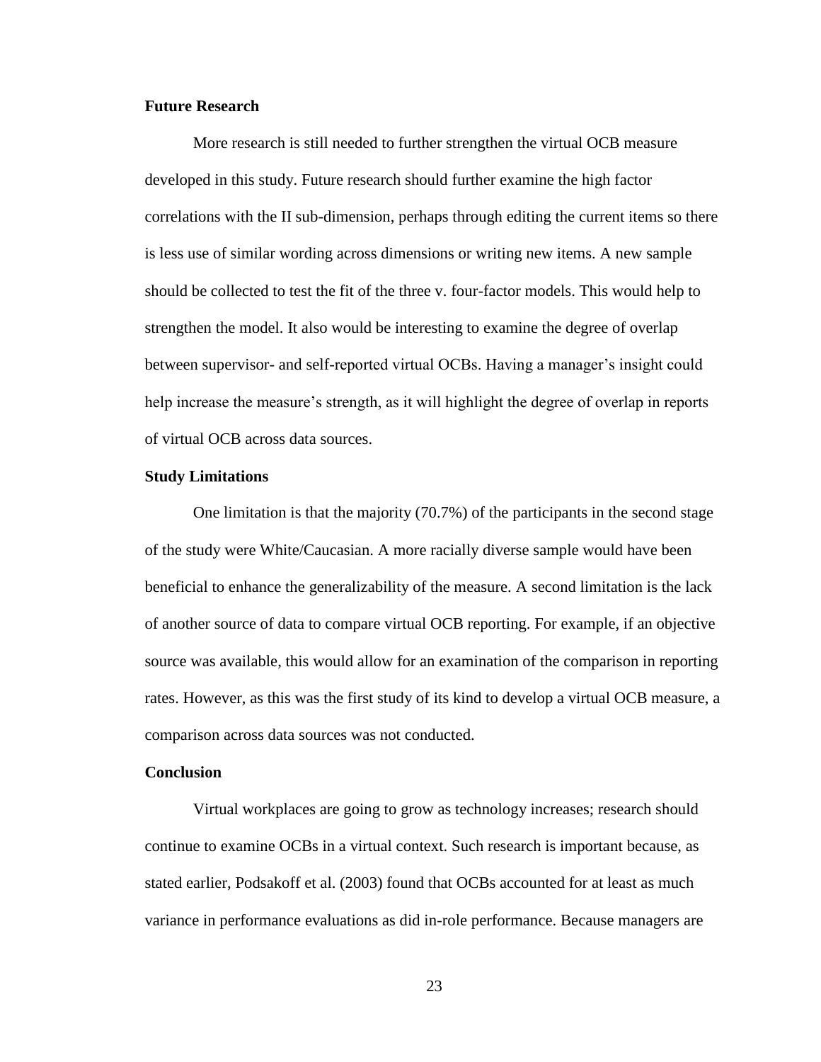### Future Research

More research is still needed to further strengthen the virtual OCB measure developed in this study. Future research should further examine the high factor correlations with the II sub-dimension, perhaps through editing the current items so there is less use of similar wording across dimensions or writing new items. A new sample should be collected to test the fit of the three v. four-factor models. This would help to strengthen the model. It also would be interesting to examine the degree of overlap between supervisor- and self-reported virtual OCBs. Having a manager's insight could help increase the measure's strength, as it will highlight the degree of overlap in reports of virtual OCB across data sources.

### Study Limitations

One limitation is that the majority (70.7%) of the participants in the second stage of the study were White/Caucasian. A more racially diverse sample would have been beneficial to enhance the generalizability of the measure. A second limitation is the lack of another source of data to compare virtual OCB reporting. For example, if an objective source was available, this would allow for an examination of the comparison in reporting rates. However, as this was the first study of its kind to develop a virtual OCB measure, a comparison across data sources was not conducted.

### Conclusion

Virtual workplaces are going to grow as technology increases; research should continue to examine OCBs in a virtual context. Such research is important because, as stated earlier, Podsakoff et al. (2003) found that OCBs accounted for at least as much variance in performance evaluations as did in-role performance. Because managers are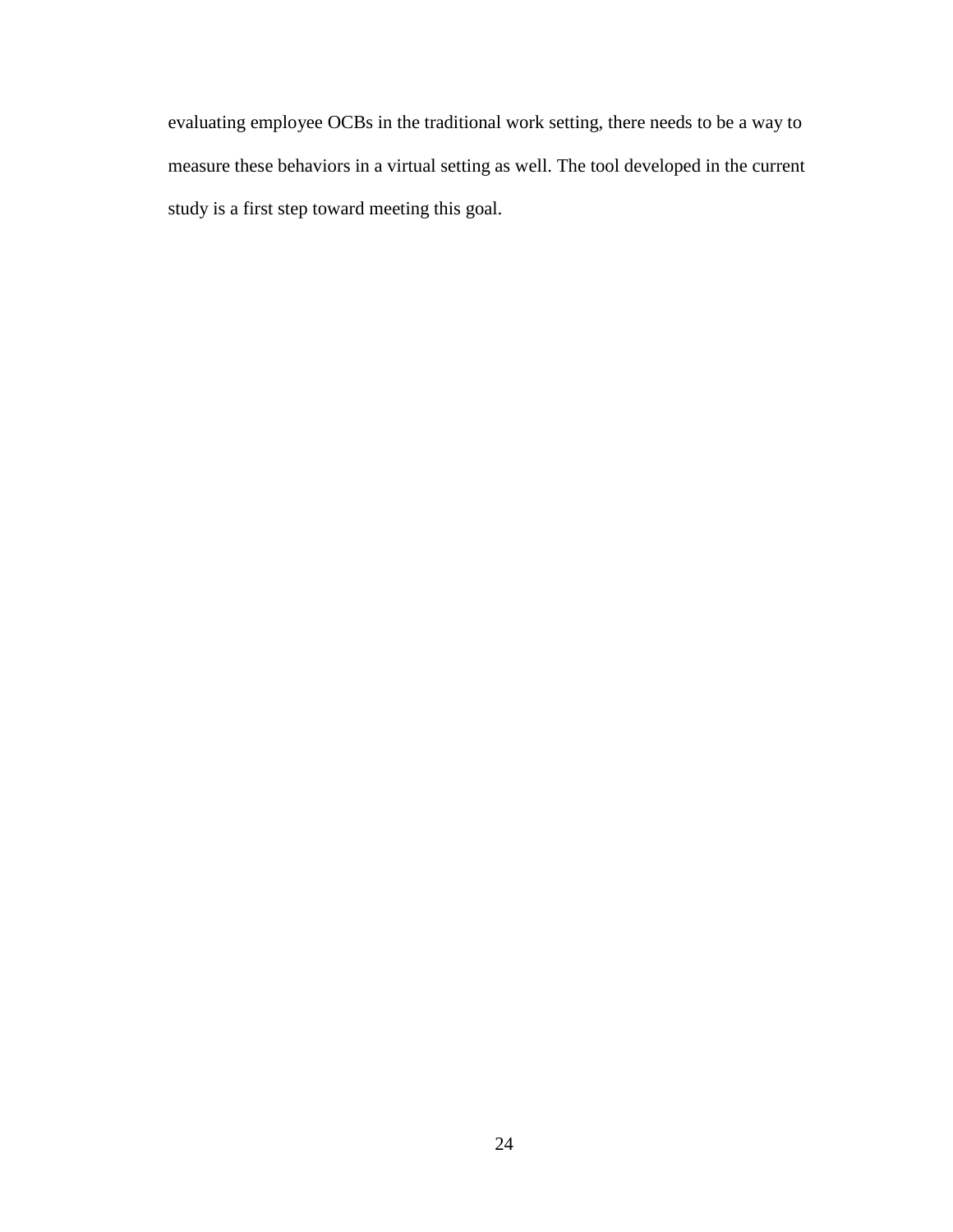evaluating employee OCBs in the traditional work setting, there needs to be a way to measure these behaviors in a virtual setting as well. The tool developed in the current study is a first step toward meeting this goal.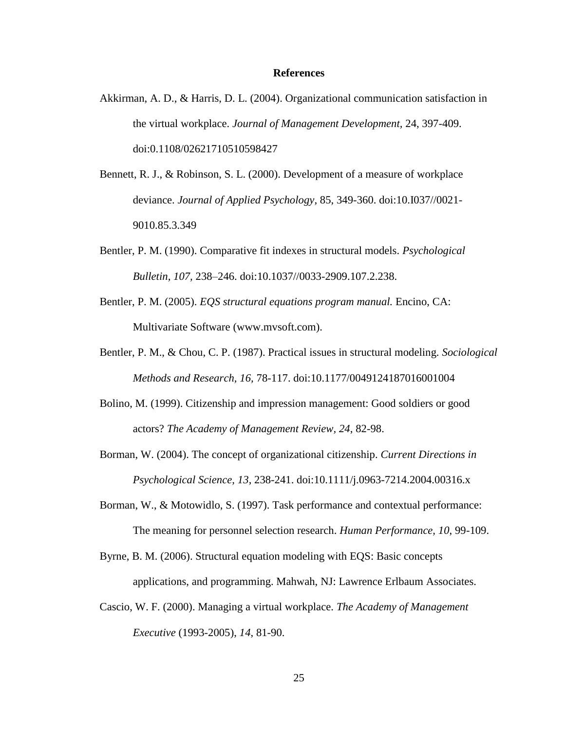# References

Akkirman, A. D., & Harris, D. L. (2004). Organizational communication satisfaction in the virtual workplace. *Journal of Management Development*, 24, 397-409. doi:0.1108/02621710510598427

Bennett, R. J., & Robinson, S. L. (2000). Development of a measure of workplace deviance. *Journal of Applied Psychology*, 85, 349-360. doi:10.I037//0021-9010.85.3.349

Bentler, P. M. (1990). Comparative fit indexes in structural models. *Psychological Bulletin, 107*, 238–246. doi:10.1037//0033-2909.107.2.238.

Bentler, P. M. (2005). *EQS structural equations program manual.* Encino, CA: Multivariate Software (www.mvsoft.com).

Bentler, P. M., & Chou, C. P. (1987). Practical issues in structural modeling. *Sociological Methods and Research, 16*, 78-117. doi:10.1177/0049124187016001004

Bolino, M. (1999). Citizenship and impression management: Good soldiers or good actors? *The Academy of Management Review, 24*, 82-98.

Borman, W. (2004). The concept of organizational citizenship. *Current Directions in Psychological Science, 13*, 238-241. doi:10.1111/j.0963-7214.2004.00316.x

Borman, W., & Motowidlo, S. (1997). Task performance and contextual performance: The meaning for personnel selection research. *Human Performance, 10*, 99-109.

Byrne, B. M. (2006). Structural equation modeling with EQS: Basic concepts applications, and programming. Mahwah, NJ: Lawrence Erlbaum Associates.

Cascio, W. F. (2000). Managing a virtual workplace. *The Academy of Management Executive* (1993-2005), *14*, 81-90.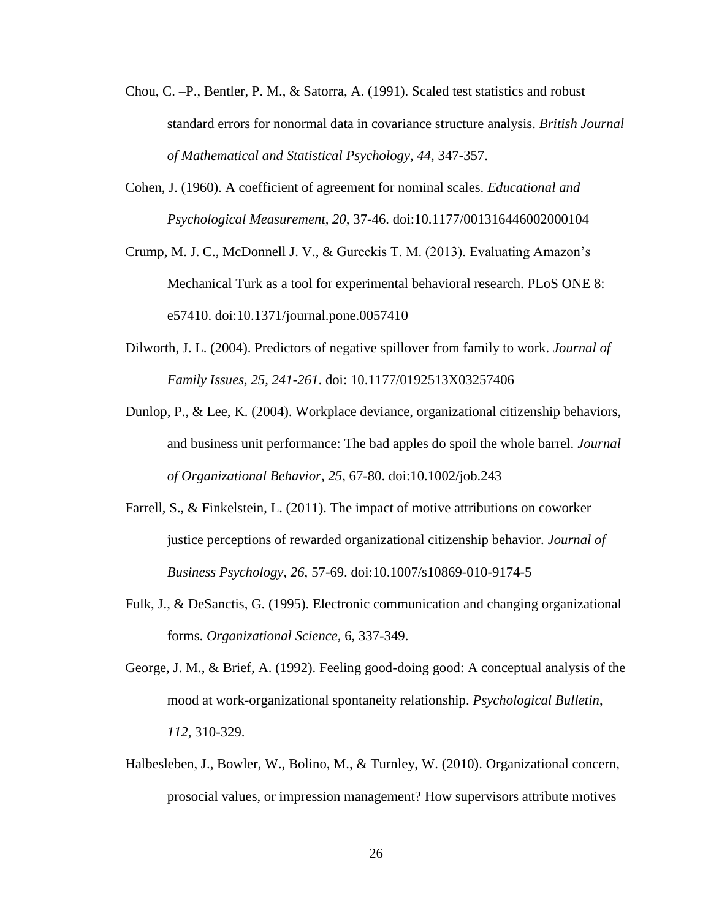Chou, C. –P., Bentler, P. M., & Satorra, A. (1991). Scaled test statistics and robust standard errors for nonormal data in covariance structure analysis. *British Journal of Mathematical and Statistical Psychology, 44,* 347-357.

Cohen, J. (1960). A coefficient of agreement for nominal scales. *Educational and Psychological Measurement, 20,* 37-46. doi:10.1177/001316446002000104

Crump, M. J. C., McDonnell J. V., & Gureckis T. M. (2013). Evaluating Amazon's Mechanical Turk as a tool for experimental behavioral research. PLoS ONE 8: e57410. doi:10.1371/journal.pone.0057410

Dilworth, J. L. (2004). Predictors of negative spillover from family to work. *Journal of Family Issues, 25, 241-261.* doi: 10.1177/0192513X03257406

Dunlop, P., & Lee, K. (2004). Workplace deviance, organizational citizenship behaviors, and business unit performance: The bad apples do spoil the whole barrel. *Journal of Organizational Behavior, 25*, 67-80. doi:10.1002/job.243

Farrell, S., & Finkelstein, L. (2011). The impact of motive attributions on coworker justice perceptions of rewarded organizational citizenship behavior. *Journal of Business Psychology, 26*, 57-69. doi:10.1007/s10869-010-9174-5

Fulk, J., & DeSanctis, G. (1995). Electronic communication and changing organizational forms. *Organizational Science*, 6, 337-349.

George, J. M., & Brief, A. (1992). Feeling good-doing good: A conceptual analysis of the mood at work-organizational spontaneity relationship. *Psychological Bulletin*, *112*, 310-329.

Halbesleben, J., Bowler, W., Bolino, M., & Turnley, W. (2010). Organizational concern, prosocial values, or impression management? How supervisors attribute motives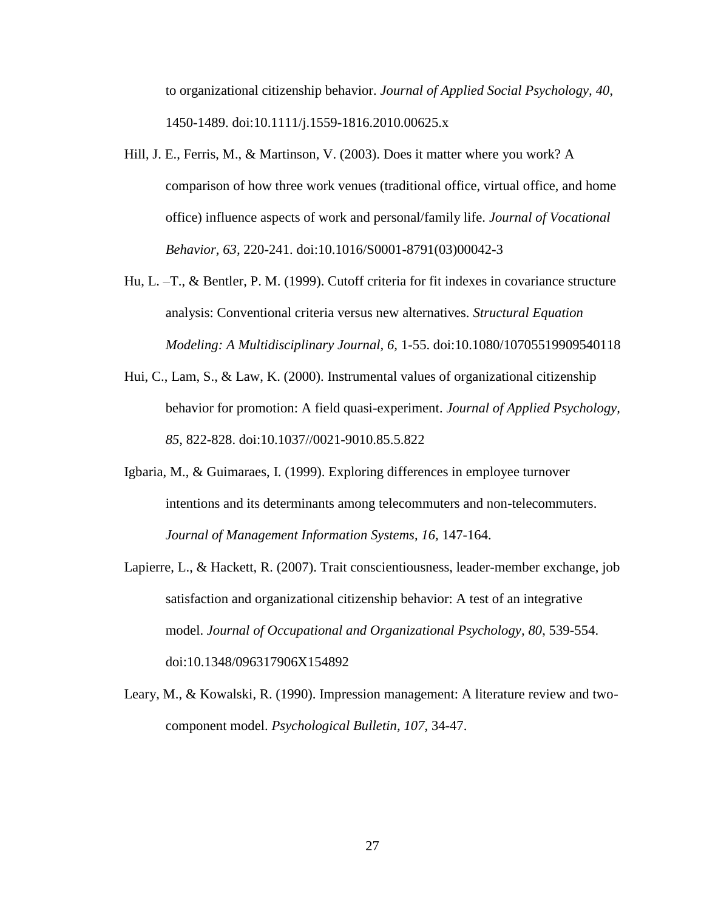to organizational citizenship behavior. *Journal of Applied Social Psychology, 40*, 1450-1489. doi:10.1111/j.1559-1816.2010.00625.x

Hill, J. E., Ferris, M., & Martinson, V. (2003). Does it matter where you work? A comparison of how three work venues (traditional office, virtual office, and home office) influence aspects of work and personal/family life. *Journal of Vocational Behavior, 63*, 220-241. doi:10.1016/S0001-8791(03)00042-3

Hu, L. –T., & Bentler, P. M. (1999). Cutoff criteria for fit indexes in covariance structure analysis: Conventional criteria versus new alternatives. *Structural Equation Modeling: A Multidisciplinary Journal, 6,* 1-55. doi:10.1080/10705519909540118

Hui, C., Lam, S., & Law, K. (2000). Instrumental values of organizational citizenship behavior for promotion: A field quasi-experiment. *Journal of Applied Psychology, 85*, 822-828. doi:10.1037//0021-9010.85.5.822

Igbaria, M., & Guimaraes, I. (1999). Exploring differences in employee turnover intentions and its determinants among telecommuters and non-telecommuters. *Journal of Management Information Systems, 16,* 147-164.

Lapierre, L., & Hackett, R. (2007). Trait conscientiousness, leader-member exchange, job satisfaction and organizational citizenship behavior: A test of an integrative model. *Journal of Occupational and Organizational Psychology, 80*, 539-554. doi:10.1348/096317906X154892

Leary, M., & Kowalski, R. (1990). Impression management: A literature review and two-component model. *Psychological Bulletin, 107*, 34-47.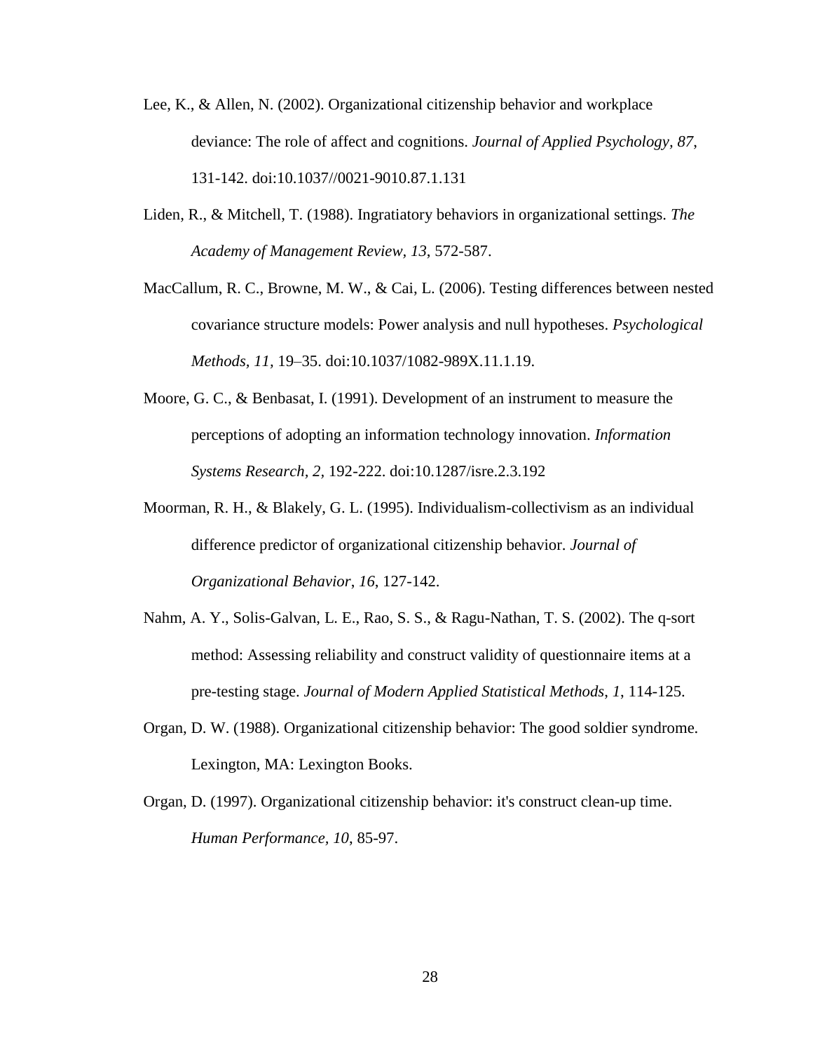Lee, K., & Allen, N. (2002). Organizational citizenship behavior and workplace deviance: The role of affect and cognitions. *Journal of Applied Psychology, 87*, 131-142. doi:10.1037//0021-9010.87.1.131

Liden, R., & Mitchell, T. (1988). Ingratiatory behaviors in organizational settings. *The Academy of Management Review, 13*, 572-587.

MacCallum, R. C., Browne, M. W., & Cai, L. (2006). Testing differences between nested covariance structure models: Power analysis and null hypotheses. *Psychological Methods, 11,* 19–35. doi:10.1037/1082-989X.11.1.19.

Moore, G. C., & Benbasat, I. (1991). Development of an instrument to measure the perceptions of adopting an information technology innovation. *Information Systems Research, 2,* 192-222. doi:10.1287/isre.2.3.192

Moorman, R. H., & Blakely, G. L. (1995). Individualism-collectivism as an individual difference predictor of organizational citizenship behavior. *Journal of Organizational Behavior, 16*, 127-142.

Nahm, A. Y., Solis-Galvan, L. E., Rao, S. S., & Ragu-Nathan, T. S. (2002). The q-sort method: Assessing reliability and construct validity of questionnaire items at a pre-testing stage. *Journal of Modern Applied Statistical Methods, 1*, 114-125.

Organ, D. W. (1988). Organizational citizenship behavior: The good soldier syndrome. Lexington, MA: Lexington Books.

Organ, D. (1997). Organizational citizenship behavior: it's construct clean-up time. *Human Performance, 10*, 85-97.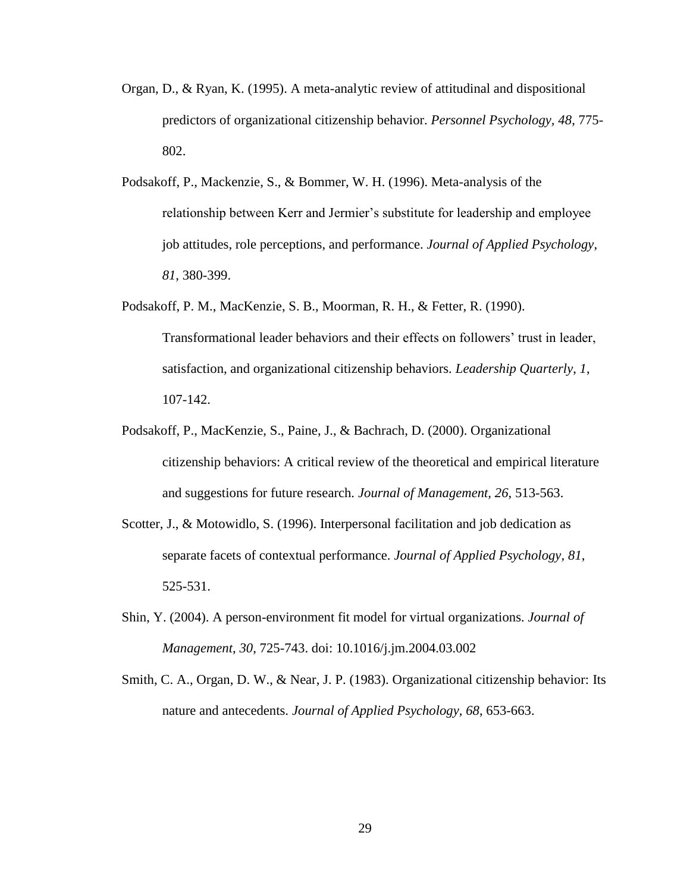Organ, D., & Ryan, K. (1995). A meta-analytic review of attitudinal and dispositional predictors of organizational citizenship behavior. *Personnel Psychology, 48*, 775-802.

Podsakoff, P., Mackenzie, S., & Bommer, W. H. (1996). Meta-analysis of the relationship between Kerr and Jermier's substitute for leadership and employee job attitudes, role perceptions, and performance. *Journal of Applied Psychology*, *81*, 380-399.

Podsakoff, P. M., MacKenzie, S. B., Moorman, R. H., & Fetter, R. (1990). Transformational leader behaviors and their effects on followers' trust in leader, satisfaction, and organizational citizenship behaviors. *Leadership Quarterly*, *1*, 107-142.

Podsakoff, P., MacKenzie, S., Paine, J., & Bachrach, D. (2000). Organizational citizenship behaviors: A critical review of the theoretical and empirical literature and suggestions for future research. *Journal of Management, 26*, 513-563.

Scotter, J., & Motowidlo, S. (1996). Interpersonal facilitation and job dedication as separate facets of contextual performance. *Journal of Applied Psychology, 81*, 525-531.

Shin, Y. (2004). A person-environment fit model for virtual organizations. *Journal of Management*, *30*, 725-743. doi: 10.1016/j.jm.2004.03.002

Smith, C. A., Organ, D. W., & Near, J. P. (1983). Organizational citizenship behavior: Its nature and antecedents. *Journal of Applied Psychology*, *68*, 653-663.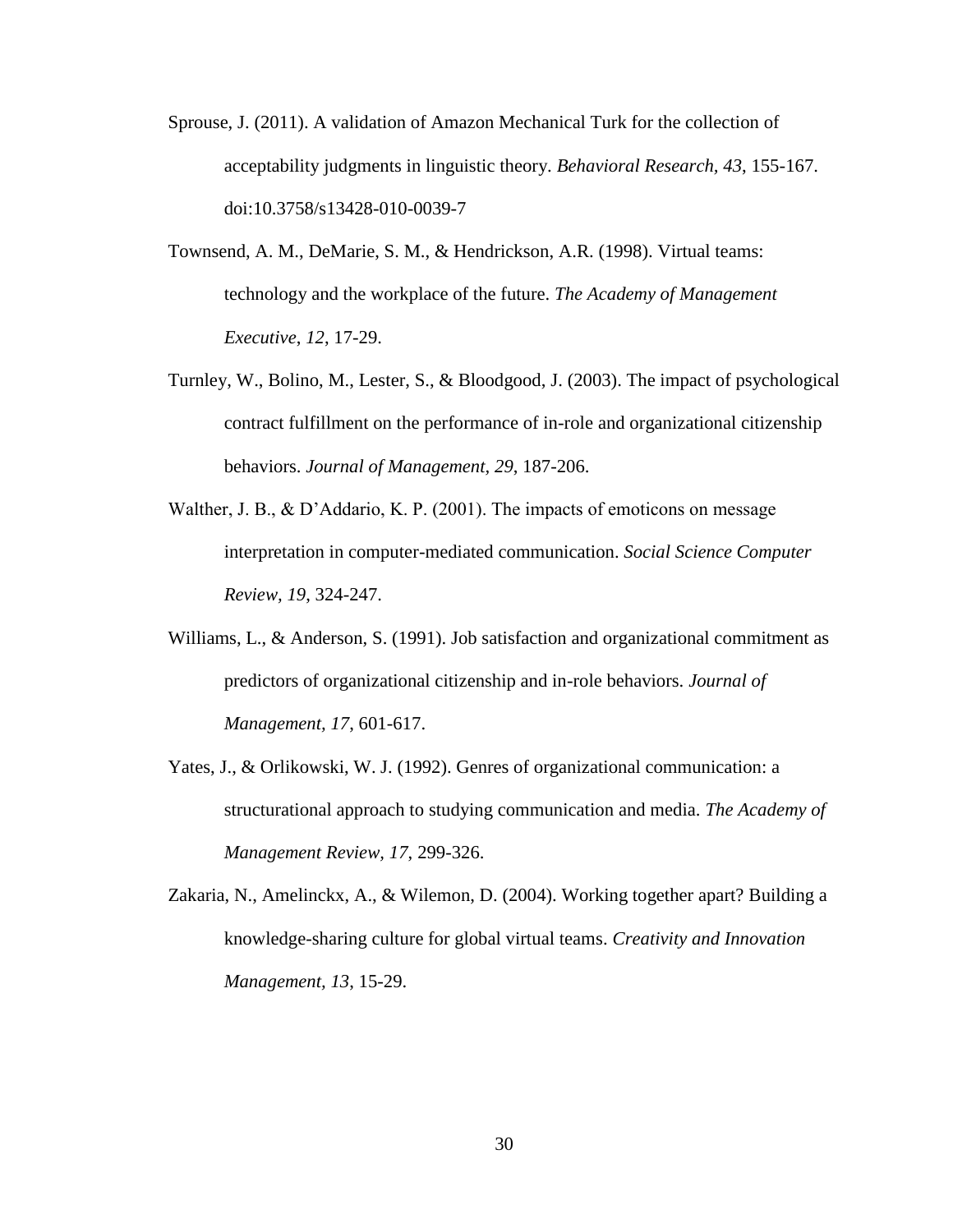Sprouse, J. (2011). A validation of Amazon Mechanical Turk for the collection of acceptability judgments in linguistic theory. *Behavioral Research*, *43*, 155-167. doi:10.3758/s13428-010-0039-7

Townsend, A. M., DeMarie, S. M., & Hendrickson, A.R. (1998). Virtual teams: technology and the workplace of the future. *The Academy of Management Executive*, *12*, 17-29.

Turnley, W., Bolino, M., Lester, S., & Bloodgood, J. (2003). The impact of psychological contract fulfillment on the performance of in-role and organizational citizenship behaviors. *Journal of Management, 29*, 187-206.

Walther, J. B., & D'Addario, K. P. (2001). The impacts of emoticons on message interpretation in computer-mediated communication. *Social Science Computer Review*, *19*, 324-247.

Williams, L., & Anderson, S. (1991). Job satisfaction and organizational commitment as predictors of organizational citizenship and in-role behaviors. *Journal of Management, 17*, 601-617.

Yates, J., & Orlikowski, W. J. (1992). Genres of organizational communication: a structurational approach to studying communication and media. *The Academy of Management Review, 17*, 299-326.

Zakaria, N., Amelinckx, A., & Wilemon, D. (2004). Working together apart? Building a knowledge-sharing culture for global virtual teams. *Creativity and Innovation Management, 13*, 15-29.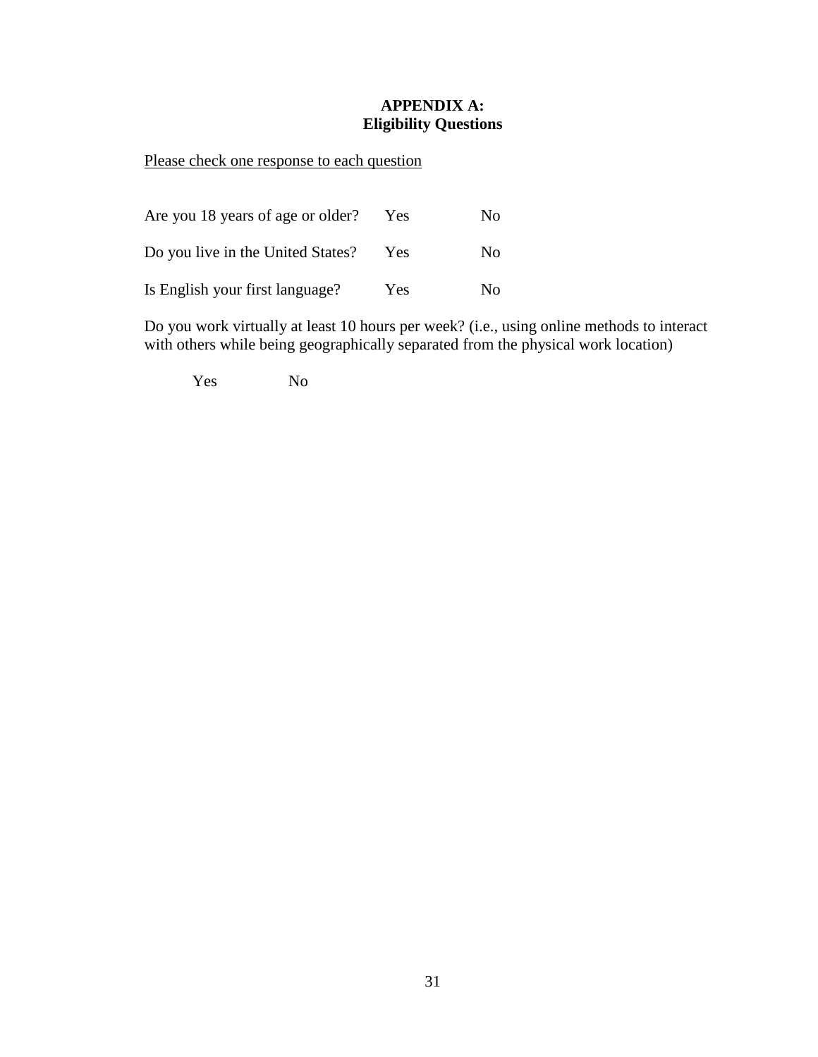# APPENDIX A:
## Eligibility Questions

Please check one response to each question

Are you 18 years of age or older? Yes No

Do you live in the United States? Yes No

Is English your first language? Yes No

Do you work virtually at least 10 hours per week? (i.e., using online methods to interact with others while being geographically separated from the physical work location)

Yes No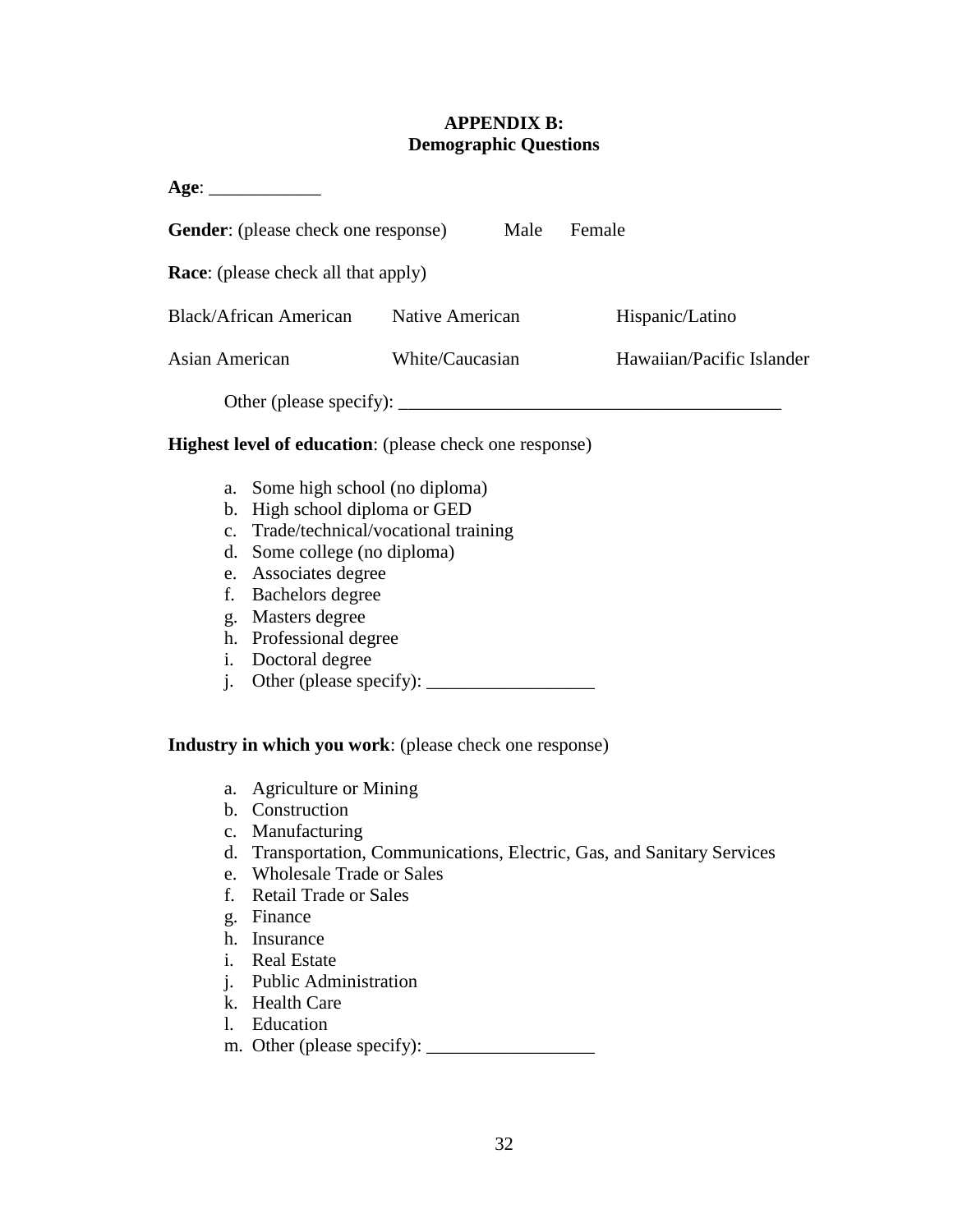**APPENDIX B:**
**Demographic Questions**

**Age**: ____________

**Gender**: (please check one response) Male Female

**Race**: (please check all that apply)

| | | |
|---|---|---|
| Black/African American | Native American | Hispanic/Latino |
| Asian American | White/Caucasian | Hawaiian/Pacific Islander |

Other (please specify): _________________________________________

**Highest level of education**: (please check one response)

a. Some high school (no diploma)
b. High school diploma or GED
c. Trade/technical/vocational training
d. Some college (no diploma)
e. Associates degree
f. Bachelors degree
g. Masters degree
h. Professional degree
i. Doctoral degree
j. Other (please specify): __________________

**Industry in which you work**: (please check one response)

a. Agriculture or Mining
b. Construction
c. Manufacturing
d. Transportation, Communications, Electric, Gas, and Sanitary Services
e. Wholesale Trade or Sales
f. Retail Trade or Sales
g. Finance
h. Insurance
i. Real Estate
j. Public Administration
k. Health Care
l. Education
m. Other (please specify): __________________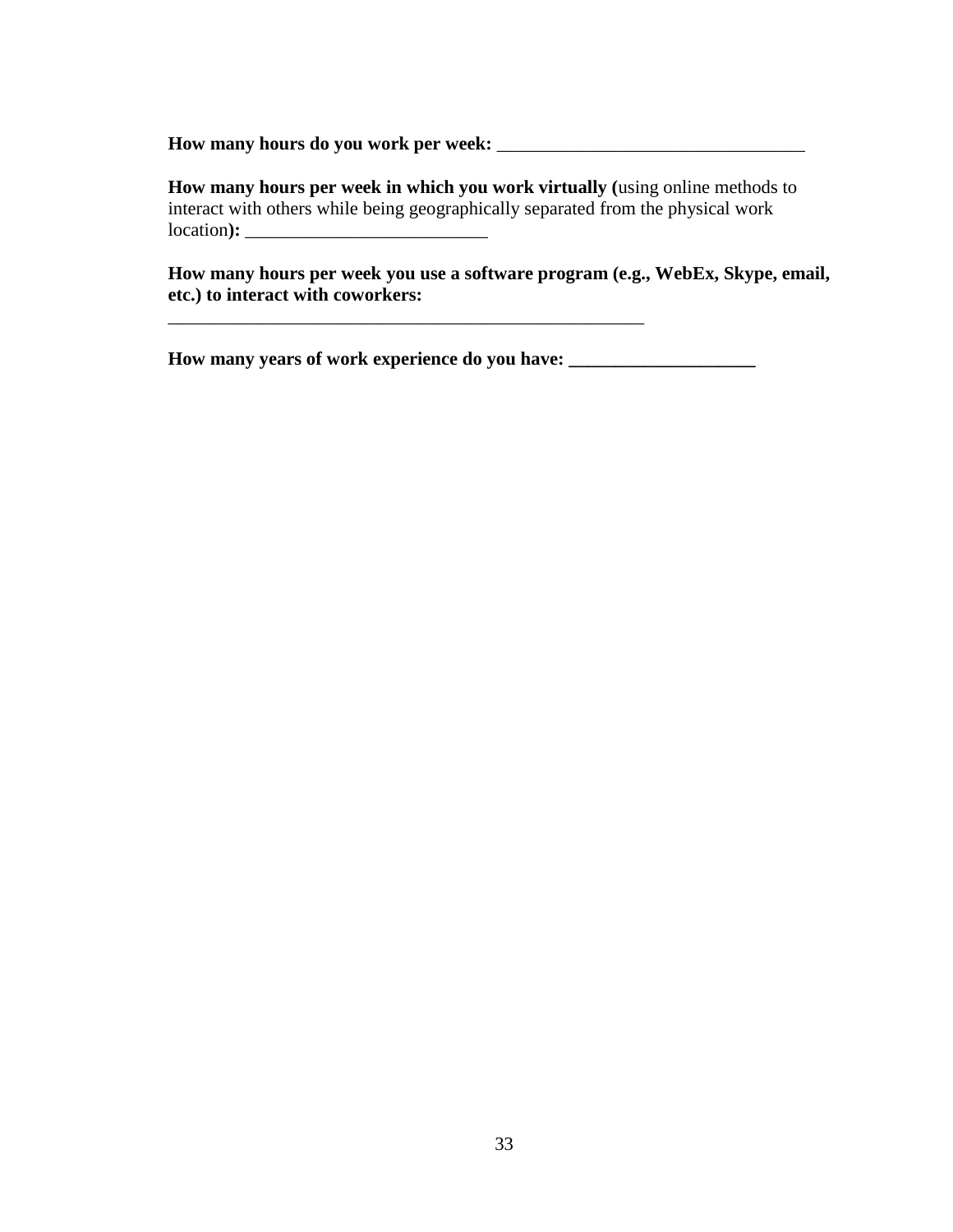**How many hours do you work per week:** __________________________________

**How many hours per week in which you work virtually (**using online methods to interact with others while being geographically separated from the physical work location**):** ___________________________

**How many hours per week you use a software program (e.g., WebEx, Skype, email, etc.) to interact with coworkers:**
_____________________________________________________

**How many years of work experience do you have: ____________________**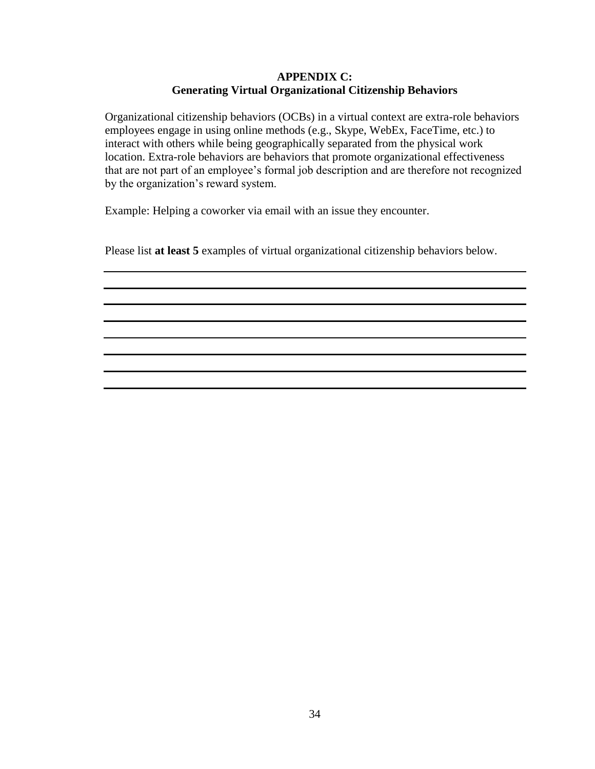# APPENDIX C:
## Generating Virtual Organizational Citizenship Behaviors

Organizational citizenship behaviors (OCBs) in a virtual context are extra-role behaviors employees engage in using online methods (e.g., Skype, WebEx, FaceTime, etc.) to interact with others while being geographically separated from the physical work location. Extra-role behaviors are behaviors that promote organizational effectiveness that are not part of an employee's formal job description and are therefore not recognized by the organization's reward system.

Example: Helping a coworker via email with an issue they encounter.

Please list **at least 5** examples of virtual organizational citizenship behaviors below.

___________________________________________________________________________

___________________________________________________________________________

___________________________________________________________________________

___________________________________________________________________________

___________________________________________________________________________

___________________________________________________________________________

___________________________________________________________________________

___________________________________________________________________________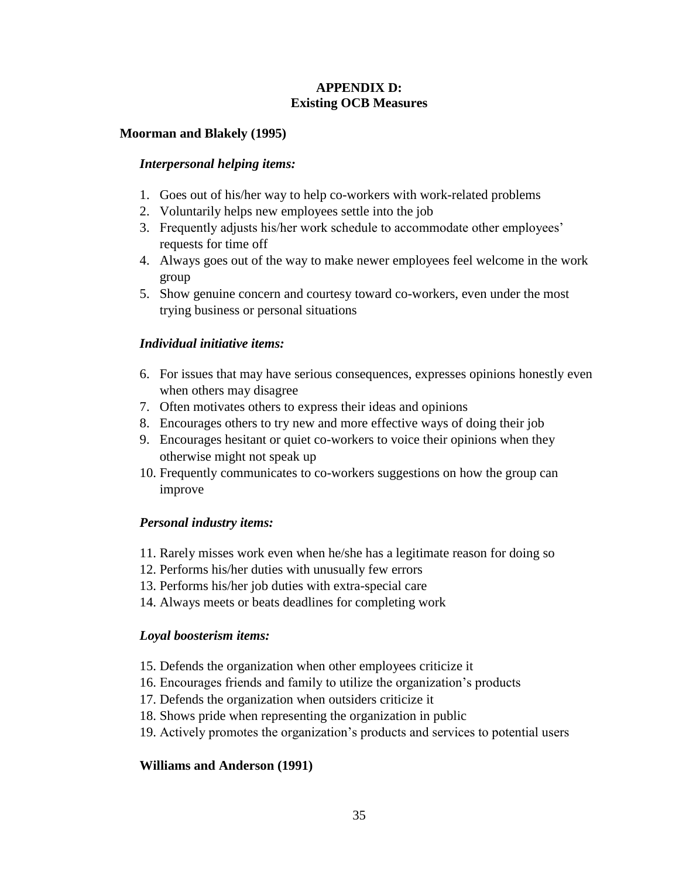# APPENDIX D: Existing OCB Measures

## Moorman and Blakely (1995)

### *Interpersonal helping items:*

1. Goes out of his/her way to help co-workers with work-related problems
2. Voluntarily helps new employees settle into the job
3. Frequently adjusts his/her work schedule to accommodate other employees' requests for time off
4. Always goes out of the way to make newer employees feel welcome in the work group
5. Show genuine concern and courtesy toward co-workers, even under the most trying business or personal situations

### *Individual initiative items:*

6. For issues that may have serious consequences, expresses opinions honestly even when others may disagree
7. Often motivates others to express their ideas and opinions
8. Encourages others to try new and more effective ways of doing their job
9. Encourages hesitant or quiet co-workers to voice their opinions when they otherwise might not speak up
10. Frequently communicates to co-workers suggestions on how the group can improve

### *Personal industry items:*

11. Rarely misses work even when he/she has a legitimate reason for doing so
12. Performs his/her duties with unusually few errors
13. Performs his/her job duties with extra-special care
14. Always meets or beats deadlines for completing work

### *Loyal boosterism items:*

15. Defends the organization when other employees criticize it
16. Encourages friends and family to utilize the organization's products
17. Defends the organization when outsiders criticize it
18. Shows pride when representing the organization in public
19. Actively promotes the organization's products and services to potential users

## Williams and Anderson (1991)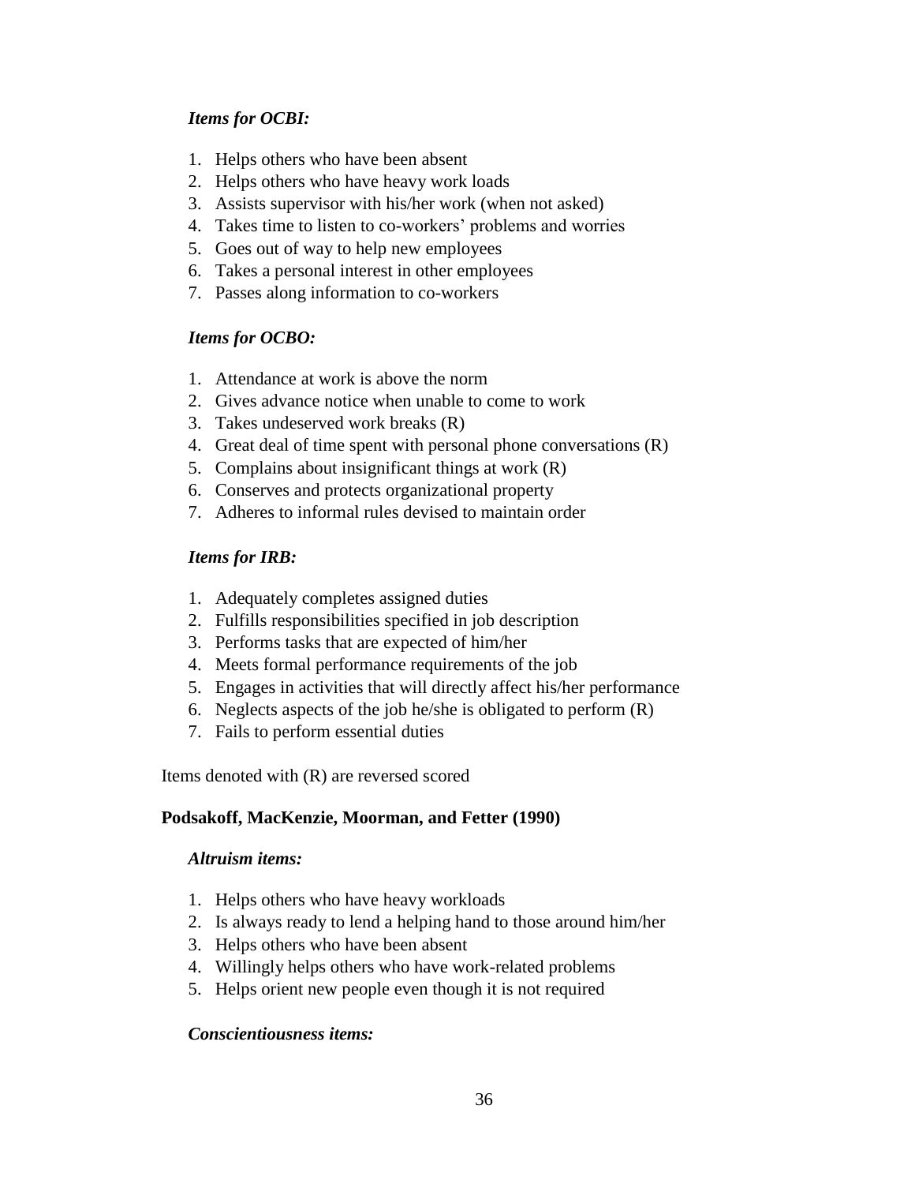*Items for OCBI:*

1. Helps others who have been absent
2. Helps others who have heavy work loads
3. Assists supervisor with his/her work (when not asked)
4. Takes time to listen to co-workers' problems and worries
5. Goes out of way to help new employees
6. Takes a personal interest in other employees
7. Passes along information to co-workers

*Items for OCBO:*

1. Attendance at work is above the norm
2. Gives advance notice when unable to come to work
3. Takes undeserved work breaks (R)
4. Great deal of time spent with personal phone conversations (R)
5. Complains about insignificant things at work (R)
6. Conserves and protects organizational property
7. Adheres to informal rules devised to maintain order

*Items for IRB:*

1. Adequately completes assigned duties
2. Fulfills responsibilities specified in job description
3. Performs tasks that are expected of him/her
4. Meets formal performance requirements of the job
5. Engages in activities that will directly affect his/her performance
6. Neglects aspects of the job he/she is obligated to perform (R)
7. Fails to perform essential duties

Items denoted with (R) are reversed scored

**Podsakoff, MacKenzie, Moorman, and Fetter (1990)**

*Altruism items:*

1. Helps others who have heavy workloads
2. Is always ready to lend a helping hand to those around him/her
3. Helps others who have been absent
4. Willingly helps others who have work-related problems
5. Helps orient new people even though it is not required

*Conscientiousness items:*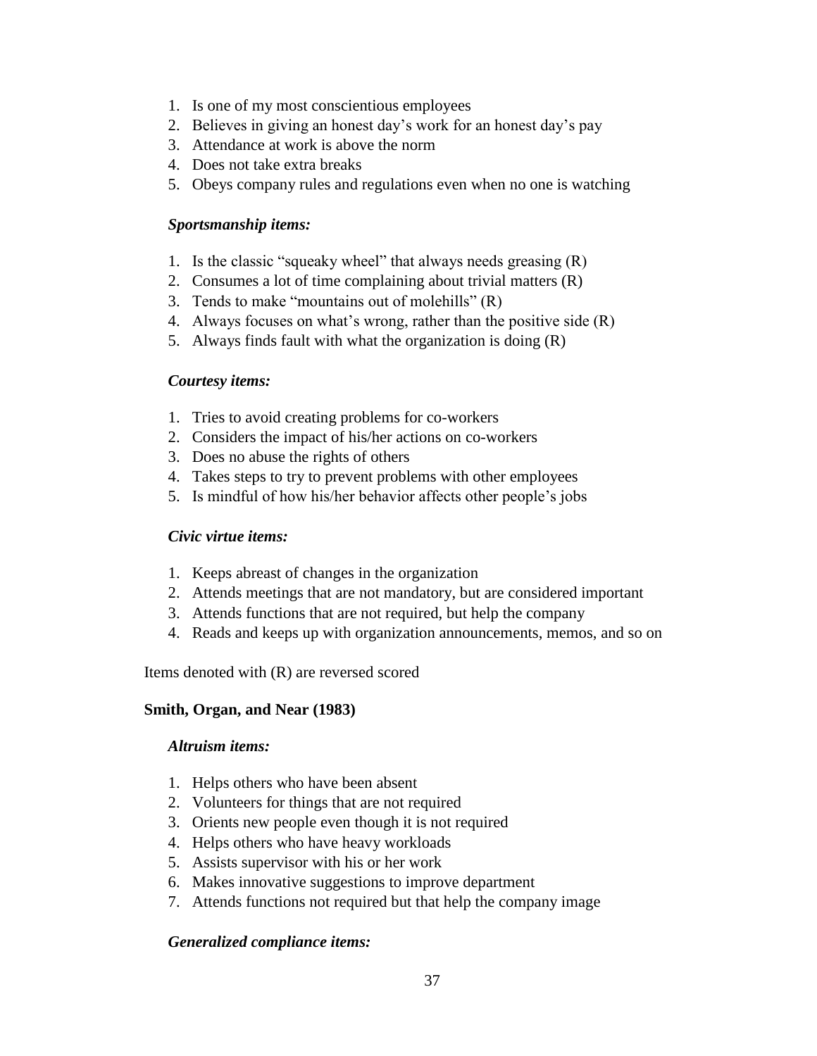1. Is one of my most conscientious employees
2. Believes in giving an honest day's work for an honest day's pay
3. Attendance at work is above the norm
4. Does not take extra breaks
5. Obeys company rules and regulations even when no one is watching

*Sportsmanship items:*

1. Is the classic "squeaky wheel" that always needs greasing (R)
2. Consumes a lot of time complaining about trivial matters (R)
3. Tends to make "mountains out of molehills" (R)
4. Always focuses on what's wrong, rather than the positive side (R)
5. Always finds fault with what the organization is doing (R)

*Courtesy items:*

1. Tries to avoid creating problems for co-workers
2. Considers the impact of his/her actions on co-workers
3. Does no abuse the rights of others
4. Takes steps to try to prevent problems with other employees
5. Is mindful of how his/her behavior affects other people's jobs

*Civic virtue items:*

1. Keeps abreast of changes in the organization
2. Attends meetings that are not mandatory, but are considered important
3. Attends functions that are not required, but help the company
4. Reads and keeps up with organization announcements, memos, and so on

Items denoted with (R) are reversed scored

**Smith, Organ, and Near (1983)**

*Altruism items:*

1. Helps others who have been absent
2. Volunteers for things that are not required
3. Orients new people even though it is not required
4. Helps others who have heavy workloads
5. Assists supervisor with his or her work
6. Makes innovative suggestions to improve department
7. Attends functions not required but that help the company image

*Generalized compliance items:*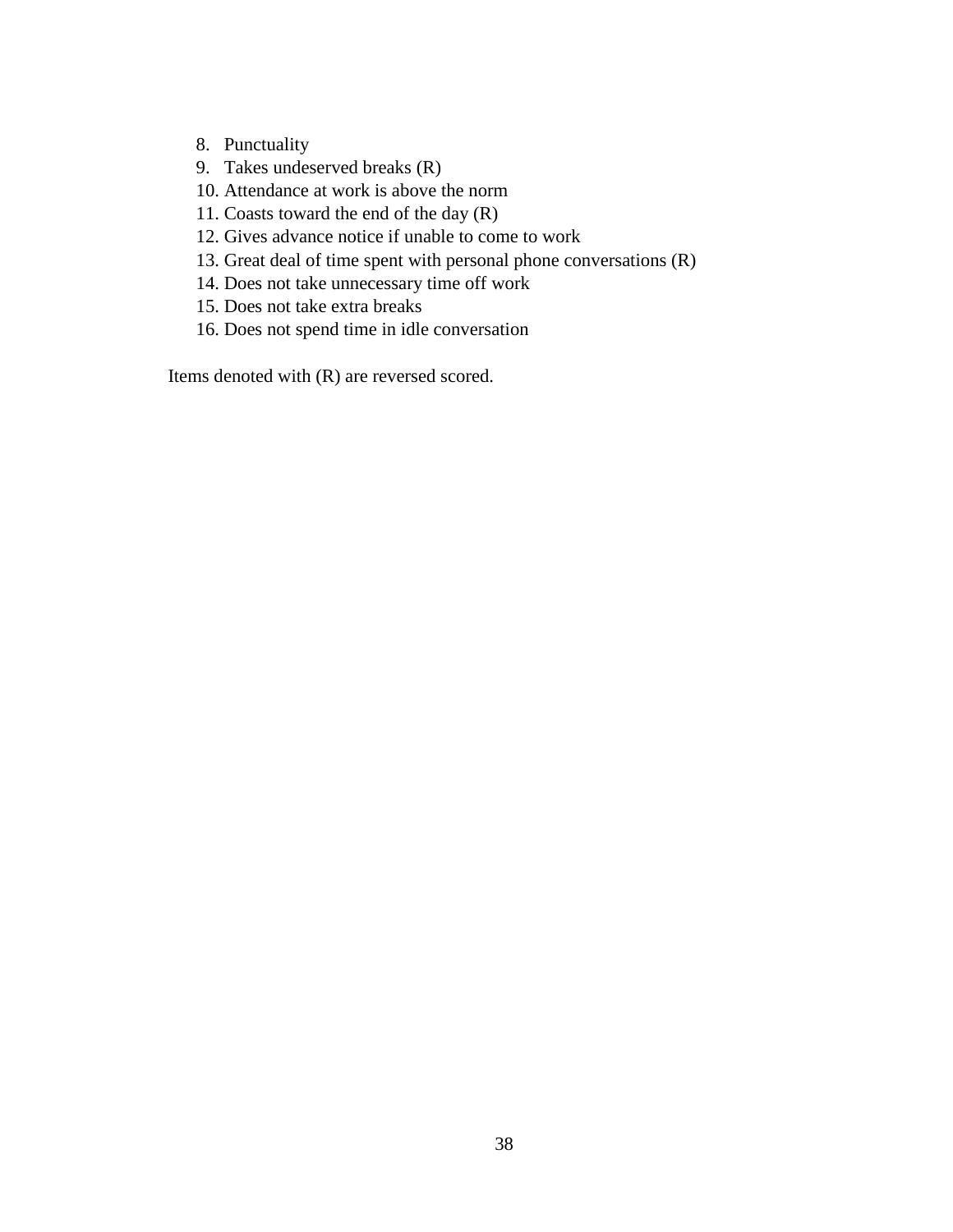8. Punctuality
9. Takes undeserved breaks (R)
10. Attendance at work is above the norm
11. Coasts toward the end of the day (R)
12. Gives advance notice if unable to come to work
13. Great deal of time spent with personal phone conversations (R)
14. Does not take unnecessary time off work
15. Does not take extra breaks
16. Does not spend time in idle conversation

Items denoted with (R) are reversed scored.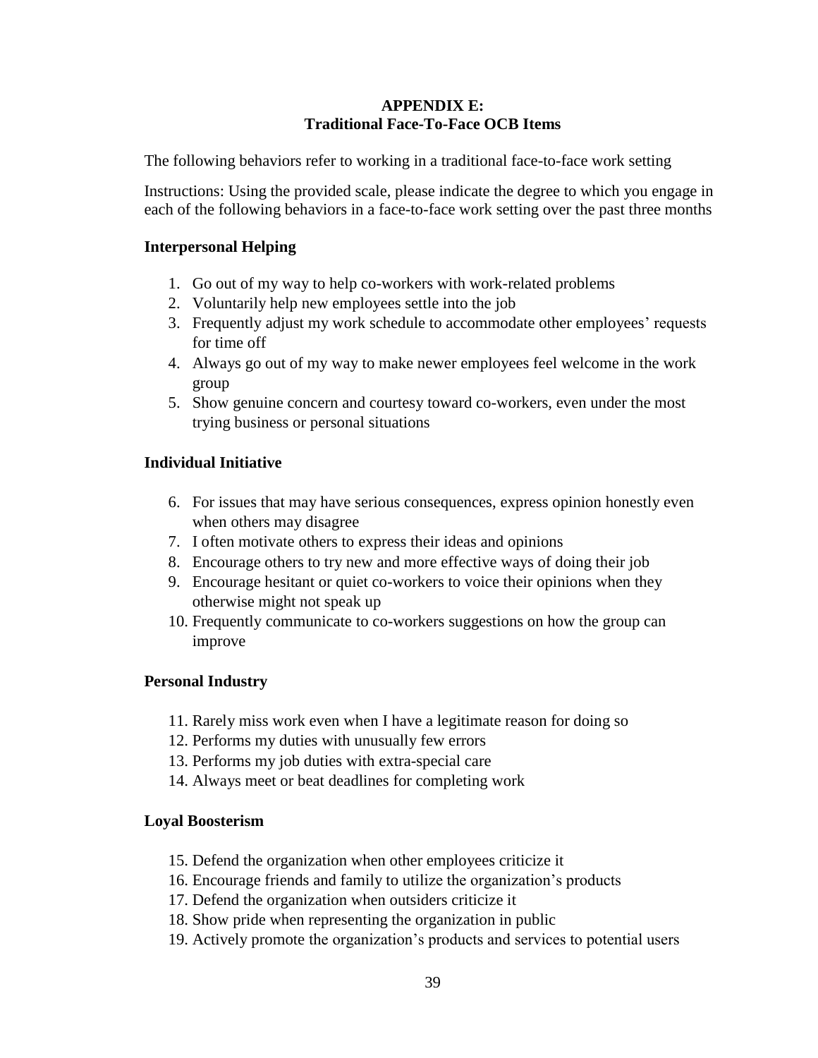# APPENDIX E:
# Traditional Face-To-Face OCB Items

The following behaviors refer to working in a traditional face-to-face work setting

Instructions: Using the provided scale, please indicate the degree to which you engage in each of the following behaviors in a face-to-face work setting over the past three months

### Interpersonal Helping

1. Go out of my way to help co-workers with work-related problems
2. Voluntarily help new employees settle into the job
3. Frequently adjust my work schedule to accommodate other employees' requests for time off
4. Always go out of my way to make newer employees feel welcome in the work group
5. Show genuine concern and courtesy toward co-workers, even under the most trying business or personal situations

### Individual Initiative

6. For issues that may have serious consequences, express opinion honestly even when others may disagree
7. I often motivate others to express their ideas and opinions
8. Encourage others to try new and more effective ways of doing their job
9. Encourage hesitant or quiet co-workers to voice their opinions when they otherwise might not speak up
10. Frequently communicate to co-workers suggestions on how the group can improve

### Personal Industry

11. Rarely miss work even when I have a legitimate reason for doing so
12. Performs my duties with unusually few errors
13. Performs my job duties with extra-special care
14. Always meet or beat deadlines for completing work

### Loyal Boosterism

15. Defend the organization when other employees criticize it
16. Encourage friends and family to utilize the organization's products
17. Defend the organization when outsiders criticize it
18. Show pride when representing the organization in public
19. Actively promote the organization's products and services to potential users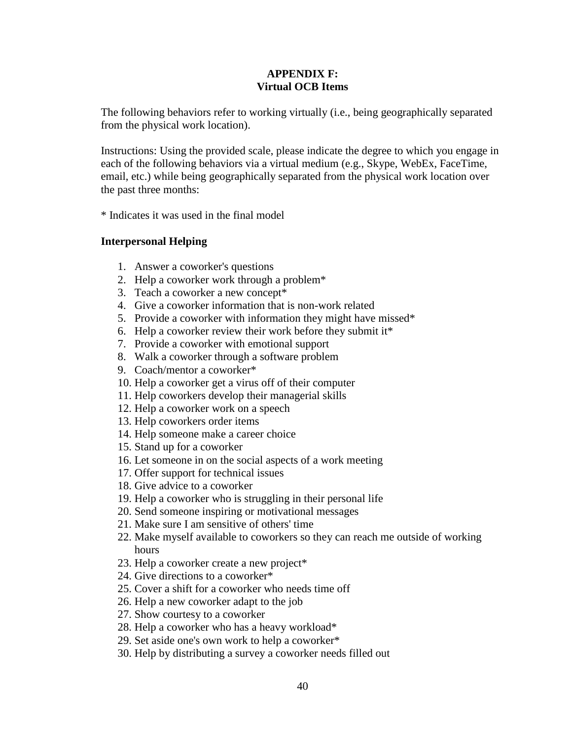# APPENDIX F:
# Virtual OCB Items

The following behaviors refer to working virtually (i.e., being geographically separated from the physical work location).

Instructions: Using the provided scale, please indicate the degree to which you engage in each of the following behaviors via a virtual medium (e.g., Skype, WebEx, FaceTime, email, etc.) while being geographically separated from the physical work location over the past three months:

* Indicates it was used in the final model

### Interpersonal Helping

1. Answer a coworker's questions
2. Help a coworker work through a problem*
3. Teach a coworker a new concept*
4. Give a coworker information that is non-work related
5. Provide a coworker with information they might have missed*
6. Help a coworker review their work before they submit it*
7. Provide a coworker with emotional support
8. Walk a coworker through a software problem
9. Coach/mentor a coworker*
10. Help a coworker get a virus off of their computer
11. Help coworkers develop their managerial skills
12. Help a coworker work on a speech
13. Help coworkers order items
14. Help someone make a career choice
15. Stand up for a coworker
16. Let someone in on the social aspects of a work meeting
17. Offer support for technical issues
18. Give advice to a coworker
19. Help a coworker who is struggling in their personal life
20. Send someone inspiring or motivational messages
21. Make sure I am sensitive of others' time
22. Make myself available to coworkers so they can reach me outside of working hours
23. Help a coworker create a new project*
24. Give directions to a coworker*
25. Cover a shift for a coworker who needs time off
26. Help a new coworker adapt to the job
27. Show courtesy to a coworker
28. Help a coworker who has a heavy workload*
29. Set aside one's own work to help a coworker*
30. Help by distributing a survey a coworker needs filled out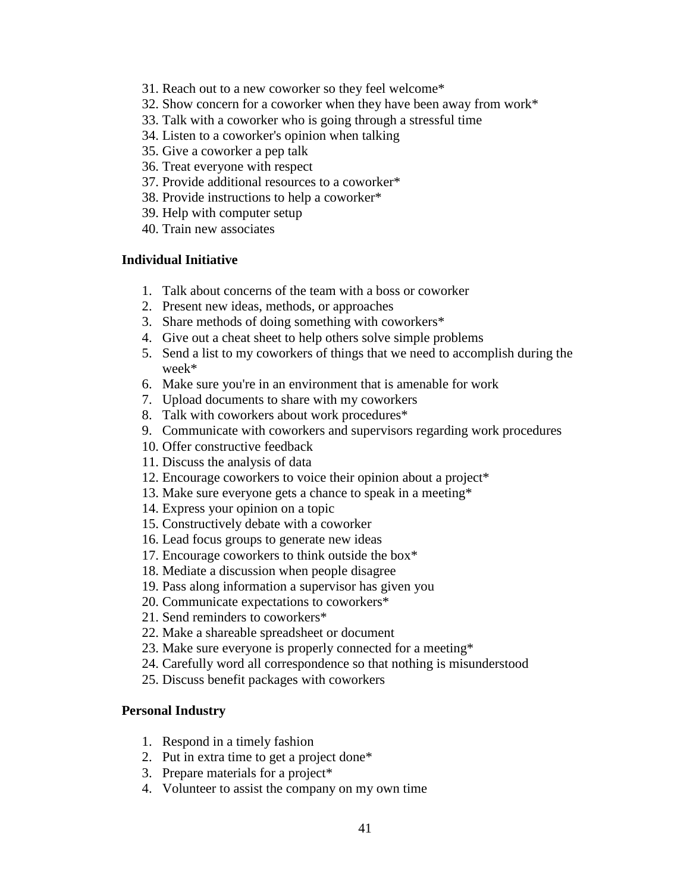31. Reach out to a new coworker so they feel welcome*
32. Show concern for a coworker when they have been away from work*
33. Talk with a coworker who is going through a stressful time
34. Listen to a coworker's opinion when talking
35. Give a coworker a pep talk
36. Treat everyone with respect
37. Provide additional resources to a coworker*
38. Provide instructions to help a coworker*
39. Help with computer setup
40. Train new associates

**Individual Initiative**

1. Talk about concerns of the team with a boss or coworker
2. Present new ideas, methods, or approaches
3. Share methods of doing something with coworkers*
4. Give out a cheat sheet to help others solve simple problems
5. Send a list to my coworkers of things that we need to accomplish during the week*
6. Make sure you're in an environment that is amenable for work
7. Upload documents to share with my coworkers
8. Talk with coworkers about work procedures*
9. Communicate with coworkers and supervisors regarding work procedures
10. Offer constructive feedback
11. Discuss the analysis of data
12. Encourage coworkers to voice their opinion about a project*
13. Make sure everyone gets a chance to speak in a meeting*
14. Express your opinion on a topic
15. Constructively debate with a coworker
16. Lead focus groups to generate new ideas
17. Encourage coworkers to think outside the box*
18. Mediate a discussion when people disagree
19. Pass along information a supervisor has given you
20. Communicate expectations to coworkers*
21. Send reminders to coworkers*
22. Make a shareable spreadsheet or document
23. Make sure everyone is properly connected for a meeting*
24. Carefully word all correspondence so that nothing is misunderstood
25. Discuss benefit packages with coworkers

**Personal Industry**

1. Respond in a timely fashion
2. Put in extra time to get a project done*
3. Prepare materials for a project*
4. Volunteer to assist the company on my own time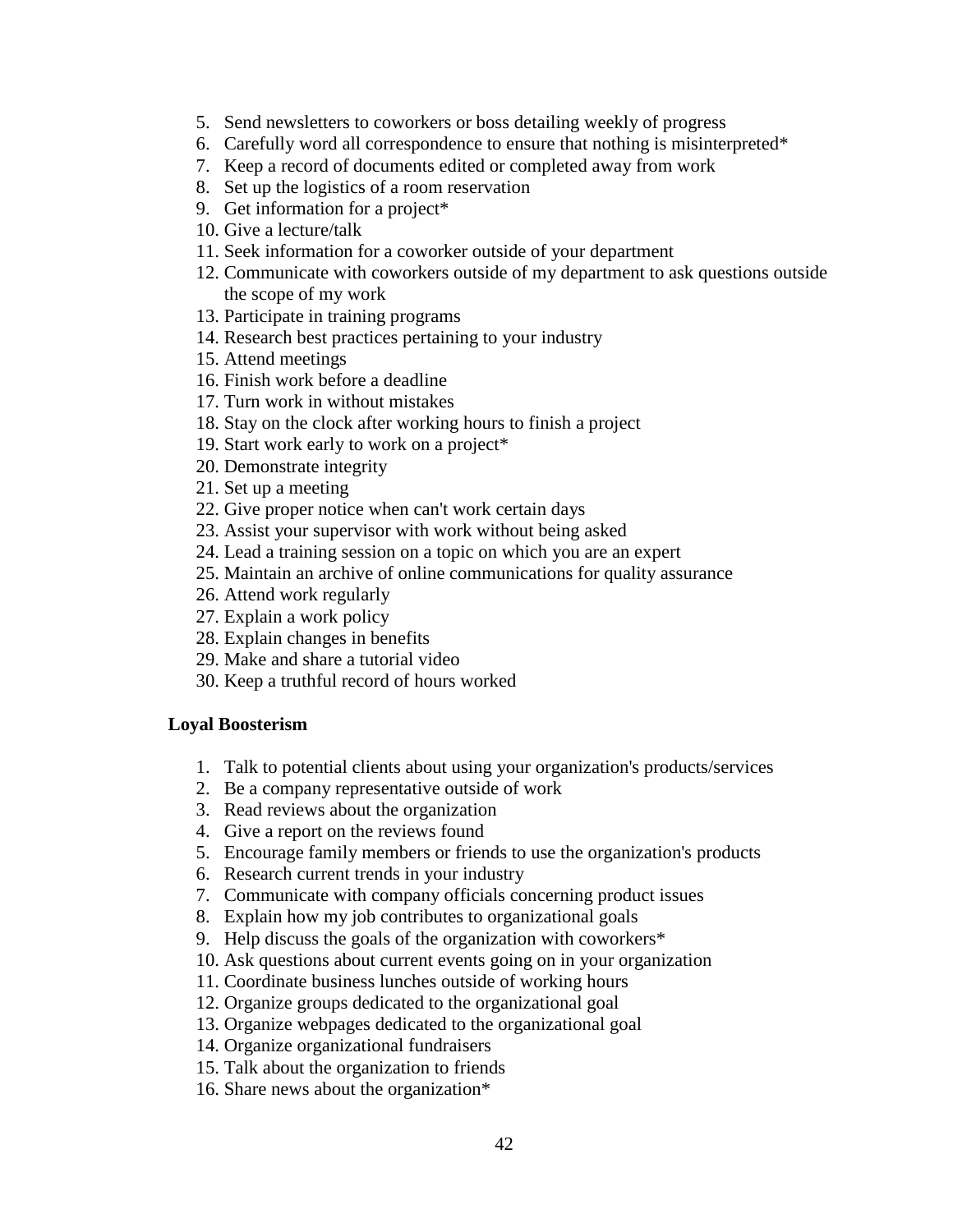5. Send newsletters to coworkers or boss detailing weekly of progress
6. Carefully word all correspondence to ensure that nothing is misinterpreted*
7. Keep a record of documents edited or completed away from work
8. Set up the logistics of a room reservation
9. Get information for a project*
10. Give a lecture/talk
11. Seek information for a coworker outside of your department
12. Communicate with coworkers outside of my department to ask questions outside the scope of my work
13. Participate in training programs
14. Research best practices pertaining to your industry
15. Attend meetings
16. Finish work before a deadline
17. Turn work in without mistakes
18. Stay on the clock after working hours to finish a project
19. Start work early to work on a project*
20. Demonstrate integrity
21. Set up a meeting
22. Give proper notice when can't work certain days
23. Assist your supervisor with work without being asked
24. Lead a training session on a topic on which you are an expert
25. Maintain an archive of online communications for quality assurance
26. Attend work regularly
27. Explain a work policy
28. Explain changes in benefits
29. Make and share a tutorial video
30. Keep a truthful record of hours worked

**Loyal Boosterism**

1. Talk to potential clients about using your organization's products/services
2. Be a company representative outside of work
3. Read reviews about the organization
4. Give a report on the reviews found
5. Encourage family members or friends to use the organization's products
6. Research current trends in your industry
7. Communicate with company officials concerning product issues
8. Explain how my job contributes to organizational goals
9. Help discuss the goals of the organization with coworkers*
10. Ask questions about current events going on in your organization
11. Coordinate business lunches outside of working hours
12. Organize groups dedicated to the organizational goal
13. Organize webpages dedicated to the organizational goal
14. Organize organizational fundraisers
15. Talk about the organization to friends
16. Share news about the organization*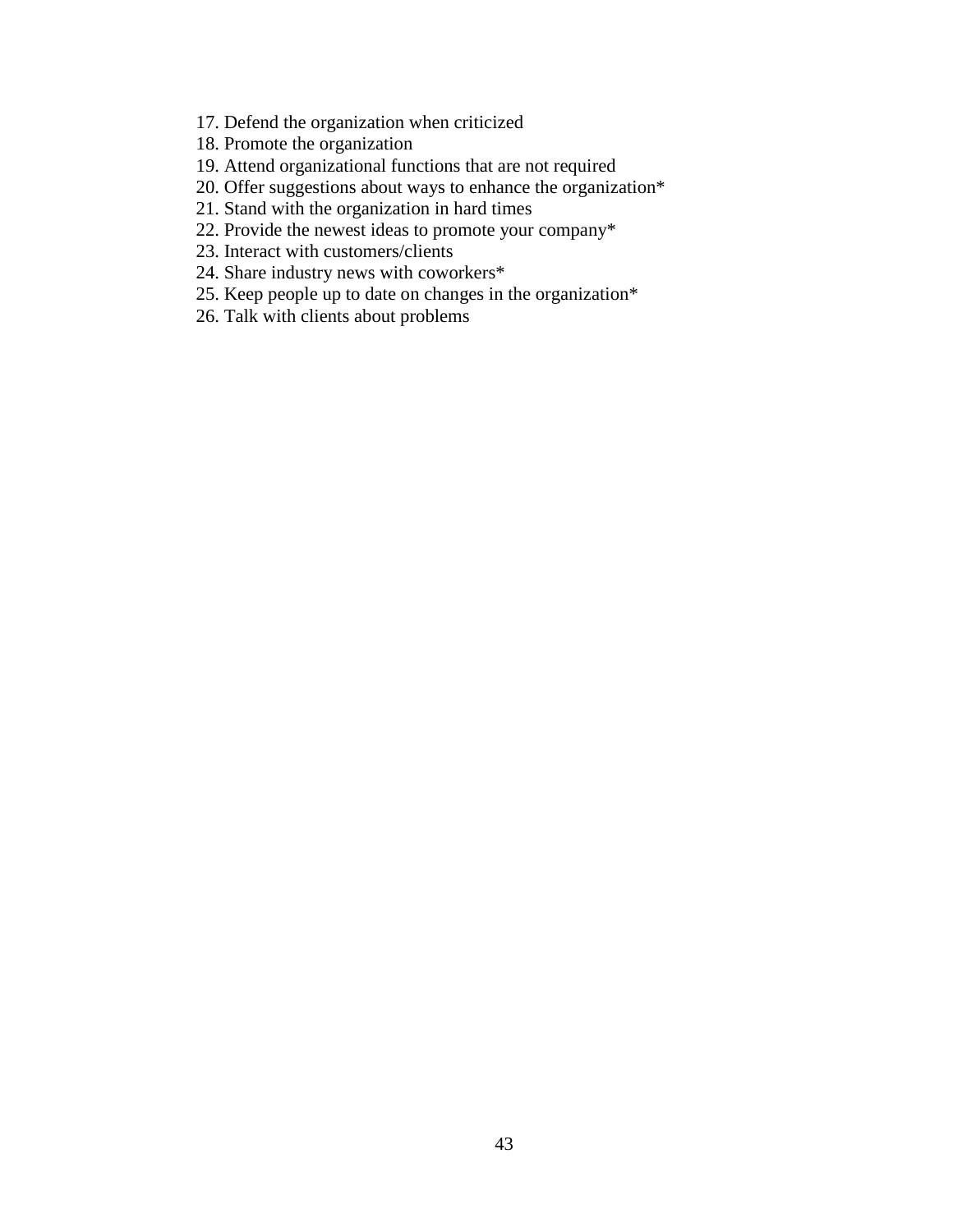17. Defend the organization when criticized
18. Promote the organization
19. Attend organizational functions that are not required
20. Offer suggestions about ways to enhance the organization*
21. Stand with the organization in hard times
22. Provide the newest ideas to promote your company*
23. Interact with customers/clients
24. Share industry news with coworkers*
25. Keep people up to date on changes in the organization*
26. Talk with clients about problems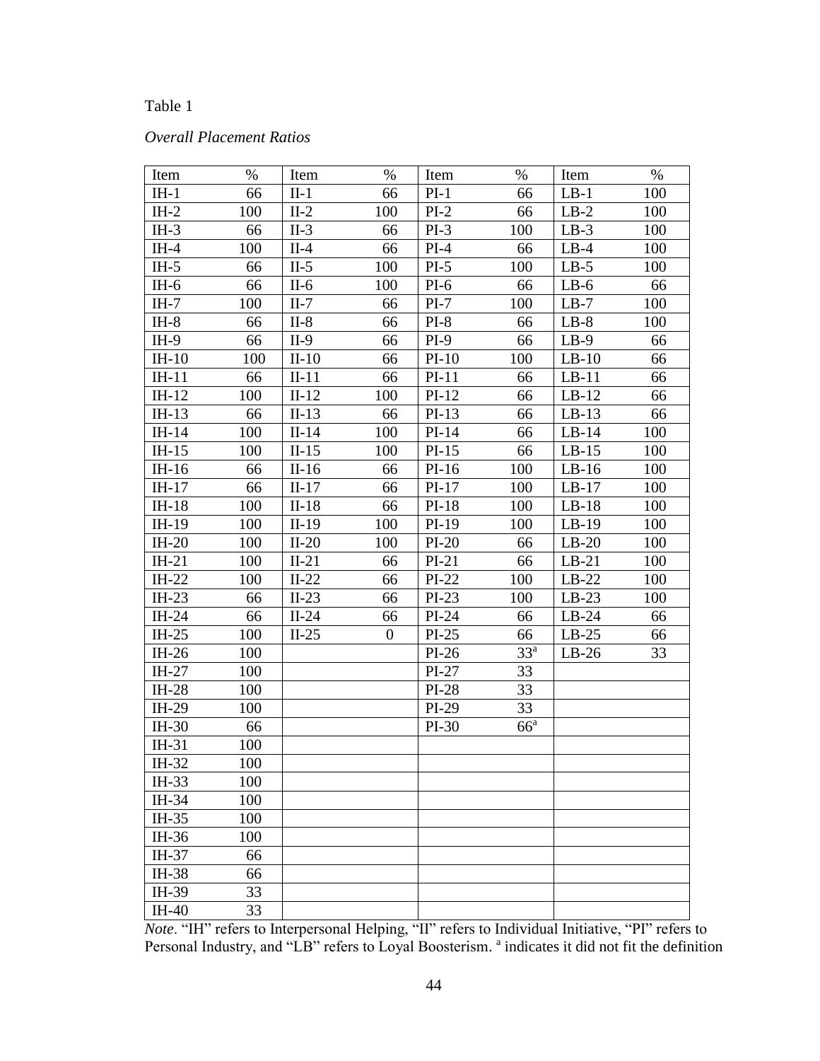Table 1

*Overall Placement Ratios*

| Item | % | Item | % | Item | % | Item | % |
|---|---|---|---|---|---|---|---|
| IH-1 | 66 | II-1 | 66 | PI-1 | 66 | LB-1 | 100 |
| IH-2 | 100 | II-2 | 100 | PI-2 | 66 | LB-2 | 100 |
| IH-3 | 66 | II-3 | 66 | PI-3 | 100 | LB-3 | 100 |
| IH-4 | 100 | II-4 | 66 | PI-4 | 66 | LB-4 | 100 |
| IH-5 | 66 | II-5 | 100 | PI-5 | 100 | LB-5 | 100 |
| IH-6 | 66 | II-6 | 100 | PI-6 | 66 | LB-6 | 66 |
| IH-7 | 100 | II-7 | 66 | PI-7 | 100 | LB-7 | 100 |
| IH-8 | 66 | II-8 | 66 | PI-8 | 66 | LB-8 | 100 |
| IH-9 | 66 | II-9 | 66 | PI-9 | 66 | LB-9 | 66 |
| IH-10 | 100 | II-10 | 66 | PI-10 | 100 | LB-10 | 66 |
| IH-11 | 66 | II-11 | 66 | PI-11 | 66 | LB-11 | 66 |
| IH-12 | 100 | II-12 | 100 | PI-12 | 66 | LB-12 | 66 |
| IH-13 | 66 | II-13 | 66 | PI-13 | 66 | LB-13 | 66 |
| IH-14 | 100 | II-14 | 100 | PI-14 | 66 | LB-14 | 100 |
| IH-15 | 100 | II-15 | 100 | PI-15 | 66 | LB-15 | 100 |
| IH-16 | 66 | II-16 | 66 | PI-16 | 100 | LB-16 | 100 |
| IH-17 | 66 | II-17 | 66 | PI-17 | 100 | LB-17 | 100 |
| IH-18 | 100 | II-18 | 66 | PI-18 | 100 | LB-18 | 100 |
| IH-19 | 100 | II-19 | 100 | PI-19 | 100 | LB-19 | 100 |
| IH-20 | 100 | II-20 | 100 | PI-20 | 66 | LB-20 | 100 |
| IH-21 | 100 | II-21 | 66 | PI-21 | 66 | LB-21 | 100 |
| IH-22 | 100 | II-22 | 66 | PI-22 | 100 | LB-22 | 100 |
| IH-23 | 66 | II-23 | 66 | PI-23 | 100 | LB-23 | 100 |
| IH-24 | 66 | II-24 | 66 | PI-24 | 66 | LB-24 | 66 |
| IH-25 | 100 | II-25 | 0 | PI-25 | 66 | LB-25 | 66 |
| IH-26 | 100 | | | PI-26 | 33[a] | LB-26 | 33 |
| IH-27 | 100 | | | PI-27 | 33 | | |
| IH-28 | 100 | | | PI-28 | 33 | | |
| IH-29 | 100 | | | PI-29 | 33 | | |
| IH-30 | 66 | | | PI-30 | 66[a] | | |
| IH-31 | 100 | | | | | | |
| IH-32 | 100 | | | | | | |
| IH-33 | 100 | | | | | | |
| IH-34 | 100 | | | | | | |
| IH-35 | 100 | | | | | | |
| IH-36 | 100 | | | | | | |
| IH-37 | 66 | | | | | | |
| IH-38 | 66 | | | | | | |
| IH-39 | 33 | | | | | | |
| IH-40 | 33 | | | | | | |

*Note*. "IH" refers to Interpersonal Helping, "II" refers to Individual Initiative, "PI" refers to Personal Industry, and "LB" refers to Loyal Boosterism. [a] indicates it did not fit the definition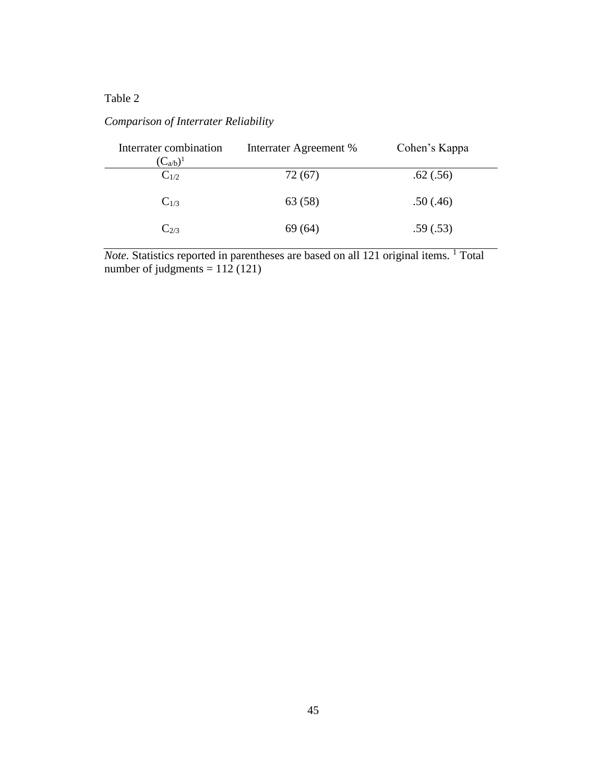Table 2

*Comparison of Interrater Reliability*

| Interrater combination ($C_{a/b}$)[1] | Interrater Agreement % | Cohen's Kappa |
|---|---|---|
| $C_{1/2}$ | 72 (67) | .62 (.56) |
| $C_{1/3}$ | 63 (58) | .50 (.46) |
| $C_{2/3}$ | 69 (64) | .59 (.53) |

*Note.* Statistics reported in parentheses are based on all 121 original items. [1] Total number of judgments = 112 (121)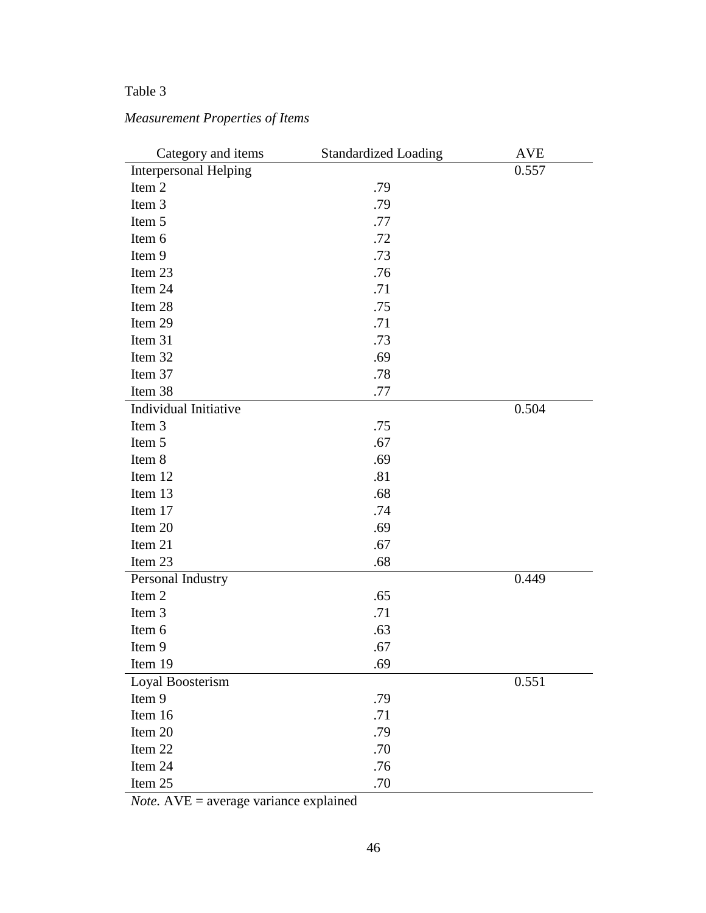Table 3

*Measurement Properties of Items*

| Category and items | Standardized Loading | AVE |
|---|---|---|
| Interpersonal Helping | | 0.557 |
| Item 2 | .79 | |
| Item 3 | .79 | |
| Item 5 | .77 | |
| Item 6 | .72 | |
| Item 9 | .73 | |
| Item 23 | .76 | |
| Item 24 | .71 | |
| Item 28 | .75 | |
| Item 29 | .71 | |
| Item 31 | .73 | |
| Item 32 | .69 | |
| Item 37 | .78 | |
| Item 38 | .77 | |
| Individual Initiative | | 0.504 |
| Item 3 | .75 | |
| Item 5 | .67 | |
| Item 8 | .69 | |
| Item 12 | .81 | |
| Item 13 | .68 | |
| Item 17 | .74 | |
| Item 20 | .69 | |
| Item 21 | .67 | |
| Item 23 | .68 | |
| Personal Industry | | 0.449 |
| Item 2 | .65 | |
| Item 3 | .71 | |
| Item 6 | .63 | |
| Item 9 | .67 | |
| Item 19 | .69 | |
| Loyal Boosterism | | 0.551 |
| Item 9 | .79 | |
| Item 16 | .71 | |
| Item 20 | .79 | |
| Item 22 | .70 | |
| Item 24 | .76 | |
| Item 25 | .70 | |

*Note.* AVE = average variance explained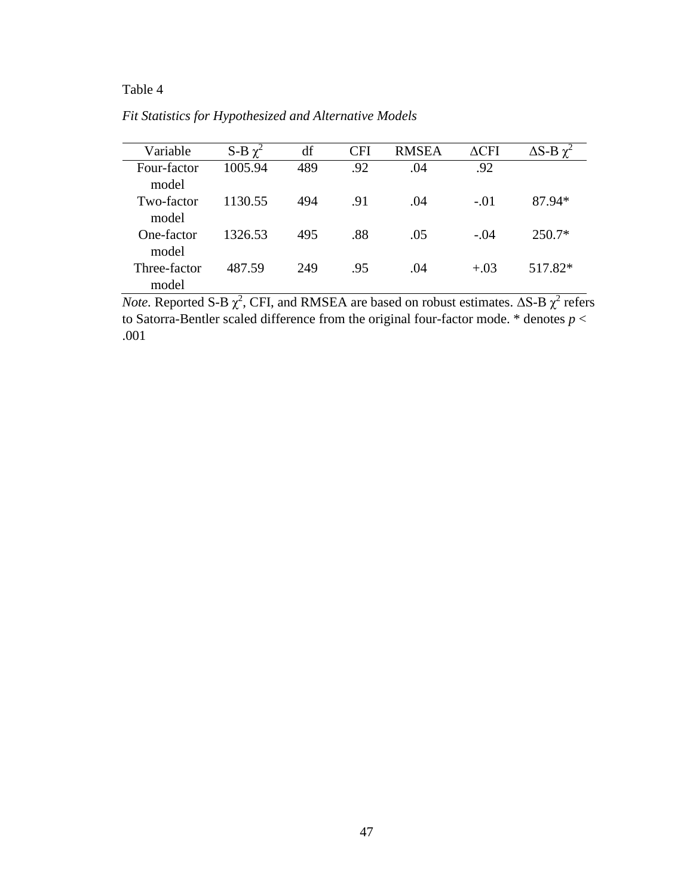Table 4

*Fit Statistics for Hypothesized and Alternative Models*

| Variable | S-B $\chi^2$ | df | CFI | RMSEA | $\Delta$CFI | $\Delta$S-B $\chi^2$ |
|---|---|---|---|---|---|---|
| Four-factor model | 1005.94 | 489 | .92 | .04 | .92 | |
| Two-factor model | 1130.55 | 494 | .91 | .04 | -.01 | 87.94* |
| One-factor model | 1326.53 | 495 | .88 | .05 | -.04 | 250.7* |
| Three-factor model | 487.59 | 249 | .95 | .04 | +.03 | 517.82* |

*Note.* Reported S-B $\chi^2$, CFI, and RMSEA are based on robust estimates. $\Delta$S-B $\chi^2$ refers to Satorra-Bentler scaled difference from the original four-factor mode. * denotes $p < .001$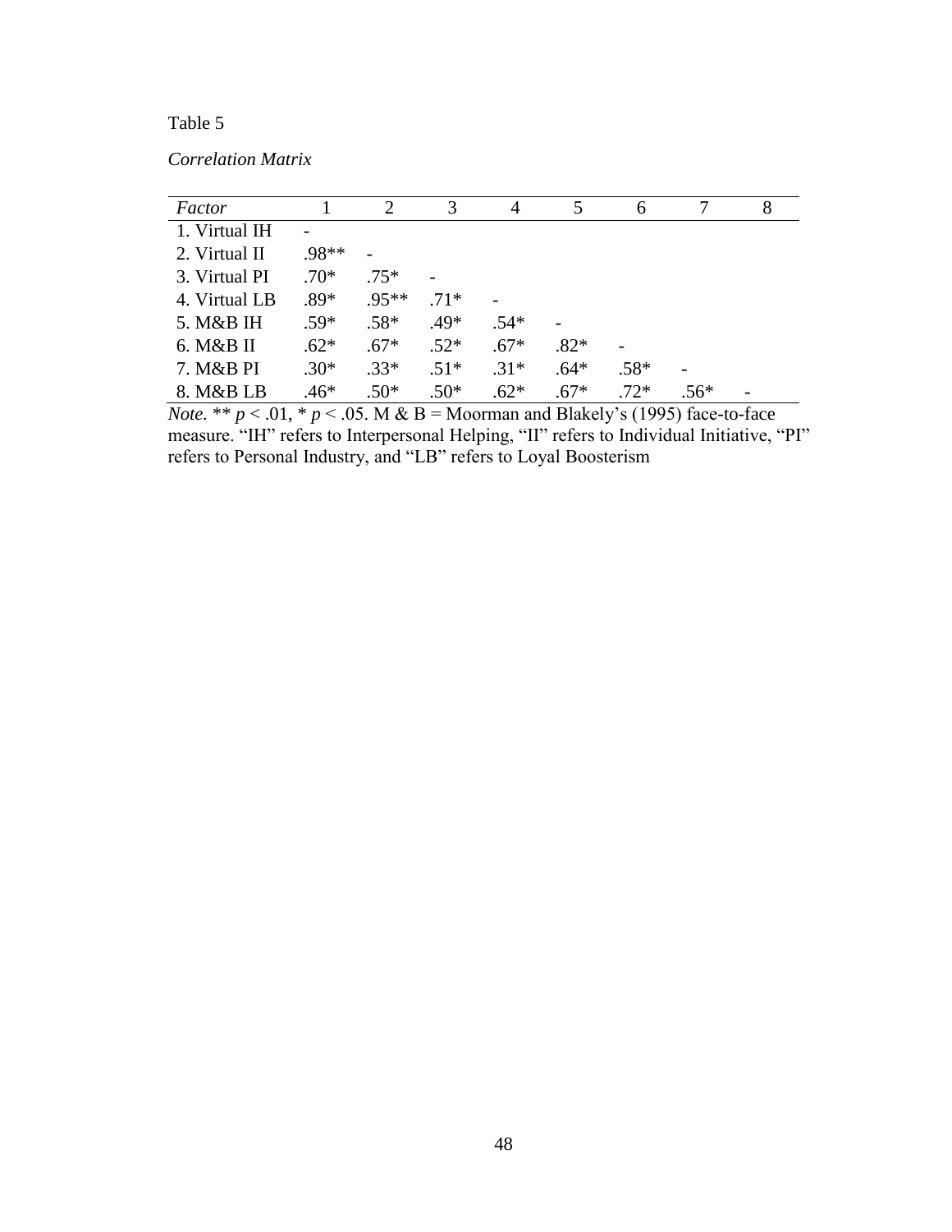Table 5

*Correlation Matrix*

| *Factor* | 1 | 2 | 3 | 4 | 5 | 6 | 7 | 8 |
|---|---|---|---|---|---|---|---|---|
| 1. Virtual IH | - | | | | | | | |
| 2. Virtual II | .98** | - | | | | | | |
| 3. Virtual PI | .70* | .75* | - | | | | | |
| 4. Virtual LB | .89* | .95** | .71* | - | | | | |
| 5. M&B IH | .59* | .58* | .49* | .54* | - | | | |
| 6. M&B II | .62* | .67* | .52* | .67* | .82* | - | | |
| 7. M&B PI | .30* | .33* | .51* | .31* | .64* | .58* | - | |
| 8. M&B LB | .46* | .50* | .50* | .62* | .67* | .72* | .56* | - |

*Note.* ** $p < .01$, * $p < .05$. M & B = Moorman and Blakely's (1995) face-to-face measure. "IH" refers to Interpersonal Helping, "II" refers to Individual Initiative, "PI" refers to Personal Industry, and "LB" refers to Loyal Boosterism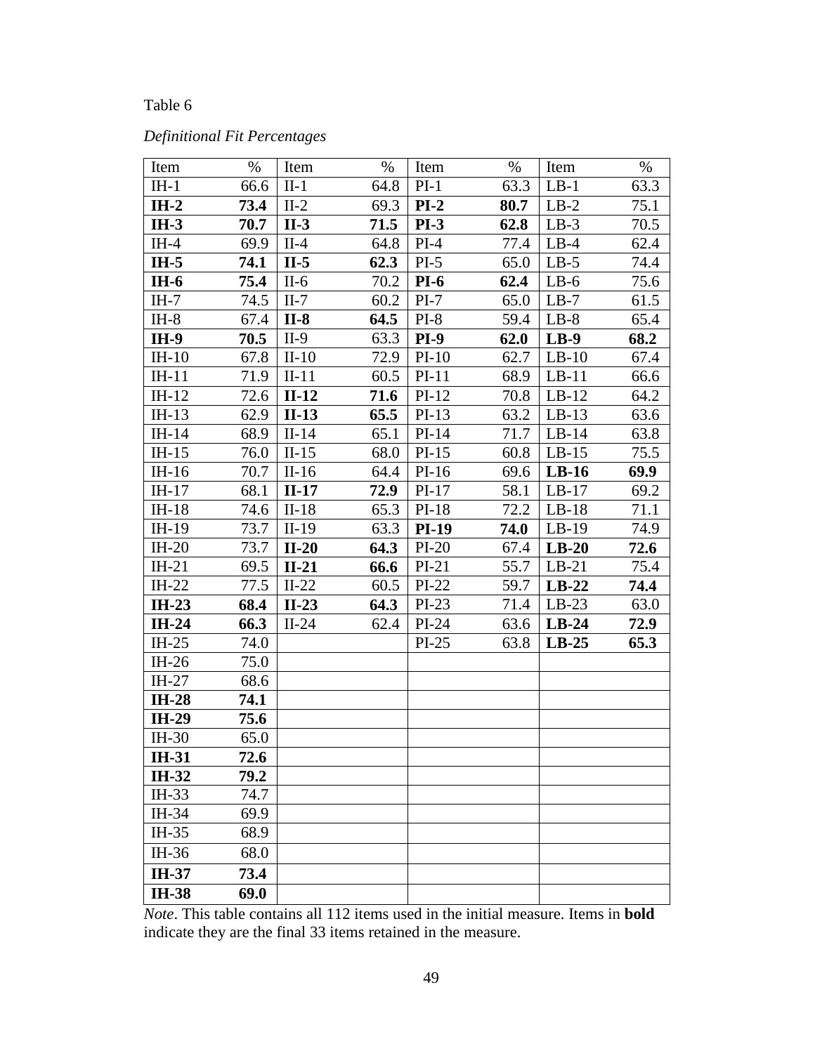Table 6

*Definitional Fit Percentages*

| Item | % | Item | % | Item | % | Item | % |
|---|---|---|---|---|---|---|---|
| IH-1 | 66.6 | II-1 | 64.8 | PI-1 | 63.3 | LB-1 | 63.3 |
| **IH-2** | **73.4** | II-2 | 69.3 | **PI-2** | **80.7** | LB-2 | 75.1 |
| **IH-3** | **70.7** | **II-3** | **71.5** | **PI-3** | **62.8** | LB-3 | 70.5 |
| IH-4 | 69.9 | II-4 | 64.8 | PI-4 | 77.4 | LB-4 | 62.4 |
| **IH-5** | **74.1** | **II-5** | **62.3** | PI-5 | 65.0 | LB-5 | 74.4 |
| **IH-6** | **75.4** | II-6 | 70.2 | **PI-6** | **62.4** | LB-6 | 75.6 |
| IH-7 | 74.5 | II-7 | 60.2 | PI-7 | 65.0 | LB-7 | 61.5 |
| IH-8 | 67.4 | **II-8** | **64.5** | PI-8 | 59.4 | LB-8 | 65.4 |
| **IH-9** | **70.5** | II-9 | 63.3 | **PI-9** | **62.0** | **LB-9** | **68.2** |
| IH-10 | 67.8 | II-10 | 72.9 | PI-10 | 62.7 | LB-10 | 67.4 |
| IH-11 | 71.9 | II-11 | 60.5 | PI-11 | 68.9 | LB-11 | 66.6 |
| IH-12 | 72.6 | **II-12** | **71.6** | PI-12 | 70.8 | LB-12 | 64.2 |
| IH-13 | 62.9 | **II-13** | **65.5** | PI-13 | 63.2 | LB-13 | 63.6 |
| IH-14 | 68.9 | II-14 | 65.1 | PI-14 | 71.7 | LB-14 | 63.8 |
| IH-15 | 76.0 | II-15 | 68.0 | PI-15 | 60.8 | LB-15 | 75.5 |
| IH-16 | 70.7 | II-16 | 64.4 | PI-16 | 69.6 | **LB-16** | **69.9** |
| IH-17 | 68.1 | **II-17** | **72.9** | PI-17 | 58.1 | LB-17 | 69.2 |
| IH-18 | 74.6 | II-18 | 65.3 | PI-18 | 72.2 | LB-18 | 71.1 |
| IH-19 | 73.7 | II-19 | 63.3 | **PI-19** | **74.0** | LB-19 | 74.9 |
| IH-20 | 73.7 | **II-20** | **64.3** | PI-20 | 67.4 | **LB-20** | **72.6** |
| IH-21 | 69.5 | **II-21** | **66.6** | PI-21 | 55.7 | LB-21 | 75.4 |
| IH-22 | 77.5 | II-22 | 60.5 | PI-22 | 59.7 | **LB-22** | **74.4** |
| **IH-23** | **68.4** | **II-23** | **64.3** | PI-23 | 71.4 | LB-23 | 63.0 |
| **IH-24** | **66.3** | II-24 | 62.4 | PI-24 | 63.6 | **LB-24** | **72.9** |
| IH-25 | 74.0 | | | PI-25 | 63.8 | **LB-25** | **65.3** |
| IH-26 | 75.0 | | | | | | |
| IH-27 | 68.6 | | | | | | |
| **IH-28** | **74.1** | | | | | | |
| **IH-29** | **75.6** | | | | | | |
| IH-30 | 65.0 | | | | | | |
| **IH-31** | **72.6** | | | | | | |
| **IH-32** | **79.2** | | | | | | |
| IH-33 | 74.7 | | | | | | |
| IH-34 | 69.9 | | | | | | |
| IH-35 | 68.9 | | | | | | |
| IH-36 | 68.0 | | | | | | |
| **IH-37** | **73.4** | | | | | | |
| **IH-38** | **69.0** | | | | | | |

*Note*. This table contains all 112 items used in the initial measure. Items in **bold** indicate they are the final 33 items retained in the measure.